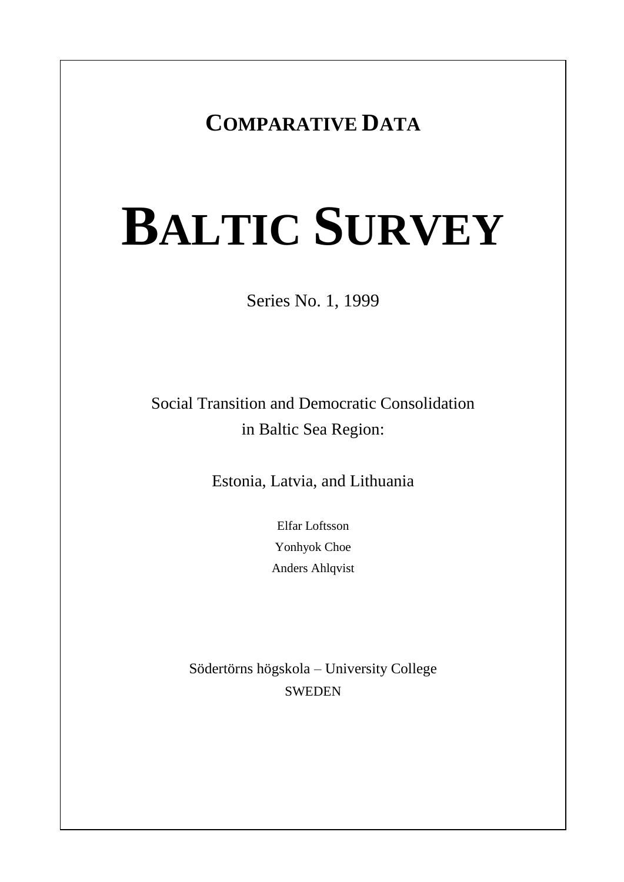## COMPARATIVE DATA

# BALTIC SURVEY

Series No. 1, 1999

Social Transition and Democratic Consolidation
in Baltic Sea Region:

Estonia, Latvia, and Lithuania

Elfar Loftsson
Yonhyok Choe
Anders Ahlqvist

Södertörns högskola – University College
SWEDEN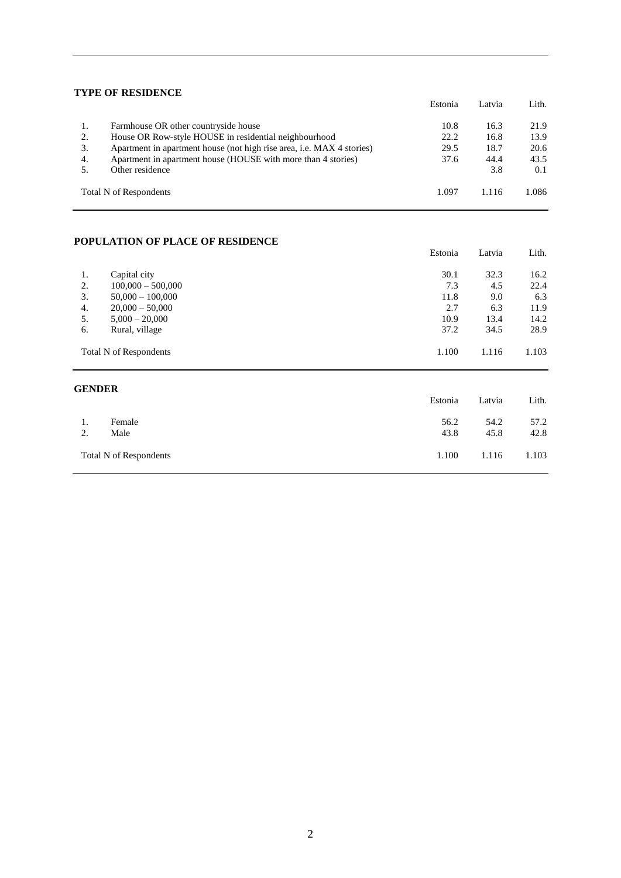**TYPE OF RESIDENCE**

| | | Estonia | Latvia | Lith. |
|---|---|---|---|---|
| 1. | Farmhouse OR other countryside house | 10.8 | 16.3 | 21.9 |
| 2. | House OR Row-style HOUSE in residential neighbourhood | 22.2 | 16.8 | 13.9 |
| 3. | Apartment in apartment house (not high rise area, i.e. MAX 4 stories) | 29.5 | 18.7 | 20.6 |
| 4. | Apartment in apartment house (HOUSE with more than 4 stories) | 37.6 | 44.4 | 43.5 |
| 5. | Other residence | | 3.8 | 0.1 |
| Total N of Respondents | | 1.097 | 1.116 | 1.086 |

**POPULATION OF PLACE OF RESIDENCE**

| | | Estonia | Latvia | Lith. |
|---|---|---|---|---|
| 1. | Capital city | 30.1 | 32.3 | 16.2 |
| 2. | 100,000 – 500,000 | 7.3 | 4.5 | 22.4 |
| 3. | 50,000 – 100,000 | 11.8 | 9.0 | 6.3 |
| 4. | 20,000 – 50,000 | 2.7 | 6.3 | 11.9 |
| 5. | 5,000 – 20,000 | 10.9 | 13.4 | 14.2 |
| 6. | Rural, village | 37.2 | 34.5 | 28.9 |
| Total N of Respondents | | 1.100 | 1.116 | 1.103 |

**GENDER**

| | | Estonia | Latvia | Lith. |
|---|---|---|---|---|
| 1. | Female | 56.2 | 54.2 | 57.2 |
| 2. | Male | 43.8 | 45.8 | 42.8 |
| Total N of Respondents | | 1.100 | 1.116 | 1.103 |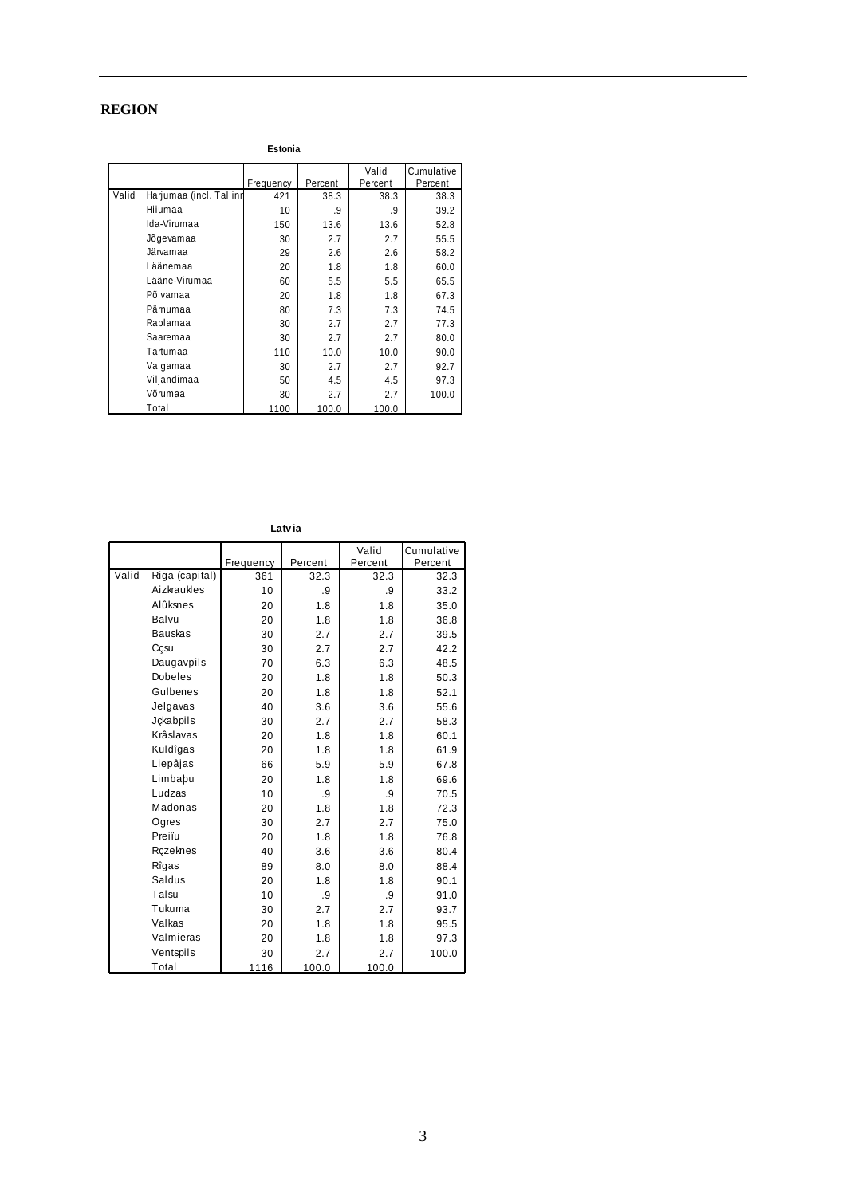## REGION

**Estonia**

| | | Frequency | Percent | Valid Percent | Cumulative Percent |
|---|---|---|---|---|---|
| Valid | Harjumaa (incl. Tallinn | 421 | 38.3 | 38.3 | 38.3 |
| | Hiiumaa | 10 | .9 | .9 | 39.2 |
| | Ida-Virumaa | 150 | 13.6 | 13.6 | 52.8 |
| | Jõgevamaa | 30 | 2.7 | 2.7 | 55.5 |
| | Järvamaa | 29 | 2.6 | 2.6 | 58.2 |
| | Läänemaa | 20 | 1.8 | 1.8 | 60.0 |
| | Lääne-Virumaa | 60 | 5.5 | 5.5 | 65.5 |
| | Põlvamaa | 20 | 1.8 | 1.8 | 67.3 |
| | Pärnumaa | 80 | 7.3 | 7.3 | 74.5 |
| | Raplamaa | 30 | 2.7 | 2.7 | 77.3 |
| | Saaremaa | 30 | 2.7 | 2.7 | 80.0 |
| | Tartumaa | 110 | 10.0 | 10.0 | 90.0 |
| | Valgamaa | 30 | 2.7 | 2.7 | 92.7 |
| | Viljandimaa | 50 | 4.5 | 4.5 | 97.3 |
| | Võrumaa | 30 | 2.7 | 2.7 | 100.0 |
| | Total | 1100 | 100.0 | 100.0 | |

**Latvia**

| | | Frequency | Percent | Valid Percent | Cumulative Percent |
|---|---|---|---|---|---|
| Valid | Riga (capital) | 361 | 32.3 | 32.3 | 32.3 |
| | Aizkraukles | 10 | .9 | .9 | 33.2 |
| | Alûksnes | 20 | 1.8 | 1.8 | 35.0 |
| | Balvu | 20 | 1.8 | 1.8 | 36.8 |
| | Bauskas | 30 | 2.7 | 2.7 | 39.5 |
| | Cçsu | 30 | 2.7 | 2.7 | 42.2 |
| | Daugavpils | 70 | 6.3 | 6.3 | 48.5 |
| | Dobeles | 20 | 1.8 | 1.8 | 50.3 |
| | Gulbenes | 20 | 1.8 | 1.8 | 52.1 |
| | Jelgavas | 40 | 3.6 | 3.6 | 55.6 |
| | Jçkabpils | 30 | 2.7 | 2.7 | 58.3 |
| | Krâslavas | 20 | 1.8 | 1.8 | 60.1 |
| | Kuldîgas | 20 | 1.8 | 1.8 | 61.9 |
| | Liepâjas | 66 | 5.9 | 5.9 | 67.8 |
| | Limbaþu | 20 | 1.8 | 1.8 | 69.6 |
| | Ludzas | 10 | .9 | .9 | 70.5 |
| | Madonas | 20 | 1.8 | 1.8 | 72.3 |
| | Ogres | 30 | 2.7 | 2.7 | 75.0 |
| | Preiïu | 20 | 1.8 | 1.8 | 76.8 |
| | Rçzeknes | 40 | 3.6 | 3.6 | 80.4 |
| | Rîgas | 89 | 8.0 | 8.0 | 88.4 |
| | Saldus | 20 | 1.8 | 1.8 | 90.1 |
| | Talsu | 10 | .9 | .9 | 91.0 |
| | Tukuma | 30 | 2.7 | 2.7 | 93.7 |
| | Valkas | 20 | 1.8 | 1.8 | 95.5 |
| | Valmieras | 20 | 1.8 | 1.8 | 97.3 |
| | Ventspils | 30 | 2.7 | 2.7 | 100.0 |
| | Total | 1116 | 100.0 | 100.0 | |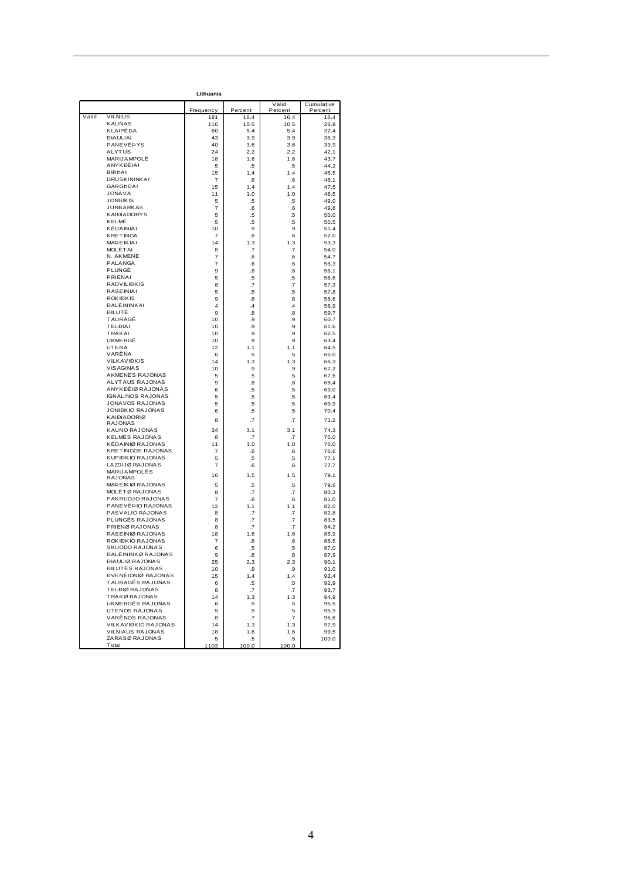**Lithuania**

| | | Frequency | Percent | Valid Percent | Cumulative Percent |
|---|---|---|---|---|---|
| Valid | VILNIUS | 181 | 16.4 | 16.4 | 16.4 |
| | KAUNAS | 116 | 10.5 | 10.5 | 26.9 |
| | KLAIPĖDA | 60 | 5.4 | 5.4 | 32.4 |
| | ÐIAULIAI | 43 | 3.9 | 3.9 | 36.3 |
| | PANEVĖÞYS | 40 | 3.6 | 3.6 | 39.9 |
| | ALYTUS | 24 | 2.2 | 2.2 | 42.1 |
| | MARIJAMPOLĖ | 18 | 1.6 | 1.6 | 43.7 |
| | ANYKÐÈIAI | 5 | .5 | .5 | 44.2 |
| | BIRÞAI | 15 | 1.4 | 1.4 | 45.5 |
| | DRUSKININKAI | 7 | .6 | .6 | 46.1 |
| | GARGÞDAI | 15 | 1.4 | 1.4 | 47.5 |
| | JONAVA | 11 | 1.0 | 1.0 | 48.5 |
| | JONIÐKIS | 5 | .5 | .5 | 49.0 |
| | JURBARKAS | 7 | .6 | .6 | 49.6 |
| | KAIÐIADORYS | 5 | .5 | .5 | 50.0 |
| | KELMĖ | 5 | .5 | .5 | 50.5 |
| | KĖDAINIAI | 10 | .9 | .9 | 51.4 |
| | KRETINGA | 7 | .6 | .6 | 52.0 |
| | MAÞEIKIAI | 14 | 1.3 | 1.3 | 53.3 |
| | MOLĖTAI | 8 | .7 | .7 | 54.0 |
| | N. AKMENĖ | 7 | .6 | .6 | 54.7 |
| | PALANGA | 7 | .6 | .6 | 55.3 |
| | PLUNGĖ | 9 | .8 | .8 | 56.1 |
| | PRIENAI | 5 | .5 | .5 | 56.6 |
| | RADVILIÐKIS | 8 | .7 | .7 | 57.3 |
| | RASEINIAI | 5 | .5 | .5 | 57.8 |
| | ROKIÐKIS | 9 | .8 | .8 | 58.6 |
| | ÐALÈININKAI | 4 | .4 | .4 | 58.9 |
| | ÐILUTĖ | 9 | .8 | .8 | 59.7 |
| | TAURAGĖ | 10 | .9 | .9 | 60.7 |
| | TELÐIAI | 10 | .9 | .9 | 61.6 |
| | TRAKAI | 10 | .9 | .9 | 62.5 |
| | UKMERGĖ | 10 | .9 | .9 | 63.4 |
| | UTENA | 12 | 1.1 | 1.1 | 64.5 |
| | VARĖNA | 6 | .5 | .5 | 65.0 |
| | VILKAVIÐKIS | 14 | 1.3 | 1.3 | 66.3 |
| | VISAGINAS | 10 | .9 | .9 | 67.2 |
| | AKMENĖS RAJONAS | 5 | .5 | .5 | 67.6 |
| | ALYTAUS RAJONAS | 9 | .8 | .8 | 68.4 |
| | ANYKÐÈIØ RAJONAS | 6 | .5 | .5 | 69.0 |
| | IGNALINOS RAJONAS | 5 | .5 | .5 | 69.4 |
| | JONAVOS RAJONAS | 5 | .5 | .5 | 69.9 |
| | JONIÐKIO RAJONAS | 6 | .5 | .5 | 70.4 |
| | KAIÐIADORIØ RAJONAS | 8 | .7 | .7 | 71.2 |
| | KAUNO RAJONAS | 34 | 3.1 | 3.1 | 74.3 |
| | KELMĖS RAJONAS | 8 | .7 | .7 | 75.0 |
| | KĖDAINIØ RAJONAS | 11 | 1.0 | 1.0 | 76.0 |
| | KRETINGOS RAJONAS | 7 | .6 | .6 | 76.6 |
| | KUPIÐKIO RAJONAS | 5 | .5 | .5 | 77.1 |
| | LAZDIJØ RAJONAS | 7 | .6 | .6 | 77.7 |
| | MARIJAMPOLĖS RAJONAS | 16 | 1.5 | 1.5 | 79.1 |
| | MAÞEIKIØ RAJONAS | 5 | .5 | .5 | 79.6 |
| | MOLĖTØ RAJONAS | 8 | .7 | .7 | 80.3 |
| | PAKRUOJO RAJONAS | 7 | .6 | .6 | 81.0 |
| | PANEVĖÞIO RAJONAS | 12 | 1.1 | 1.1 | 82.0 |
| | PASVALIO RAJONAS | 8 | .7 | .7 | 82.8 |
| | PLUNGĖS RAJONAS | 8 | .7 | .7 | 83.5 |
| | PRIENØ RAJONAS | 8 | .7 | .7 | 84.2 |
| | RASEINIØ RAJONAS | 18 | 1.6 | 1.6 | 85.9 |
| | ROKIÐKIO RAJONAS | 7 | .6 | .6 | 86.5 |
| | SKUODO RAJONAS | 6 | .5 | .5 | 87.0 |
| | ÐALÈININKØ RAJONAS | 9 | .8 | .8 | 87.9 |
| | ÐIAULIØ RAJONAS | 25 | 2.3 | 2.3 | 90.1 |
| | ÐILUTĖS RAJONAS | 10 | .9 | .9 | 91.0 |
| | ÐVENÈIONIØ RAJONAS | 15 | 1.4 | 1.4 | 92.4 |
| | TAURAGĖS RAJONAS | 6 | .5 | .5 | 92.9 |
| | TELÐIØ RAJONAS | 8 | .7 | .7 | 93.7 |
| | TRAKØ RAJONAS | 14 | 1.3 | 1.3 | 94.9 |
| | UKMERGĖS RAJONAS | 6 | .5 | .5 | 95.5 |
| | UTENOS RAJONAS | 5 | .5 | .5 | 95.9 |
| | VARĖNOS RAJONAS | 8 | .7 | .7 | 96.6 |
| | VILKAVIÐKIO RAJONAS | 14 | 1.3 | 1.3 | 97.9 |
| | VILNIAUS RAJONAS | 18 | 1.6 | 1.6 | 99.5 |
| | ZARASØ RAJONAS | 5 | .5 | .5 | 100.0 |
| | Total | 1103 | 100.0 | 100.0 | |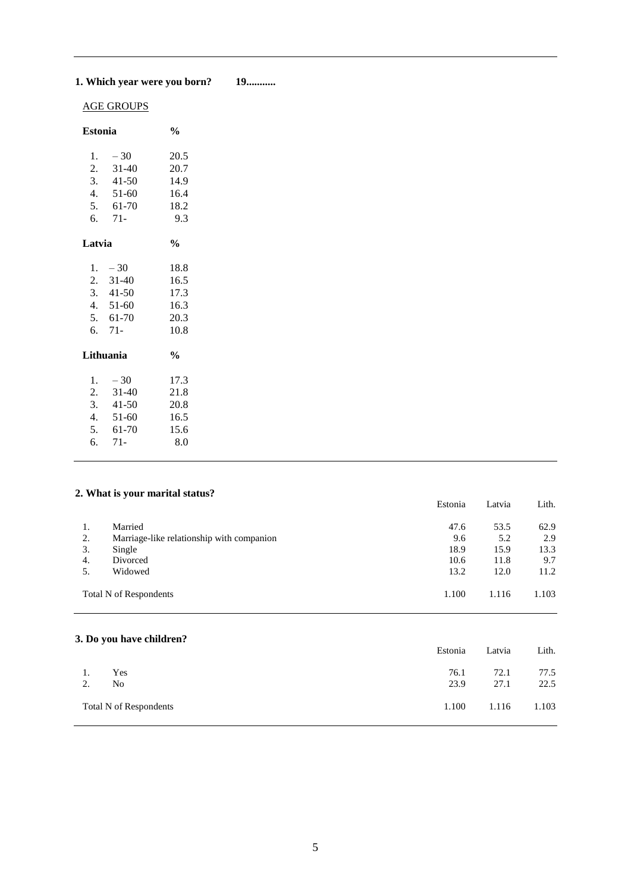**1. Which year were you born? 19...........**

AGE GROUPS

| Estonia | % |
|---|---|
| 1. – 30 | 20.5 |
| 2. 31-40 | 20.7 |
| 3. 41-50 | 14.9 |
| 4. 51-60 | 16.4 |
| 5. 61-70 | 18.2 |
| 6. 71- | 9.3 |

| Latvia | % |
|---|---|
| 1. – 30 | 18.8 |
| 2. 31-40 | 16.5 |
| 3. 41-50 | 17.3 |
| 4. 51-60 | 16.3 |
| 5. 61-70 | 20.3 |
| 6. 71- | 10.8 |

| Lithuania | % |
|---|---|
| 1. – 30 | 17.3 |
| 2. 31-40 | 21.8 |
| 3. 41-50 | 20.8 |
| 4. 51-60 | 16.5 |
| 5. 61-70 | 15.6 |
| 6. 71- | 8.0 |

**2. What is your marital status?**

| | | Estonia | Latvia | Lith. |
|---|---|---|---|---|
| 1. | Married | 47.6 | 53.5 | 62.9 |
| 2. | Marriage-like relationship with companion | 9.6 | 5.2 | 2.9 |
| 3. | Single | 18.9 | 15.9 | 13.3 |
| 4. | Divorced | 10.6 | 11.8 | 9.7 |
| 5. | Widowed | 13.2 | 12.0 | 11.2 |
| Total N of Respondents | | 1.100 | 1.116 | 1.103 |

**3. Do you have children?**

| | | Estonia | Latvia | Lith. |
|---|---|---|---|---|
| 1. | Yes | 76.1 | 72.1 | 77.5 |
| 2. | No | 23.9 | 27.1 | 22.5 |
| Total N of Respondents | | 1.100 | 1.116 | 1.103 |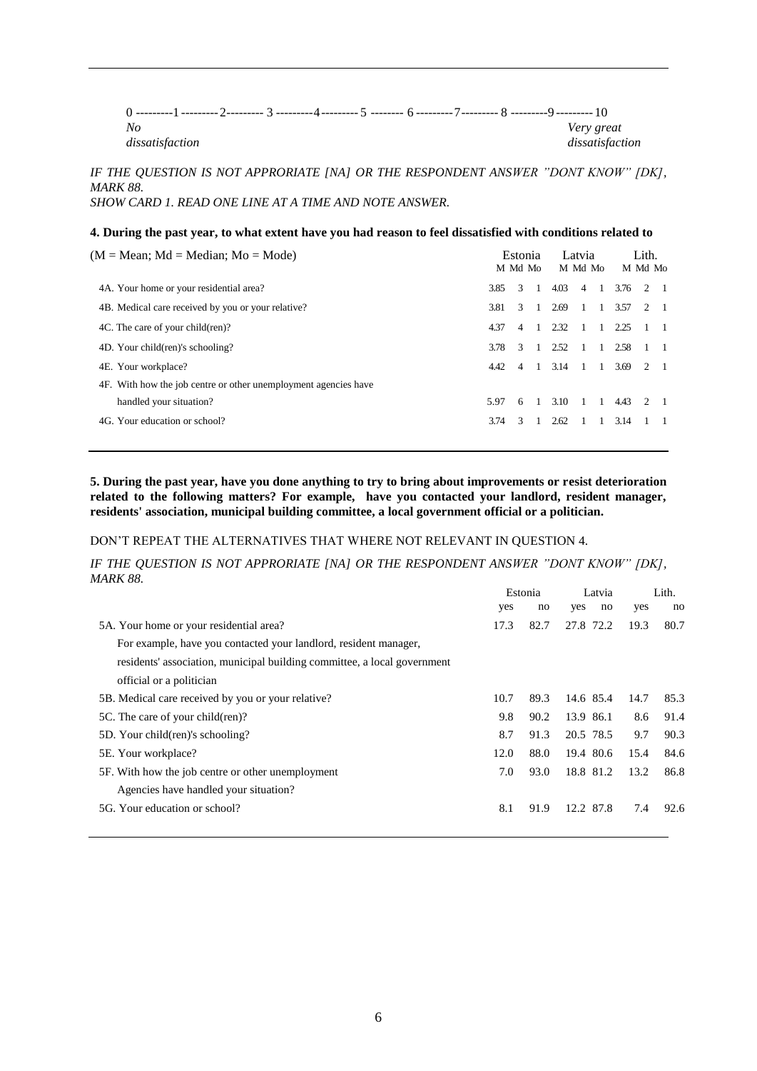0 ---------1---------2--------- 3 ---------4---------5 -------- 6 ---------7--------- 8 ---------9 --------- 10

*No dissatisfaction* — *Very great dissatisfaction*

*IF THE QUESTION IS NOT APPRORIATE [NA] OR THE RESPONDENT ANSWER "DONT KNOW" [DK], MARK 88.*
*SHOW CARD 1. READ ONE LINE AT A TIME AND NOTE ANSWER.*

**4. During the past year, to what extent have you had reason to feel dissatisfied with conditions related to**

| (M = Mean; Md = Median; Mo = Mode) | Estonia | | | Latvia | | | Lith. | | |
|---|---|---|---|---|---|---|---|---|---|
| | M | Md | Mo | M | Md | Mo | M | Md | Mo |
| 4A. Your home or your residential area? | 3.85 | 3 | 1 | 4.03 | 4 | 1 | 3.76 | 2 | 1 |
| 4B. Medical care received by you or your relative? | 3.81 | 3 | 1 | 2.69 | 1 | 1 | 3.57 | 2 | 1 |
| 4C. The care of your child(ren)? | 4.37 | 4 | 1 | 2.32 | 1 | 1 | 2.25 | 1 | 1 |
| 4D. Your child(ren)'s schooling? | 3.78 | 3 | 1 | 2.52 | 1 | 1 | 2.58 | 1 | 1 |
| 4E. Your workplace? | 4.42 | 4 | 1 | 3.14 | 1 | 1 | 3.69 | 2 | 1 |
| 4F. With how the job centre or other unemployment agencies have handled your situation? | 5.97 | 6 | 1 | 3.10 | 1 | 1 | 4.43 | 2 | 1 |
| 4G. Your education or school? | 3.74 | 3 | 1 | 2.62 | 1 | 1 | 3.14 | 1 | 1 |

**5. During the past year, have you done anything to try to bring about improvements or resist deterioration related to the following matters? For example, have you contacted your landlord, resident manager, residents' association, municipal building committee, a local government official or a politician.**

DON'T REPEAT THE ALTERNATIVES THAT WHERE NOT RELEVANT IN QUESTION 4.

*IF THE QUESTION IS NOT APPRORIATE [NA] OR THE RESPONDENT ANSWER "DONT KNOW" [DK], MARK 88.*

| | Estonia | | Latvia | | Lith. | |
|---|---|---|---|---|---|---|
| | yes | no | yes | no | yes | no |
| 5A. Your home or your residential area? For example, have you contacted your landlord, resident manager, residents' association, municipal building committee, a local government official or a politician | 17.3 | 82.7 | 27.8 | 72.2 | 19.3 | 80.7 |
| 5B. Medical care received by you or your relative? | 10.7 | 89.3 | 14.6 | 85.4 | 14.7 | 85.3 |
| 5C. The care of your child(ren)? | 9.8 | 90.2 | 13.9 | 86.1 | 8.6 | 91.4 |
| 5D. Your child(ren)'s schooling? | 8.7 | 91.3 | 20.5 | 78.5 | 9.7 | 90.3 |
| 5E. Your workplace? | 12.0 | 88.0 | 19.4 | 80.6 | 15.4 | 84.6 |
| 5F. With how the job centre or other unemployment Agencies have handled your situation? | 7.0 | 93.0 | 18.8 | 81.2 | 13.2 | 86.8 |
| 5G. Your education or school? | 8.1 | 91.9 | 12.2 | 87.8 | 7.4 | 92.6 |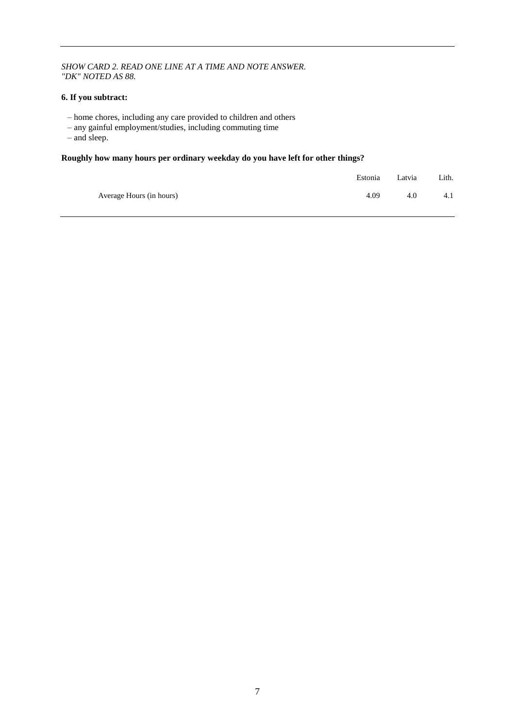*SHOW CARD 2. READ ONE LINE AT A TIME AND NOTE ANSWER.*
*"DK" NOTED AS 88.*

**6. If you subtract:**

– home chores, including any care provided to children and others
– any gainful employment/studies, including commuting time
– and sleep.

**Roughly how many hours per ordinary weekday do you have left for other things?**

| | Estonia | Latvia | Lith. |
|---|---|---|---|
| Average Hours (in hours) | 4.09 | 4.0 | 4.1 |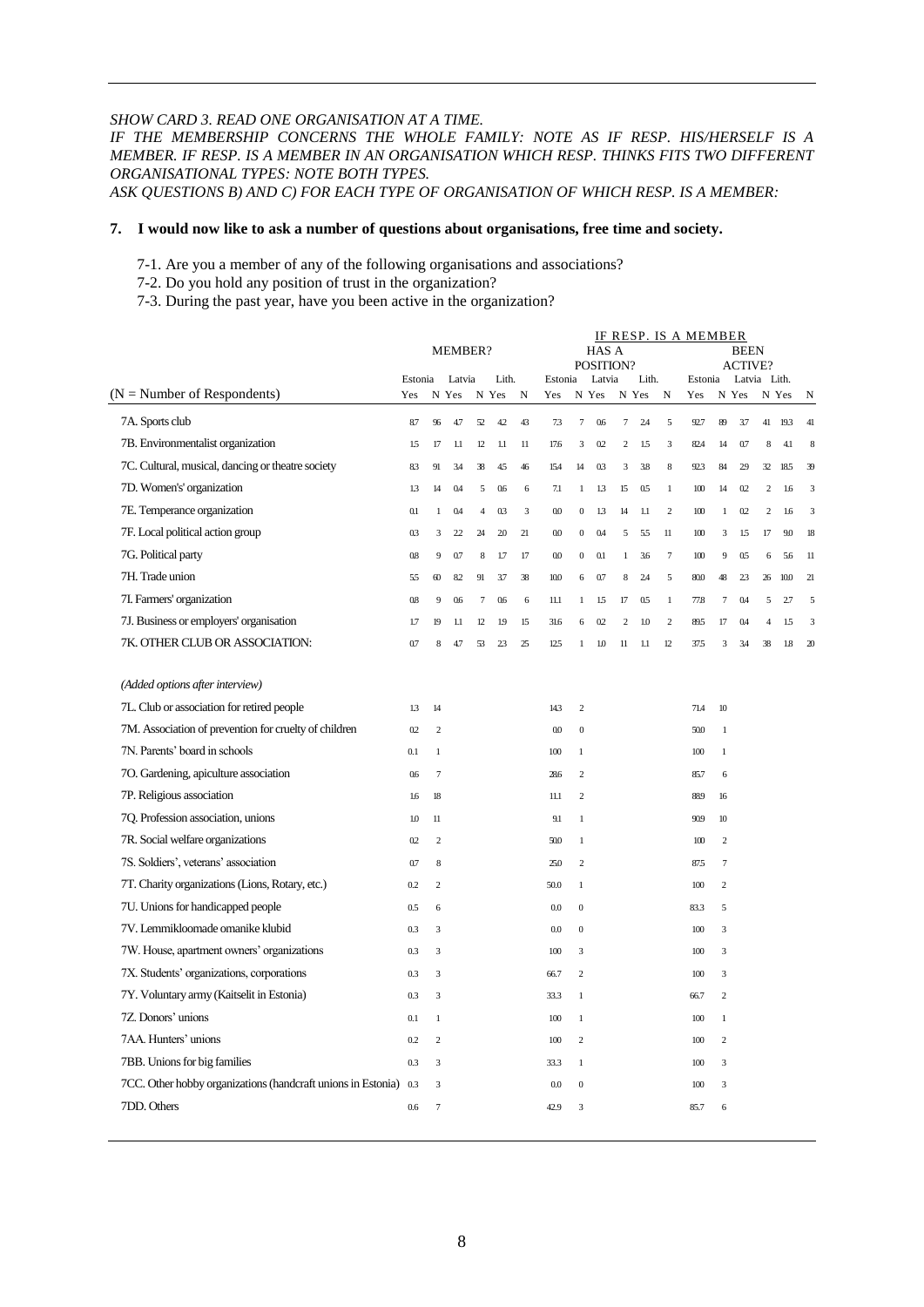*SHOW CARD 3. READ ONE ORGANISATION AT A TIME.*
*IF THE MEMBERSHIP CONCERNS THE WHOLE FAMILY: NOTE AS IF RESP. HIS/HERSELF IS A MEMBER. IF RESP. IS A MEMBER IN AN ORGANISATION WHICH RESP. THINKS FITS TWO DIFFERENT ORGANISATIONAL TYPES: NOTE BOTH TYPES.*
*ASK QUESTIONS B) AND C) FOR EACH TYPE OF ORGANISATION OF WHICH RESP. IS A MEMBER:*

**7. I would now like to ask a number of questions about organisations, free time and society.**

7-1. Are you a member of any of the following organisations and associations?
7-2. Do you hold any position of trust in the organization?
7-3. During the past year, have you been active in the organization?

| | MEMBER? | | | | | | IF RESP. IS A MEMBER: HAS A POSITION? | | | | | | BEEN ACTIVE? | | | | | |
|---|---|---|---|---|---|---|---|---|---|---|---|---|---|---|---|---|---|---|
| | Estonia | | Latvia | | Lith. | | Estonia | | Latvia | | Lith. | | Estonia | | Latvia | | Lith. | |
| (N = Number of Respondents) | Yes | N | Yes | N | Yes | N | Yes | N | Yes | N | Yes | N | Yes | N | Yes | N | Yes | N |
| 7A. Sports club | 8.7 | 96 | 4.7 | 52 | 4.2 | 43 | 7.3 | 7 | 0.6 | 7 | 2.4 | 5 | 92.7 | 89 | 3.7 | 41 | 19.3 | 41 |
| 7B. Environmentalist organization | 1.5 | 17 | 1.1 | 12 | 1.1 | 11 | 17.6 | 3 | 0.2 | 2 | 1.5 | 3 | 82.4 | 14 | 0.7 | 8 | 4.1 | 8 |
| 7C. Cultural, musical, dancing or theatre society | 8.3 | 91 | 3.4 | 38 | 4.5 | 46 | 15.4 | 14 | 0.3 | 3 | 3.8 | 8 | 92.3 | 84 | 2.9 | 32 | 18.5 | 39 |
| 7D. Women's' organization | 1.3 | 14 | 0.4 | 5 | 0.6 | 6 | 7.1 | 1 | 1.3 | 15 | 0.5 | 1 | 100 | 14 | 0.2 | 2 | 1.6 | 3 |
| 7E. Temperance organization | 0.1 | 1 | 0.4 | 4 | 0.3 | 3 | 0.0 | 0 | 1.3 | 14 | 1.1 | 2 | 100 | 1 | 0.2 | 2 | 1.6 | 3 |
| 7F. Local political action group | 0.3 | 3 | 2.2 | 24 | 2.0 | 21 | 0.0 | 0 | 0.4 | 5 | 5.5 | 11 | 100 | 3 | 1.5 | 17 | 9.0 | 18 |
| 7G. Political party | 0.8 | 9 | 0.7 | 8 | 1.7 | 17 | 0.0 | 0 | 0.1 | 1 | 3.6 | 7 | 100 | 9 | 0.5 | 6 | 5.6 | 11 |
| 7H. Trade union | 5.5 | 60 | 8.2 | 91 | 3.7 | 38 | 10.0 | 6 | 0.7 | 8 | 2.4 | 5 | 80.0 | 48 | 2.3 | 26 | 10.0 | 21 |
| 7I. Farmers' organization | 0.8 | 9 | 0.6 | 7 | 0.6 | 6 | 11.1 | 1 | 1.5 | 17 | 0.5 | 1 | 77.8 | 7 | 0.4 | 5 | 2.7 | 5 |
| 7J. Business or employers' organisation | 1.7 | 19 | 1.1 | 12 | 1.9 | 15 | 31.6 | 6 | 0.2 | 2 | 1.0 | 2 | 89.5 | 17 | 0.4 | 4 | 1.5 | 3 |
| 7K. OTHER CLUB OR ASSOCIATION: | 0.7 | 8 | 4.7 | 53 | 2.3 | 25 | 12.5 | 1 | 1.0 | 11 | 1.1 | 12 | 37.5 | 3 | 3.4 | 38 | 1.8 | 20 |
| *(Added options after interview)* | | | | | | | | | | | | | | | | | | |
| 7L. Club or association for retired people | 1.3 | 14 | | | | | 14.3 | 2 | | | | | 71.4 | 10 | | | | |
| 7M. Association of prevention for cruelty of children | 0.2 | 2 | | | | | 0.0 | 0 | | | | | 50.0 | 1 | | | | |
| 7N. Parents' board in schools | 0.1 | 1 | | | | | 100 | 1 | | | | | 100 | 1 | | | | |
| 7O. Gardening, apiculture association | 0.6 | 7 | | | | | 28.6 | 2 | | | | | 85.7 | 6 | | | | |
| 7P. Religious association | 1.6 | 18 | | | | | 11.1 | 2 | | | | | 88.9 | 16 | | | | |
| 7Q. Profession association, unions | 1.0 | 11 | | | | | 9.1 | 1 | | | | | 90.9 | 10 | | | | |
| 7R. Social welfare organizations | 0.2 | 2 | | | | | 50.0 | 1 | | | | | 100 | 2 | | | | |
| 7S. Soldiers', veterans' association | 0.7 | 8 | | | | | 25.0 | 2 | | | | | 87.5 | 7 | | | | |
| 7T. Charity organizations (Lions, Rotary, etc.) | 0.2 | 2 | | | | | 50.0 | 1 | | | | | 100 | 2 | | | | |
| 7U. Unions for handicapped people | 0.5 | 6 | | | | | 0.0 | 0 | | | | | 83.3 | 5 | | | | |
| 7V. Lemmikloomade omanike klubid | 0.3 | 3 | | | | | 0.0 | 0 | | | | | 100 | 3 | | | | |
| 7W. House, apartment owners' organizations | 0.3 | 3 | | | | | 100 | 3 | | | | | 100 | 3 | | | | |
| 7X. Students' organizations, corporations | 0.3 | 3 | | | | | 66.7 | 2 | | | | | 100 | 3 | | | | |
| 7Y. Voluntary army (Kaitselit in Estonia) | 0.3 | 3 | | | | | 33.3 | 1 | | | | | 66.7 | 2 | | | | |
| 7Z. Donors' unions | 0.1 | 1 | | | | | 100 | 1 | | | | | 100 | 1 | | | | |
| 7AA. Hunters' unions | 0.2 | 2 | | | | | 100 | 2 | | | | | 100 | 2 | | | | |
| 7BB. Unions for big families | 0.3 | 3 | | | | | 33.3 | 1 | | | | | 100 | 3 | | | | |
| 7CC. Other hobby organizations (handcraft unions in Estonia) | 0.3 | 3 | | | | | 0.0 | 0 | | | | | 100 | 3 | | | | |
| 7DD. Others | 0.6 | 7 | | | | | 42.9 | 3 | | | | | 85.7 | 6 | | | | |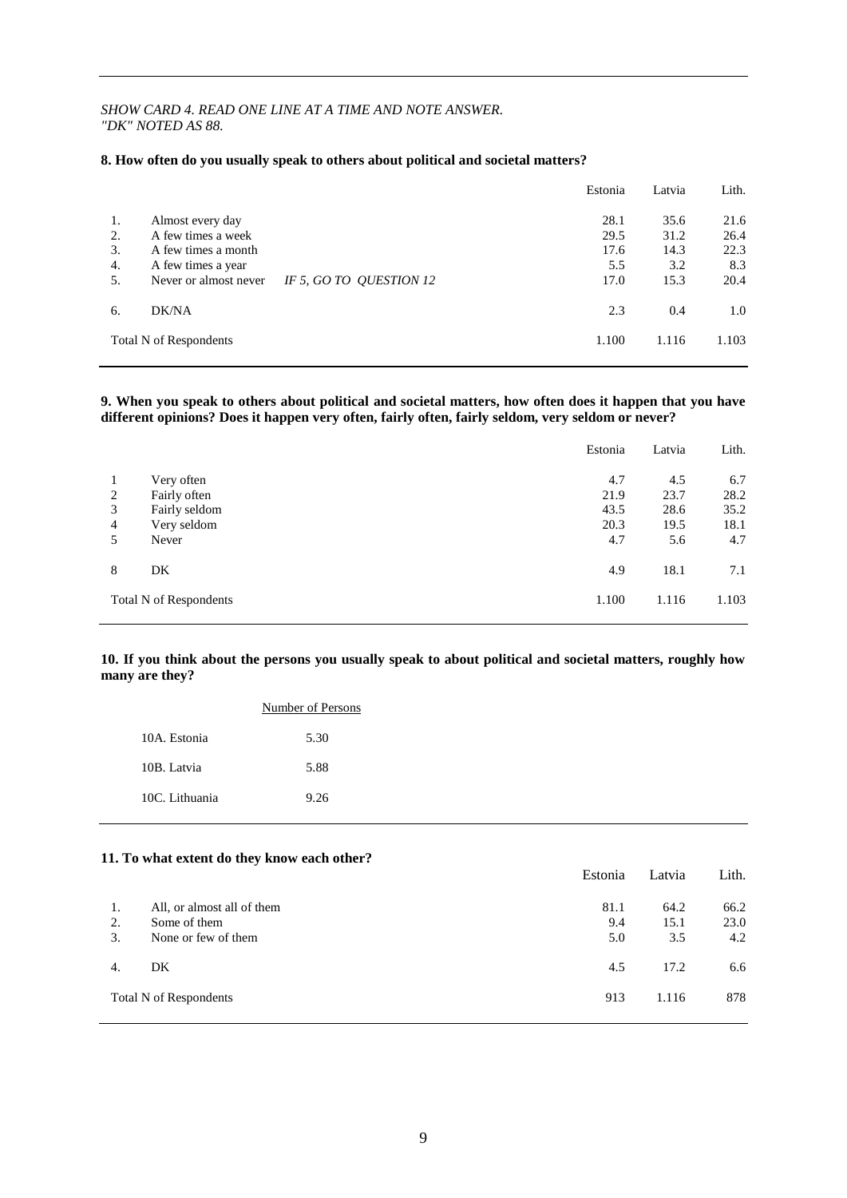*SHOW CARD 4. READ ONE LINE AT A TIME AND NOTE ANSWER.*
*"DK" NOTED AS 88.*

**8. How often do you usually speak to others about political and societal matters?**

| | | Estonia | Latvia | Lith. |
|---|---|---|---|---|
| 1. | Almost every day | 28.1 | 35.6 | 21.6 |
| 2. | A few times a week | 29.5 | 31.2 | 26.4 |
| 3. | A few times a month | 17.6 | 14.3 | 22.3 |
| 4. | A few times a year | 5.5 | 3.2 | 8.3 |
| 5. | Never or almost never *IF 5, GO TO QUESTION 12* | 17.0 | 15.3 | 20.4 |
| 6. | DK/NA | 2.3 | 0.4 | 1.0 |
| | Total N of Respondents | 1.100 | 1.116 | 1.103 |

**9. When you speak to others about political and societal matters, how often does it happen that you have different opinions? Does it happen very often, fairly often, fairly seldom, very seldom or never?**

| | | Estonia | Latvia | Lith. |
|---|---|---|---|---|
| 1 | Very often | 4.7 | 4.5 | 6.7 |
| 2 | Fairly often | 21.9 | 23.7 | 28.2 |
| 3 | Fairly seldom | 43.5 | 28.6 | 35.2 |
| 4 | Very seldom | 20.3 | 19.5 | 18.1 |
| 5 | Never | 4.7 | 5.6 | 4.7 |
| 8 | DK | 4.9 | 18.1 | 7.1 |
| | Total N of Respondents | 1.100 | 1.116 | 1.103 |

**10. If you think about the persons you usually speak to about political and societal matters, roughly how many are they?**

| | Number of Persons |
|---|---|
| 10A. Estonia | 5.30 |
| 10B. Latvia | 5.88 |
| 10C. Lithuania | 9.26 |

**11. To what extent do they know each other?**

| | | Estonia | Latvia | Lith. |
|---|---|---|---|---|
| 1. | All, or almost all of them | 81.1 | 64.2 | 66.2 |
| 2. | Some of them | 9.4 | 15.1 | 23.0 |
| 3. | None or few of them | 5.0 | 3.5 | 4.2 |
| 4. | DK | 4.5 | 17.2 | 6.6 |
| | Total N of Respondents | 913 | 1.116 | 878 |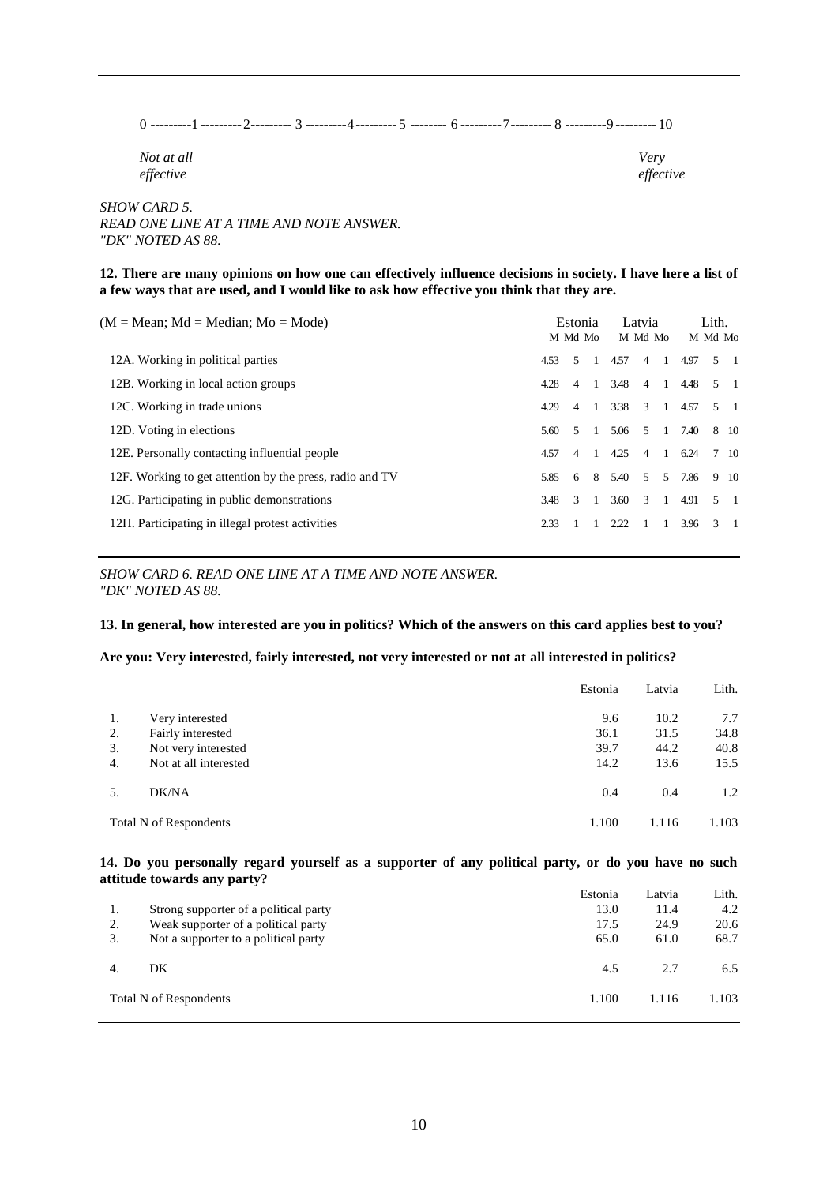0 ---------1---------2--------- 3 ---------4---------5 -------- 6---------7--------- 8 ---------9---------10

*Not at all effective* *Very effective*

*SHOW CARD 5.*
*READ ONE LINE AT A TIME AND NOTE ANSWER.*
*"DK" NOTED AS 88.*

**12. There are many opinions on how one can effectively influence decisions in society. I have here a list of a few ways that are used, and I would like to ask how effective you think that they are.**

| (M = Mean; Md = Median; Mo = Mode) | Estonia | | | Latvia | | | Lith. | | |
|---|---|---|---|---|---|---|---|---|---|
| | M | Md | Mo | M | Md | Mo | M | Md | Mo |
| 12A. Working in political parties | 4.53 | 5 | 1 | 4.57 | 4 | 1 | 4.97 | 5 | 1 |
| 12B. Working in local action groups | 4.28 | 4 | 1 | 3.48 | 4 | 1 | 4.48 | 5 | 1 |
| 12C. Working in trade unions | 4.29 | 4 | 1 | 3.38 | 3 | 1 | 4.57 | 5 | 1 |
| 12D. Voting in elections | 5.60 | 5 | 1 | 5.06 | 5 | 1 | 7.40 | 8 | 10 |
| 12E. Personally contacting influential people | 4.57 | 4 | 1 | 4.25 | 4 | 1 | 6.24 | 7 | 10 |
| 12F. Working to get attention by the press, radio and TV | 5.85 | 6 | 8 | 5.40 | 5 | 5 | 7.86 | 9 | 10 |
| 12G. Participating in public demonstrations | 3.48 | 3 | 1 | 3.60 | 3 | 1 | 4.91 | 5 | 1 |
| 12H. Participating in illegal protest activities | 2.33 | 1 | 1 | 2.22 | 1 | 1 | 3.96 | 3 | 1 |

*SHOW CARD 6. READ ONE LINE AT A TIME AND NOTE ANSWER.*
*"DK" NOTED AS 88.*

**13. In general, how interested are you in politics? Which of the answers on this card applies best to you?**

**Are you: Very interested, fairly interested, not very interested or not at all interested in politics?**

| | | Estonia | Latvia | Lith. |
|---|---|---|---|---|
| 1. | Very interested | 9.6 | 10.2 | 7.7 |
| 2. | Fairly interested | 36.1 | 31.5 | 34.8 |
| 3. | Not very interested | 39.7 | 44.2 | 40.8 |
| 4. | Not at all interested | 14.2 | 13.6 | 15.5 |
| 5. | DK/NA | 0.4 | 0.4 | 1.2 |
| Total N of Respondents | | 1.100 | 1.116 | 1.103 |

**14. Do you personally regard yourself as a supporter of any political party, or do you have no such attitude towards any party?**

| | | Estonia | Latvia | Lith. |
|---|---|---|---|---|
| 1. | Strong supporter of a political party | 13.0 | 11.4 | 4.2 |
| 2. | Weak supporter of a political party | 17.5 | 24.9 | 20.6 |
| 3. | Not a supporter to a political party | 65.0 | 61.0 | 68.7 |
| 4. | DK | 4.5 | 2.7 | 6.5 |
| Total N of Respondents | | 1.100 | 1.116 | 1.103 |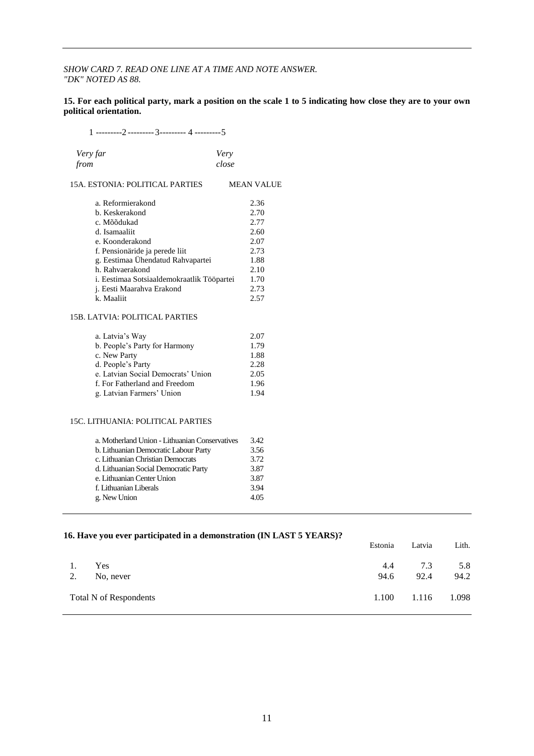*SHOW CARD 7. READ ONE LINE AT A TIME AND NOTE ANSWER.*
*"DK" NOTED AS 88.*

**15. For each political party, mark a position on the scale 1 to 5 indicating how close they are to your own political orientation.**

1 ---------2---------3--------- 4 ---------5

*Very far from* ... *Very close*

| 15A. ESTONIA: POLITICAL PARTIES | MEAN VALUE |
|---|---|
| a. Reformierakond | 2.36 |
| b. Keskerakond | 2.70 |
| c. Mõõdukad | 2.77 |
| d. Isamaaliit | 2.60 |
| e. Koonderakond | 2.07 |
| f. Pensionäride ja perede liit | 2.73 |
| g. Eestimaa Ühendatud Rahvapartei | 1.88 |
| h. Rahvaerakond | 2.10 |
| i. Eestimaa Sotsiaaldemokraatlik Tööpartei | 1.70 |
| j. Eesti Maarahva Erakond | 2.73 |
| k. Maaliit | 2.57 |

| 15B. LATVIA: POLITICAL PARTIES | |
|---|---|
| a. Latvia's Way | 2.07 |
| b. People's Party for Harmony | 1.79 |
| c. New Party | 1.88 |
| d. People's Party | 2.28 |
| e. Latvian Social Democrats' Union | 2.05 |
| f. For Fatherland and Freedom | 1.96 |
| g. Latvian Farmers' Union | 1.94 |

| 15C. LITHUANIA: POLITICAL PARTIES | |
|---|---|
| a. Motherland Union - Lithuanian Conservatives | 3.42 |
| b. Lithuanian Democratic Labour Party | 3.56 |
| c. Lithuanian Christian Democrats | 3.72 |
| d. Lithuanian Social Democratic Party | 3.87 |
| e. Lithuanian Center Union | 3.87 |
| f. Lithuanian Liberals | 3.94 |
| g. New Union | 4.05 |

**16. Have you ever participated in a demonstration (IN LAST 5 YEARS)?**

| | Estonia | Latvia | Lith. |
|---|---|---|---|
| 1. Yes | 4.4 | 7.3 | 5.8 |
| 2. No, never | 94.6 | 92.4 | 94.2 |
| Total N of Respondents | 1.100 | 1.116 | 1.098 |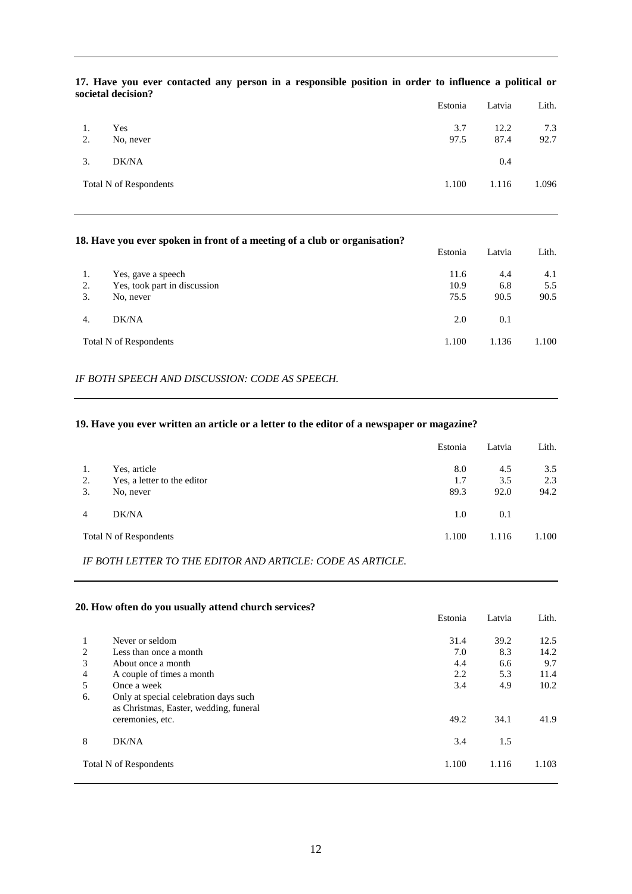**17. Have you ever contacted any person in a responsible position in order to influence a political or societal decision?**

| | | Estonia | Latvia | Lith. |
|---|---|---|---|---|
| 1. | Yes | 3.7 | 12.2 | 7.3 |
| 2. | No, never | 97.5 | 87.4 | 92.7 |
| 3. | DK/NA | | 0.4 | |
| Total N of Respondents | | 1.100 | 1.116 | 1.096 |

**18. Have you ever spoken in front of a meeting of a club or organisation?**

| | | Estonia | Latvia | Lith. |
|---|---|---|---|---|
| 1. | Yes, gave a speech | 11.6 | 4.4 | 4.1 |
| 2. | Yes, took part in discussion | 10.9 | 6.8 | 5.5 |
| 3. | No, never | 75.5 | 90.5 | 90.5 |
| 4. | DK/NA | 2.0 | 0.1 | |
| Total N of Respondents | | 1.100 | 1.136 | 1.100 |

*IF BOTH SPEECH AND DISCUSSION: CODE AS SPEECH.*

**19. Have you ever written an article or a letter to the editor of a newspaper or magazine?**

| | | Estonia | Latvia | Lith. |
|---|---|---|---|---|
| 1. | Yes, article | 8.0 | 4.5 | 3.5 |
| 2. | Yes, a letter to the editor | 1.7 | 3.5 | 2.3 |
| 3. | No, never | 89.3 | 92.0 | 94.2 |
| 4 | DK/NA | 1.0 | 0.1 | |
| Total N of Respondents | | 1.100 | 1.116 | 1.100 |

*IF BOTH LETTER TO THE EDITOR AND ARTICLE: CODE AS ARTICLE.*

**20. How often do you usually attend church services?**

| | | Estonia | Latvia | Lith. |
|---|---|---|---|---|
| 1 | Never or seldom | 31.4 | 39.2 | 12.5 |
| 2 | Less than once a month | 7.0 | 8.3 | 14.2 |
| 3 | About once a month | 4.4 | 6.6 | 9.7 |
| 4 | A couple of times a month | 2.2 | 5.3 | 11.4 |
| 5 | Once a week | 3.4 | 4.9 | 10.2 |
| 6. | Only at special celebration days such as Christmas, Easter, wedding, funeral ceremonies, etc. | 49.2 | 34.1 | 41.9 |
| 8 | DK/NA | 3.4 | 1.5 | |
| Total N of Respondents | | 1.100 | 1.116 | 1.103 |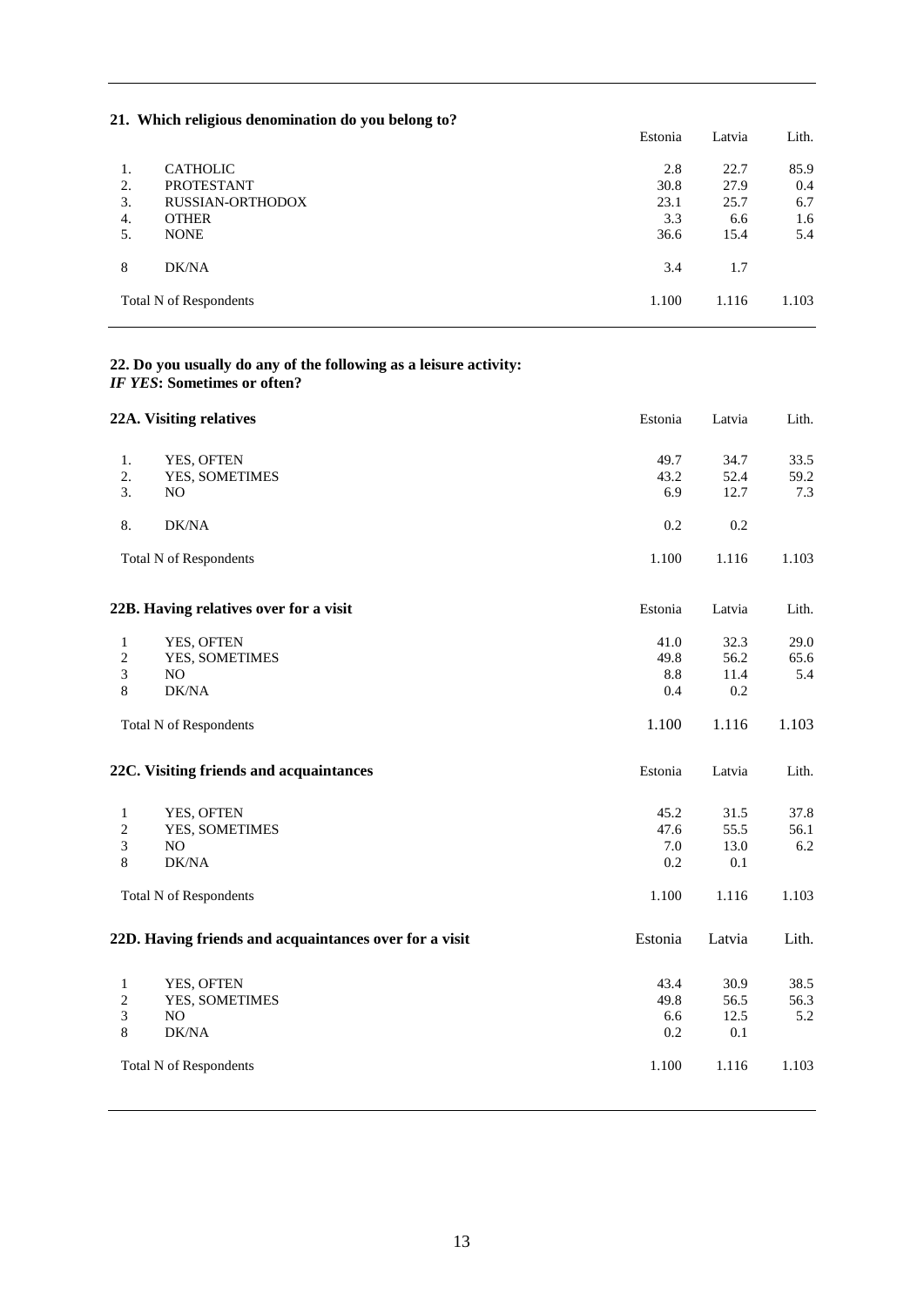### 21. Which religious denomination do you belong to?

| | | Estonia | Latvia | Lith. |
|---|---|---|---|---|
| 1. | CATHOLIC | 2.8 | 22.7 | 85.9 |
| 2. | PROTESTANT | 30.8 | 27.9 | 0.4 |
| 3. | RUSSIAN-ORTHODOX | 23.1 | 25.7 | 6.7 |
| 4. | OTHER | 3.3 | 6.6 | 1.6 |
| 5. | NONE | 36.6 | 15.4 | 5.4 |
| 8 | DK/NA | 3.4 | 1.7 | |
| | Total N of Respondents | 1.100 | 1.116 | 1.103 |

### 22. Do you usually do any of the following as a leisure activity:
***IF YES*: Sometimes or often?**

| 22A. Visiting relatives | | Estonia | Latvia | Lith. |
|---|---|---|---|---|
| 1. | YES, OFTEN | 49.7 | 34.7 | 33.5 |
| 2. | YES, SOMETIMES | 43.2 | 52.4 | 59.2 |
| 3. | NO | 6.9 | 12.7 | 7.3 |
| 8. | DK/NA | 0.2 | 0.2 | |
| | Total N of Respondents | 1.100 | 1.116 | 1.103 |

| 22B. Having relatives over for a visit | | Estonia | Latvia | Lith. |
|---|---|---|---|---|
| 1 | YES, OFTEN | 41.0 | 32.3 | 29.0 |
| 2 | YES, SOMETIMES | 49.8 | 56.2 | 65.6 |
| 3 | NO | 8.8 | 11.4 | 5.4 |
| 8 | DK/NA | 0.4 | 0.2 | |
| | Total N of Respondents | 1.100 | 1.116 | 1.103 |

| 22C. Visiting friends and acquaintances | | Estonia | Latvia | Lith. |
|---|---|---|---|---|
| 1 | YES, OFTEN | 45.2 | 31.5 | 37.8 |
| 2 | YES, SOMETIMES | 47.6 | 55.5 | 56.1 |
| 3 | NO | 7.0 | 13.0 | 6.2 |
| 8 | DK/NA | 0.2 | 0.1 | |
| | Total N of Respondents | 1.100 | 1.116 | 1.103 |

| 22D. Having friends and acquaintances over for a visit | | Estonia | Latvia | Lith. |
|---|---|---|---|---|
| 1 | YES, OFTEN | 43.4 | 30.9 | 38.5 |
| 2 | YES, SOMETIMES | 49.8 | 56.5 | 56.3 |
| 3 | NO | 6.6 | 12.5 | 5.2 |
| 8 | DK/NA | 0.2 | 0.1 | |
| | Total N of Respondents | 1.100 | 1.116 | 1.103 |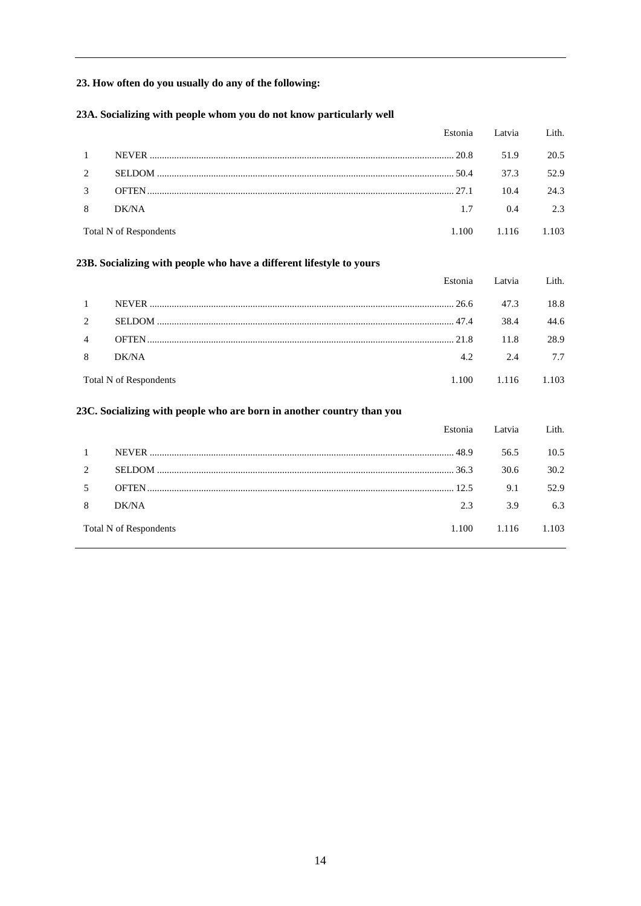### 23. How often do you usually do any of the following:

#### 23A. Socializing with people whom you do not know particularly well

| | | Estonia | Latvia | Lith. |
|---|---|---|---|---|
| 1 | NEVER | 20.8 | 51.9 | 20.5 |
| 2 | SELDOM | 50.4 | 37.3 | 52.9 |
| 3 | OFTEN | 27.1 | 10.4 | 24.3 |
| 8 | DK/NA | 1.7 | 0.4 | 2.3 |
| Total N of Respondents | | 1.100 | 1.116 | 1.103 |

#### 23B. Socializing with people who have a different lifestyle to yours

| | | Estonia | Latvia | Lith. |
|---|---|---|---|---|
| 1 | NEVER | 26.6 | 47.3 | 18.8 |
| 2 | SELDOM | 47.4 | 38.4 | 44.6 |
| 4 | OFTEN | 21.8 | 11.8 | 28.9 |
| 8 | DK/NA | 4.2 | 2.4 | 7.7 |
| Total N of Respondents | | 1.100 | 1.116 | 1.103 |

#### 23C. Socializing with people who are born in another country than you

| | | Estonia | Latvia | Lith. |
|---|---|---|---|---|
| 1 | NEVER | 48.9 | 56.5 | 10.5 |
| 2 | SELDOM | 36.3 | 30.6 | 30.2 |
| 5 | OFTEN | 12.5 | 9.1 | 52.9 |
| 8 | DK/NA | 2.3 | 3.9 | 6.3 |
| Total N of Respondents | | 1.100 | 1.116 | 1.103 |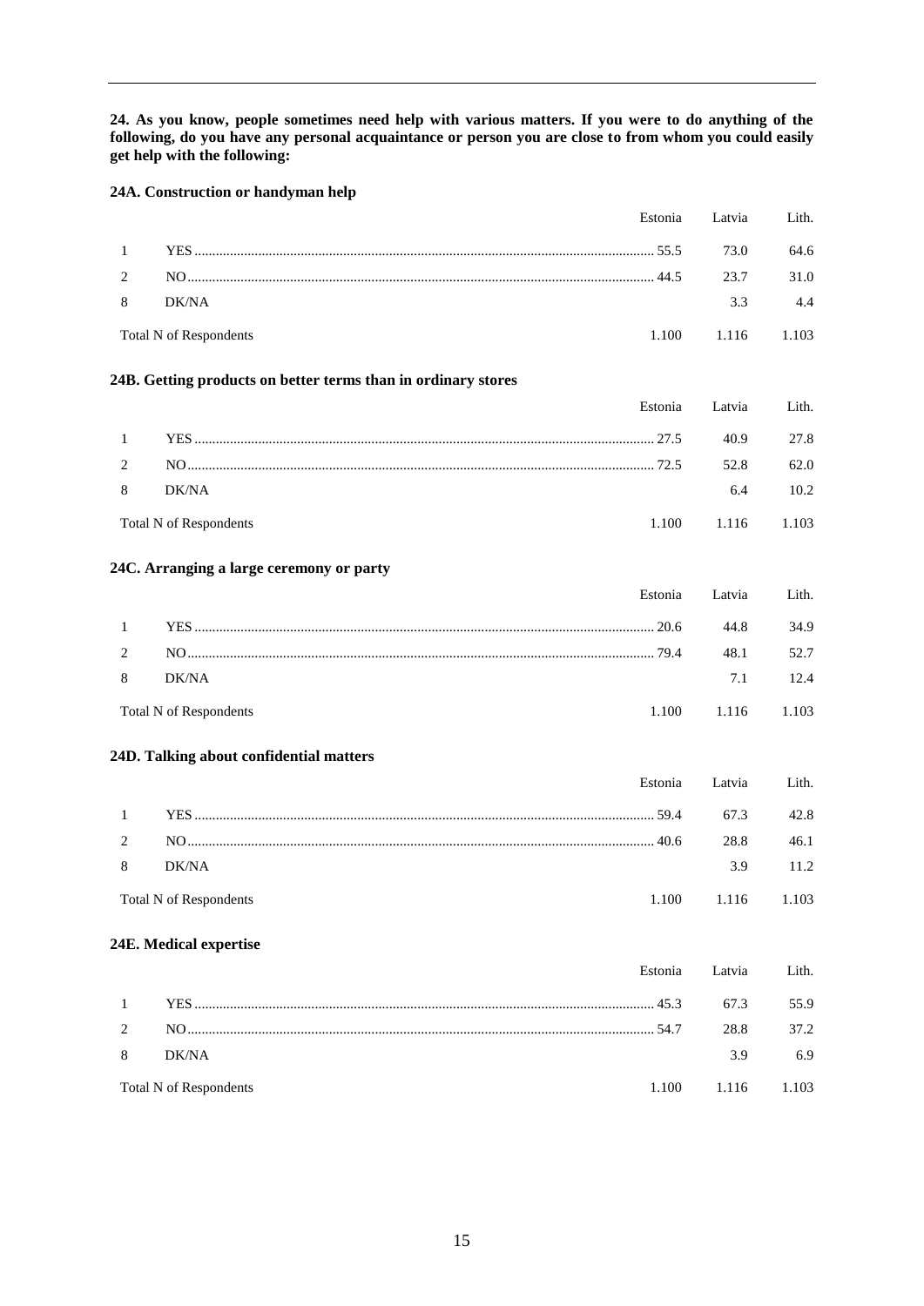**24. As you know, people sometimes need help with various matters. If you were to do anything of the following, do you have any personal acquaintance or person you are close to from whom you could easily get help with the following:**

### 24A. Construction or handyman help

| | | Estonia | Latvia | Lith. |
|---|---|---|---|---|
| 1 | YES | 55.5 | 73.0 | 64.6 |
| 2 | NO | 44.5 | 23.7 | 31.0 |
| 8 | DK/NA | | 3.3 | 4.4 |
| Total N of Respondents | | 1.100 | 1.116 | 1.103 |

### 24B. Getting products on better terms than in ordinary stores

| | | Estonia | Latvia | Lith. |
|---|---|---|---|---|
| 1 | YES | 27.5 | 40.9 | 27.8 |
| 2 | NO | 72.5 | 52.8 | 62.0 |
| 8 | DK/NA | | 6.4 | 10.2 |
| Total N of Respondents | | 1.100 | 1.116 | 1.103 |

### 24C. Arranging a large ceremony or party

| | | Estonia | Latvia | Lith. |
|---|---|---|---|---|
| 1 | YES | 20.6 | 44.8 | 34.9 |
| 2 | NO | 79.4 | 48.1 | 52.7 |
| 8 | DK/NA | | 7.1 | 12.4 |
| Total N of Respondents | | 1.100 | 1.116 | 1.103 |

### 24D. Talking about confidential matters

| | | Estonia | Latvia | Lith. |
|---|---|---|---|---|
| 1 | YES | 59.4 | 67.3 | 42.8 |
| 2 | NO | 40.6 | 28.8 | 46.1 |
| 8 | DK/NA | | 3.9 | 11.2 |
| Total N of Respondents | | 1.100 | 1.116 | 1.103 |

### 24E. Medical expertise

| | | Estonia | Latvia | Lith. |
|---|---|---|---|---|
| 1 | YES | 45.3 | 67.3 | 55.9 |
| 2 | NO | 54.7 | 28.8 | 37.2 |
| 8 | DK/NA | | 3.9 | 6.9 |
| Total N of Respondents | | 1.100 | 1.116 | 1.103 |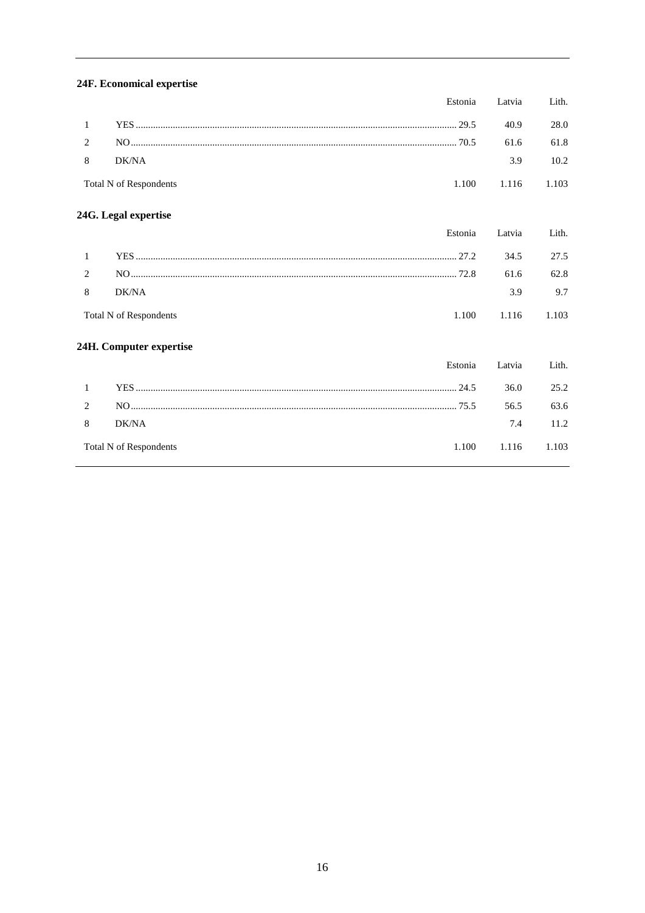### 24F. Economical expertise

| | | Estonia | Latvia | Lith. |
|---|---|---|---|---|
| 1 | YES | 29.5 | 40.9 | 28.0 |
| 2 | NO | 70.5 | 61.6 | 61.8 |
| 8 | DK/NA | | 3.9 | 10.2 |
| Total N of Respondents | | 1.100 | 1.116 | 1.103 |

### 24G. Legal expertise

| | | Estonia | Latvia | Lith. |
|---|---|---|---|---|
| 1 | YES | 27.2 | 34.5 | 27.5 |
| 2 | NO | 72.8 | 61.6 | 62.8 |
| 8 | DK/NA | | 3.9 | 9.7 |
| Total N of Respondents | | 1.100 | 1.116 | 1.103 |

### 24H. Computer expertise

| | | Estonia | Latvia | Lith. |
|---|---|---|---|---|
| 1 | YES | 24.5 | 36.0 | 25.2 |
| 2 | NO | 75.5 | 56.5 | 63.6 |
| 8 | DK/NA | | 7.4 | 11.2 |
| Total N of Respondents | | 1.100 | 1.116 | 1.103 |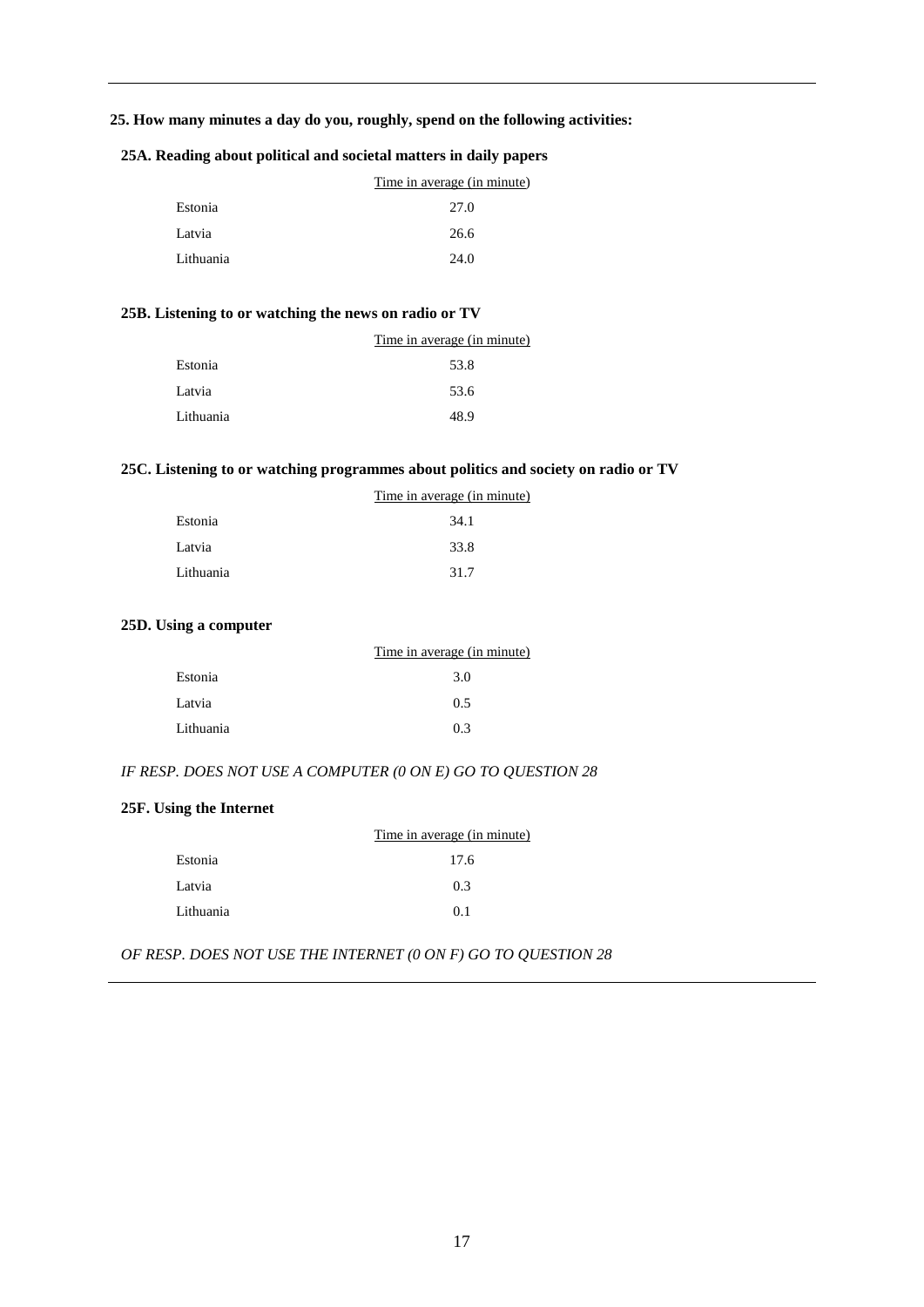**25. How many minutes a day do you, roughly, spend on the following activities:**

**25A. Reading about political and societal matters in daily papers**

| | Time in average (in minute) |
|---|---|
| Estonia | 27.0 |
| Latvia | 26.6 |
| Lithuania | 24.0 |

**25B. Listening to or watching the news on radio or TV**

| | Time in average (in minute) |
|---|---|
| Estonia | 53.8 |
| Latvia | 53.6 |
| Lithuania | 48.9 |

**25C. Listening to or watching programmes about politics and society on radio or TV**

| | Time in average (in minute) |
|---|---|
| Estonia | 34.1 |
| Latvia | 33.8 |
| Lithuania | 31.7 |

**25D. Using a computer**

| | Time in average (in minute) |
|---|---|
| Estonia | 3.0 |
| Latvia | 0.5 |
| Lithuania | 0.3 |

*IF RESP. DOES NOT USE A COMPUTER (0 ON E) GO TO QUESTION 28*

**25F. Using the Internet**

| | Time in average (in minute) |
|---|---|
| Estonia | 17.6 |
| Latvia | 0.3 |
| Lithuania | 0.1 |

*OF RESP. DOES NOT USE THE INTERNET (0 ON F) GO TO QUESTION 28*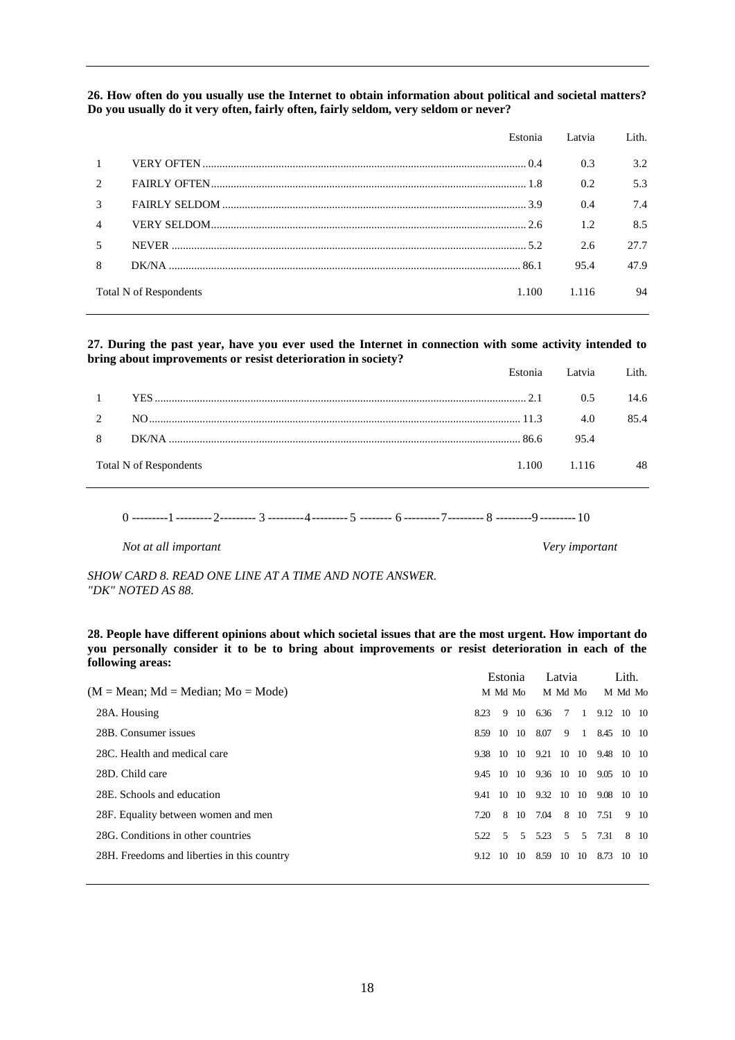**26. How often do you usually use the Internet to obtain information about political and societal matters? Do you usually do it very often, fairly often, fairly seldom, very seldom or never?**

| | | Estonia | Latvia | Lith. |
|---|---|---|---|---|
| 1 | VERY OFTEN | 0.4 | 0.3 | 3.2 |
| 2 | FAIRLY OFTEN | 1.8 | 0.2 | 5.3 |
| 3 | FAIRLY SELDOM | 3.9 | 0.4 | 7.4 |
| 4 | VERY SELDOM | 2.6 | 1.2 | 8.5 |
| 5 | NEVER | 5.2 | 2.6 | 27.7 |
| 8 | DK/NA | 86.1 | 95.4 | 47.9 |
| | Total N of Respondents | 1.100 | 1.116 | 94 |

**27. During the past year, have you ever used the Internet in connection with some activity intended to bring about improvements or resist deterioration in society?**

| | | Estonia | Latvia | Lith. |
|---|---|---|---|---|
| 1 | YES | 2.1 | 0.5 | 14.6 |
| 2 | NO | 11.3 | 4.0 | 85.4 |
| 8 | DK/NA | 86.6 | 95.4 | |
| | Total N of Respondents | 1.100 | 1.116 | 48 |

0 ---------1---------2--------- 3 ---------4---------5 -------- 6---------7--------- 8 ---------9---------10

*Not at all important* *Very important*

*SHOW CARD 8. READ ONE LINE AT A TIME AND NOTE ANSWER. "DK" NOTED AS 88.*

**28. People have different opinions about which societal issues that are the most urgent. How important do you personally consider it to be to bring about improvements or resist deterioration in each of the following areas:**

| (M = Mean; Md = Median; Mo = Mode) | Estonia | | | Latvia | | | Lith. | | |
|---|---|---|---|---|---|---|---|---|---|
| | M | Md | Mo | M | Md | Mo | M | Md | Mo |
| 28A. Housing | 8.23 | 9 | 10 | 6.36 | 7 | 1 | 9.12 | 10 | 10 |
| 28B. Consumer issues | 8.59 | 10 | 10 | 8.07 | 9 | 1 | 8.45 | 10 | 10 |
| 28C. Health and medical care | 9.38 | 10 | 10 | 9.21 | 10 | 10 | 9.48 | 10 | 10 |
| 28D. Child care | 9.45 | 10 | 10 | 9.36 | 10 | 10 | 9.05 | 10 | 10 |
| 28E. Schools and education | 9.41 | 10 | 10 | 9.32 | 10 | 10 | 9.08 | 10 | 10 |
| 28F. Equality between women and men | 7.20 | 8 | 10 | 7.04 | 8 | 10 | 7.51 | 9 | 10 |
| 28G. Conditions in other countries | 5.22 | 5 | 5 | 5.23 | 5 | 5 | 7.31 | 8 | 10 |
| 28H. Freedoms and liberties in this country | 9.12 | 10 | 10 | 8.59 | 10 | 10 | 8.73 | 10 | 10 |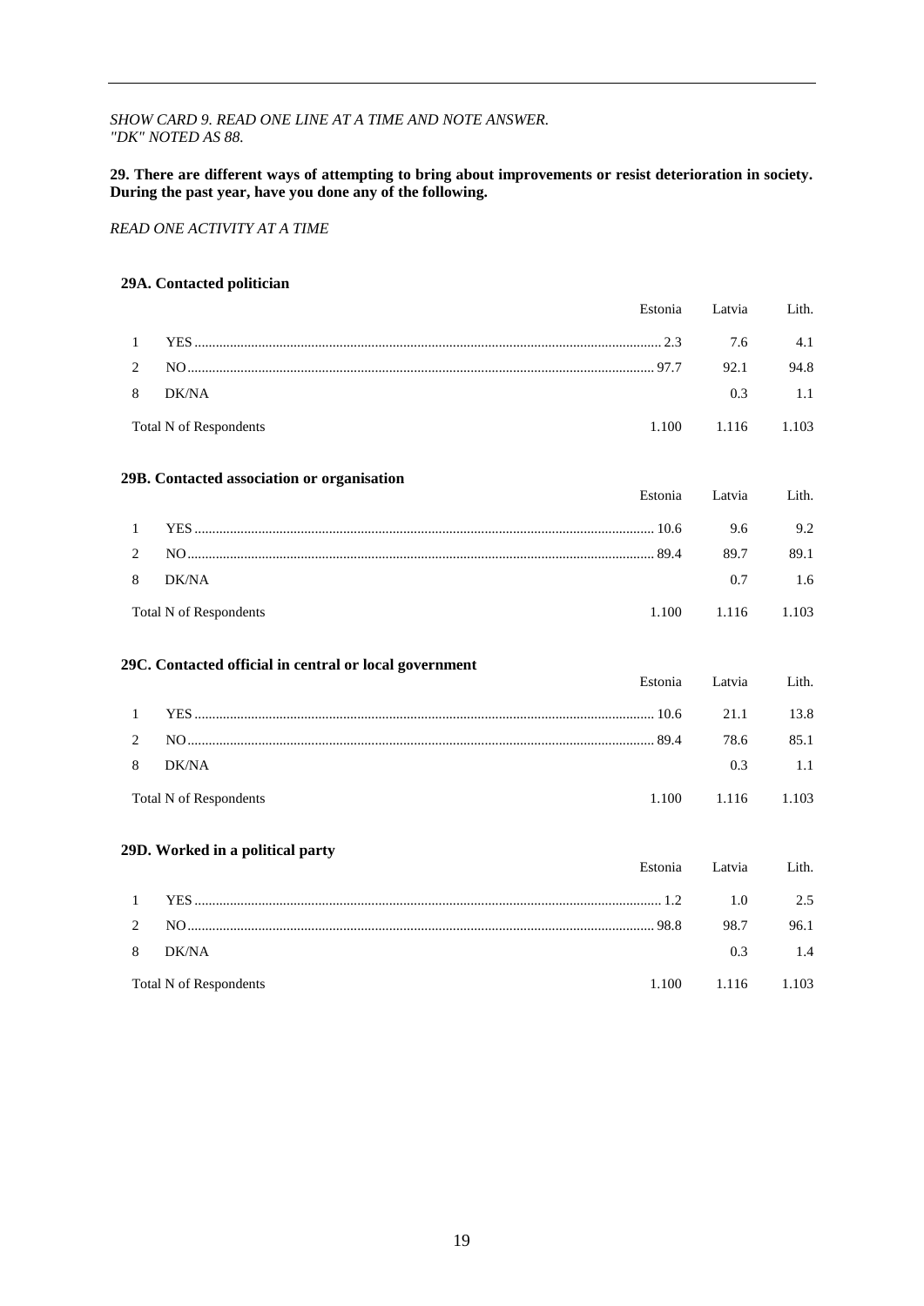*SHOW CARD 9. READ ONE LINE AT A TIME AND NOTE ANSWER.*
*"DK" NOTED AS 88.*

**29. There are different ways of attempting to bring about improvements or resist deterioration in society. During the past year, have you done any of the following.**

*READ ONE ACTIVITY AT A TIME*

**29A. Contacted politician**

| | | Estonia | Latvia | Lith. |
|---|---|---|---|---|
| 1 | YES | 2.3 | 7.6 | 4.1 |
| 2 | NO | 97.7 | 92.1 | 94.8 |
| 8 | DK/NA | | 0.3 | 1.1 |
| | Total N of Respondents | 1.100 | 1.116 | 1.103 |

**29B. Contacted association or organisation**

| | | Estonia | Latvia | Lith. |
|---|---|---|---|---|
| 1 | YES | 10.6 | 9.6 | 9.2 |
| 2 | NO | 89.4 | 89.7 | 89.1 |
| 8 | DK/NA | | 0.7 | 1.6 |
| | Total N of Respondents | 1.100 | 1.116 | 1.103 |

**29C. Contacted official in central or local government**

| | | Estonia | Latvia | Lith. |
|---|---|---|---|---|
| 1 | YES | 10.6 | 21.1 | 13.8 |
| 2 | NO | 89.4 | 78.6 | 85.1 |
| 8 | DK/NA | | 0.3 | 1.1 |
| | Total N of Respondents | 1.100 | 1.116 | 1.103 |

**29D. Worked in a political party**

| | | Estonia | Latvia | Lith. |
|---|---|---|---|---|
| 1 | YES | 1.2 | 1.0 | 2.5 |
| 2 | NO | 98.8 | 98.7 | 96.1 |
| 8 | DK/NA | | 0.3 | 1.4 |
| | Total N of Respondents | 1.100 | 1.116 | 1.103 |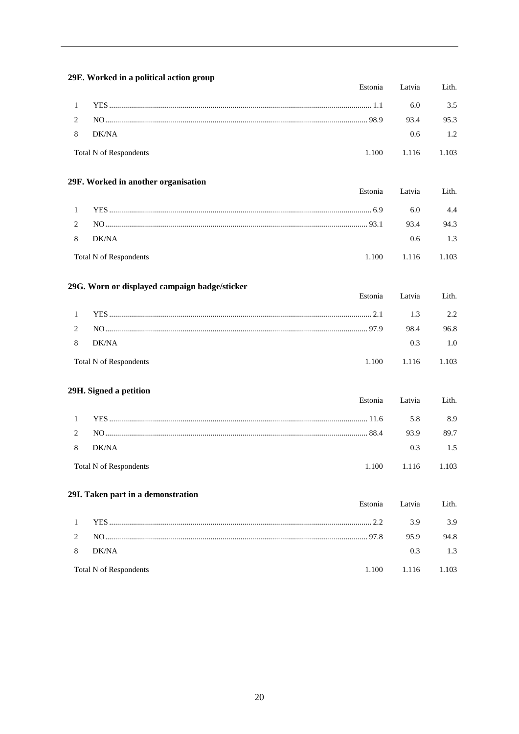### 29E. Worked in a political action group

| | | Estonia | Latvia | Lith. |
|---|---|---|---|---|
| 1 | YES | 1.1 | 6.0 | 3.5 |
| 2 | NO | 98.9 | 93.4 | 95.3 |
| 8 | DK/NA | | 0.6 | 1.2 |
| | Total N of Respondents | 1.100 | 1.116 | 1.103 |

### 29F. Worked in another organisation

| | | Estonia | Latvia | Lith. |
|---|---|---|---|---|
| 1 | YES | 6.9 | 6.0 | 4.4 |
| 2 | NO | 93.1 | 93.4 | 94.3 |
| 8 | DK/NA | | 0.6 | 1.3 |
| | Total N of Respondents | 1.100 | 1.116 | 1.103 |

### 29G. Worn or displayed campaign badge/sticker

| | | Estonia | Latvia | Lith. |
|---|---|---|---|---|
| 1 | YES | 2.1 | 1.3 | 2.2 |
| 2 | NO | 97.9 | 98.4 | 96.8 |
| 8 | DK/NA | | 0.3 | 1.0 |
| | Total N of Respondents | 1.100 | 1.116 | 1.103 |

### 29H. Signed a petition

| | | Estonia | Latvia | Lith. |
|---|---|---|---|---|
| 1 | YES | 11.6 | 5.8 | 8.9 |
| 2 | NO | 88.4 | 93.9 | 89.7 |
| 8 | DK/NA | | 0.3 | 1.5 |
| | Total N of Respondents | 1.100 | 1.116 | 1.103 |

### 29I. Taken part in a demonstration

| | | Estonia | Latvia | Lith. |
|---|---|---|---|---|
| 1 | YES | 2.2 | 3.9 | 3.9 |
| 2 | NO | 97.8 | 95.9 | 94.8 |
| 8 | DK/NA | | 0.3 | 1.3 |
| | Total N of Respondents | 1.100 | 1.116 | 1.103 |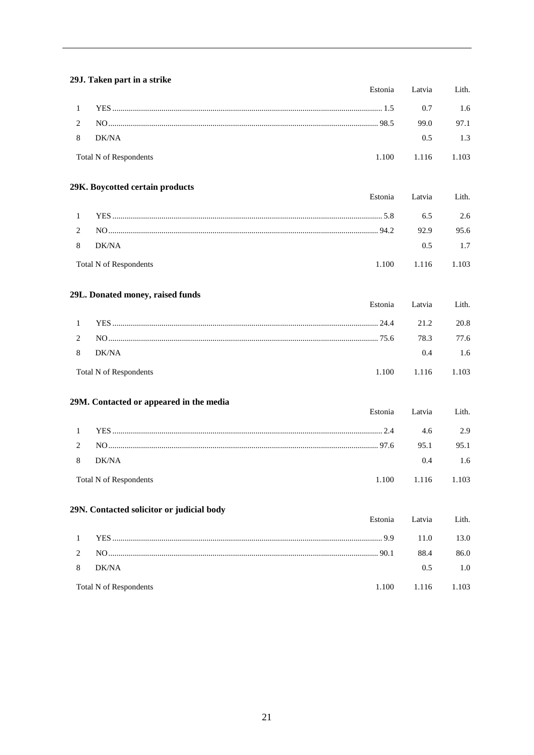### 29J. Taken part in a strike

| | | Estonia | Latvia | Lith. |
|---|---|---|---|---|
| 1 | YES | 1.5 | 0.7 | 1.6 |
| 2 | NO | 98.5 | 99.0 | 97.1 |
| 8 | DK/NA | | 0.5 | 1.3 |
| | Total N of Respondents | 1.100 | 1.116 | 1.103 |

### 29K. Boycotted certain products

| | | Estonia | Latvia | Lith. |
|---|---|---|---|---|
| 1 | YES | 5.8 | 6.5 | 2.6 |
| 2 | NO | 94.2 | 92.9 | 95.6 |
| 8 | DK/NA | | 0.5 | 1.7 |
| | Total N of Respondents | 1.100 | 1.116 | 1.103 |

### 29L. Donated money, raised funds

| | | Estonia | Latvia | Lith. |
|---|---|---|---|---|
| 1 | YES | 24.4 | 21.2 | 20.8 |
| 2 | NO | 75.6 | 78.3 | 77.6 |
| 8 | DK/NA | | 0.4 | 1.6 |
| | Total N of Respondents | 1.100 | 1.116 | 1.103 |

### 29M. Contacted or appeared in the media

| | | Estonia | Latvia | Lith. |
|---|---|---|---|---|
| 1 | YES | 2.4 | 4.6 | 2.9 |
| 2 | NO | 97.6 | 95.1 | 95.1 |
| 8 | DK/NA | | 0.4 | 1.6 |
| | Total N of Respondents | 1.100 | 1.116 | 1.103 |

### 29N. Contacted solicitor or judicial body

| | | Estonia | Latvia | Lith. |
|---|---|---|---|---|
| 1 | YES | 9.9 | 11.0 | 13.0 |
| 2 | NO | 90.1 | 88.4 | 86.0 |
| 8 | DK/NA | | 0.5 | 1.0 |
| | Total N of Respondents | 1.100 | 1.116 | 1.103 |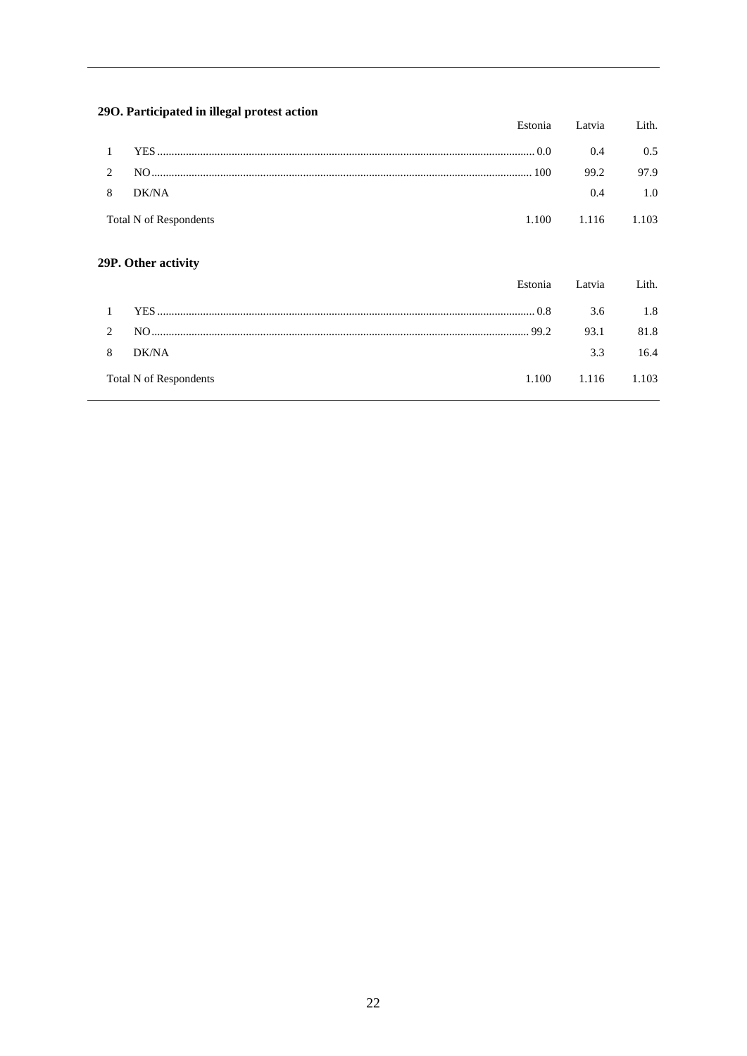### 29O. Participated in illegal protest action

| | | Estonia | Latvia | Lith. |
|---|---|---|---|---|
| 1 | YES | 0.0 | 0.4 | 0.5 |
| 2 | NO | 100 | 99.2 | 97.9 |
| 8 | DK/NA | | 0.4 | 1.0 |
| Total N of Respondents | | 1.100 | 1.116 | 1.103 |

### 29P. Other activity

| | | Estonia | Latvia | Lith. |
|---|---|---|---|---|
| 1 | YES | 0.8 | 3.6 | 1.8 |
| 2 | NO | 99.2 | 93.1 | 81.8 |
| 8 | DK/NA | | 3.3 | 16.4 |
| Total N of Respondents | | 1.100 | 1.116 | 1.103 |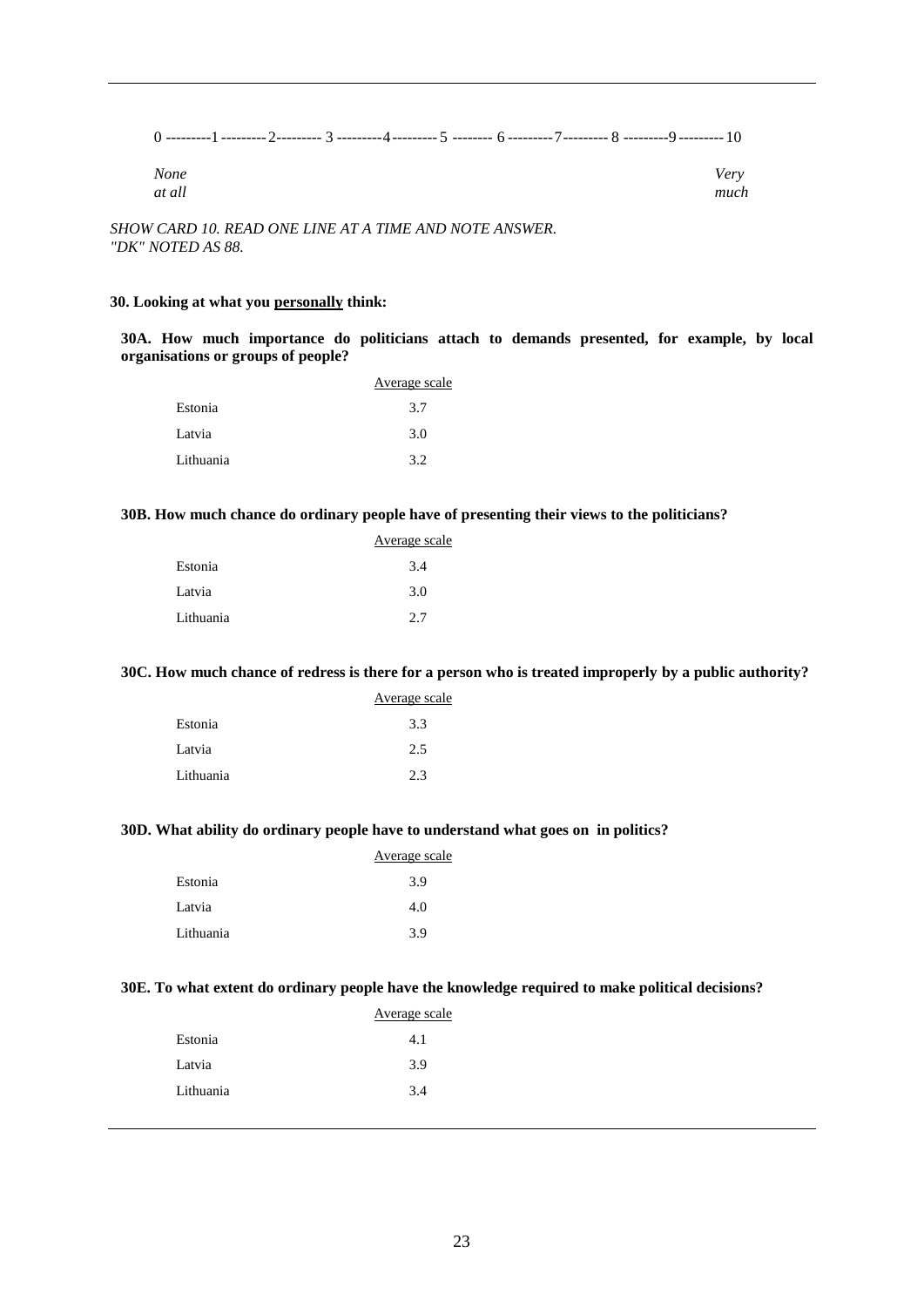0 ---------1 ---------2--------- 3 ---------4--------- 5 -------- 6 ---------7--------- 8 ---------9 --------- 10

*None at all* *Very much*

*SHOW CARD 10. READ ONE LINE AT A TIME AND NOTE ANSWER. "DK" NOTED AS 88.*

**30. Looking at what you personally think:**

**30A. How much importance do politicians attach to demands presented, for example, by local organisations or groups of people?**

| | Average scale |
|---|---|
| Estonia | 3.7 |
| Latvia | 3.0 |
| Lithuania | 3.2 |

**30B. How much chance do ordinary people have of presenting their views to the politicians?**

| | Average scale |
|---|---|
| Estonia | 3.4 |
| Latvia | 3.0 |
| Lithuania | 2.7 |

**30C. How much chance of redress is there for a person who is treated improperly by a public authority?**

| | Average scale |
|---|---|
| Estonia | 3.3 |
| Latvia | 2.5 |
| Lithuania | 2.3 |

**30D. What ability do ordinary people have to understand what goes on in politics?**

| | Average scale |
|---|---|
| Estonia | 3.9 |
| Latvia | 4.0 |
| Lithuania | 3.9 |

**30E. To what extent do ordinary people have the knowledge required to make political decisions?**

| | Average scale |
|---|---|
| Estonia | 4.1 |
| Latvia | 3.9 |
| Lithuania | 3.4 |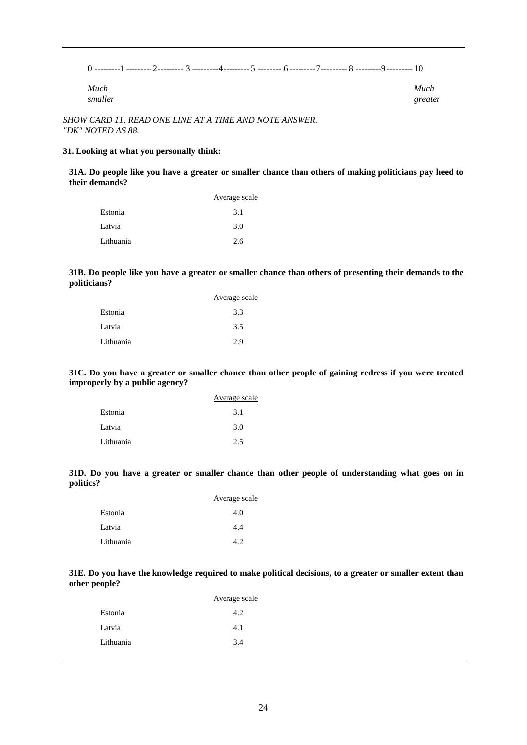0 ---------1 ---------2--------- 3 ---------4---------5 -------- 6 ---------7--------- 8 ---------9---------10

*Much smaller* *Much greater*

*SHOW CARD 11. READ ONE LINE AT A TIME AND NOTE ANSWER. "DK" NOTED AS 88.*

**31. Looking at what you personally think:**

**31A. Do people like you have a greater or smaller chance than others of making politicians pay heed to their demands?**

| | Average scale |
|---|---|
| Estonia | 3.1 |
| Latvia | 3.0 |
| Lithuania | 2.6 |

**31B. Do people like you have a greater or smaller chance than others of presenting their demands to the politicians?**

| | Average scale |
|---|---|
| Estonia | 3.3 |
| Latvia | 3.5 |
| Lithuania | 2.9 |

**31C. Do you have a greater or smaller chance than other people of gaining redress if you were treated improperly by a public agency?**

| | Average scale |
|---|---|
| Estonia | 3.1 |
| Latvia | 3.0 |
| Lithuania | 2.5 |

**31D. Do you have a greater or smaller chance than other people of understanding what goes on in politics?**

| | Average scale |
|---|---|
| Estonia | 4.0 |
| Latvia | 4.4 |
| Lithuania | 4.2 |

**31E. Do you have the knowledge required to make political decisions, to a greater or smaller extent than other people?**

| | Average scale |
|---|---|
| Estonia | 4.2 |
| Latvia | 4.1 |
| Lithuania | 3.4 |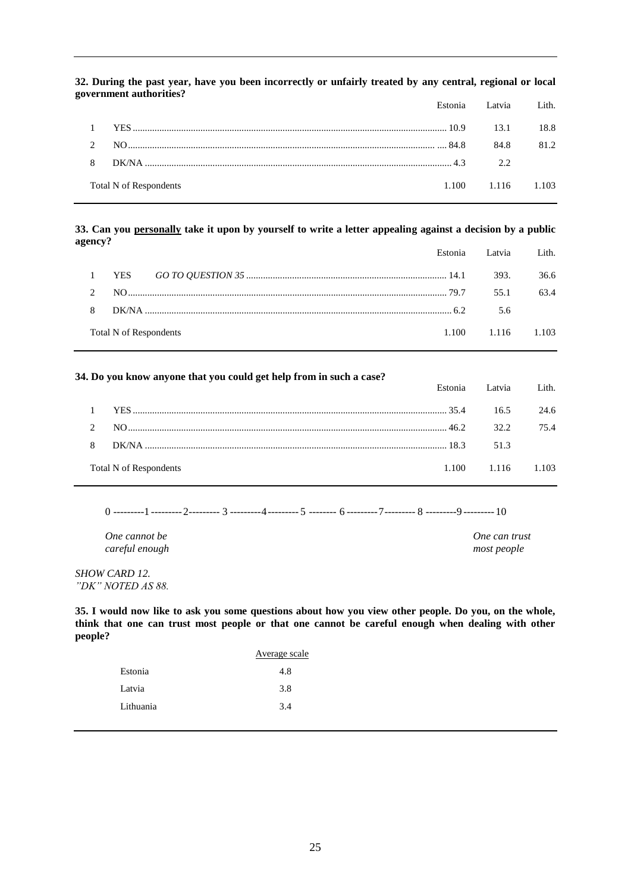**32. During the past year, have you been incorrectly or unfairly treated by any central, regional or local government authorities?**

| | | Estonia | Latvia | Lith. |
|---|---|---|---|---|
| 1 | YES | 10.9 | 13.1 | 18.8 |
| 2 | NO | 84.8 | 84.8 | 81.2 |
| 8 | DK/NA | 4.3 | 2.2 | |
| | Total N of Respondents | 1.100 | 1.116 | 1.103 |

**33. Can you <u>personally</u> take it upon by yourself to write a letter appealing against a decision by a public agency?**

| | | Estonia | Latvia | Lith. |
|---|---|---|---|---|
| 1 | YES *GO TO QUESTION 35* | 14.1 | 393. | 36.6 |
| 2 | NO | 79.7 | 55.1 | 63.4 |
| 8 | DK/NA | 6.2 | 5.6 | |
| | Total N of Respondents | 1.100 | 1.116 | 1.103 |

**34. Do you know anyone that you could get help from in such a case?**

| | | Estonia | Latvia | Lith. |
|---|---|---|---|---|
| 1 | YES | 35.4 | 16.5 | 24.6 |
| 2 | NO | 46.2 | 32.2 | 75.4 |
| 8 | DK/NA | 18.3 | 51.3 | |
| | Total N of Respondents | 1.100 | 1.116 | 1.103 |

0 ---------1 ---------2--------- 3 ---------4---------5 -------- 6 ---------7--------- 8 ---------9---------10

*One cannot be careful enough* — *One can trust most people*

*SHOW CARD 12.*
*"DK" NOTED AS 88.*

**35. I would now like to ask you some questions about how you view other people. Do you, on the whole, think that one can trust most people or that one cannot be careful enough when dealing with other people?**

| | Average scale |
|---|---|
| Estonia | 4.8 |
| Latvia | 3.8 |
| Lithuania | 3.4 |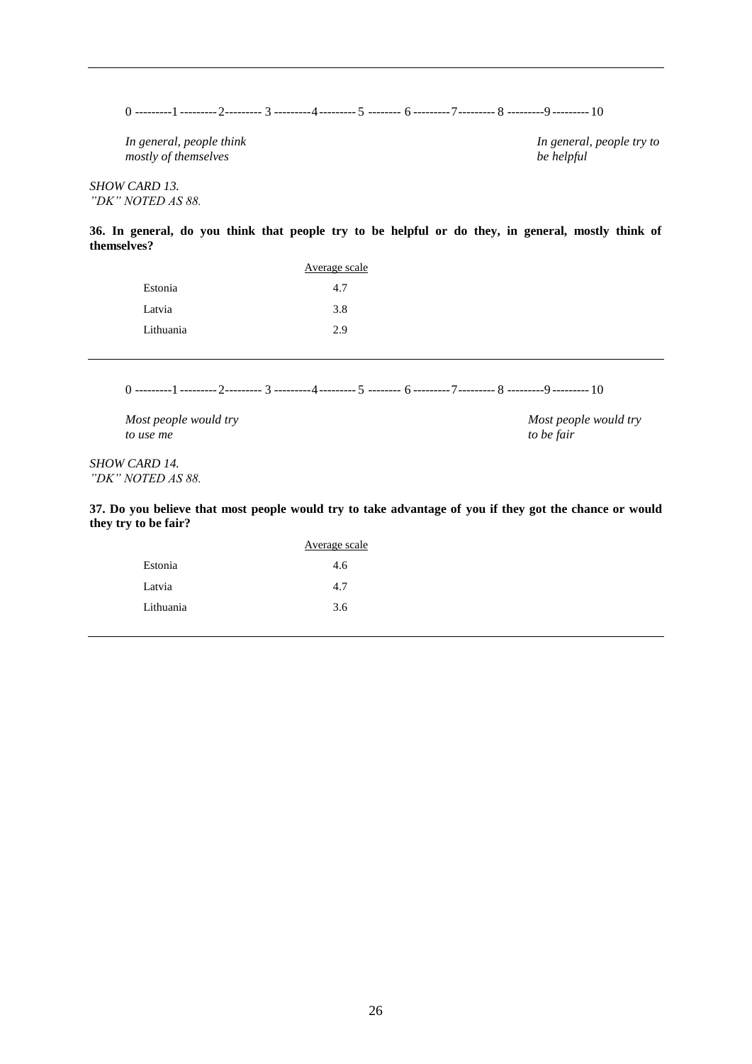0 ---------1 ---------2--------- 3 ---------4---------5 -------- 6 ---------7--------- 8 ---------9 ---------10

*In general, people think mostly of themselves* — *In general, people try to be helpful*

*SHOW CARD 13.*
*"DK" NOTED AS 88.*

**36. In general, do you think that people try to be helpful or do they, in general, mostly think of themselves?**

| | Average scale |
|---|---|
| Estonia | 4.7 |
| Latvia | 3.8 |
| Lithuania | 2.9 |

---

0 ---------1 ---------2--------- 3 ---------4---------5 -------- 6 ---------7--------- 8 ---------9 ---------10

*Most people would try to use me* — *Most people would try to be fair*

*SHOW CARD 14.*
*"DK" NOTED AS 88.*

**37. Do you believe that most people would try to take advantage of you if they got the chance or would they try to be fair?**

| | Average scale |
|---|---|
| Estonia | 4.6 |
| Latvia | 4.7 |
| Lithuania | 3.6 |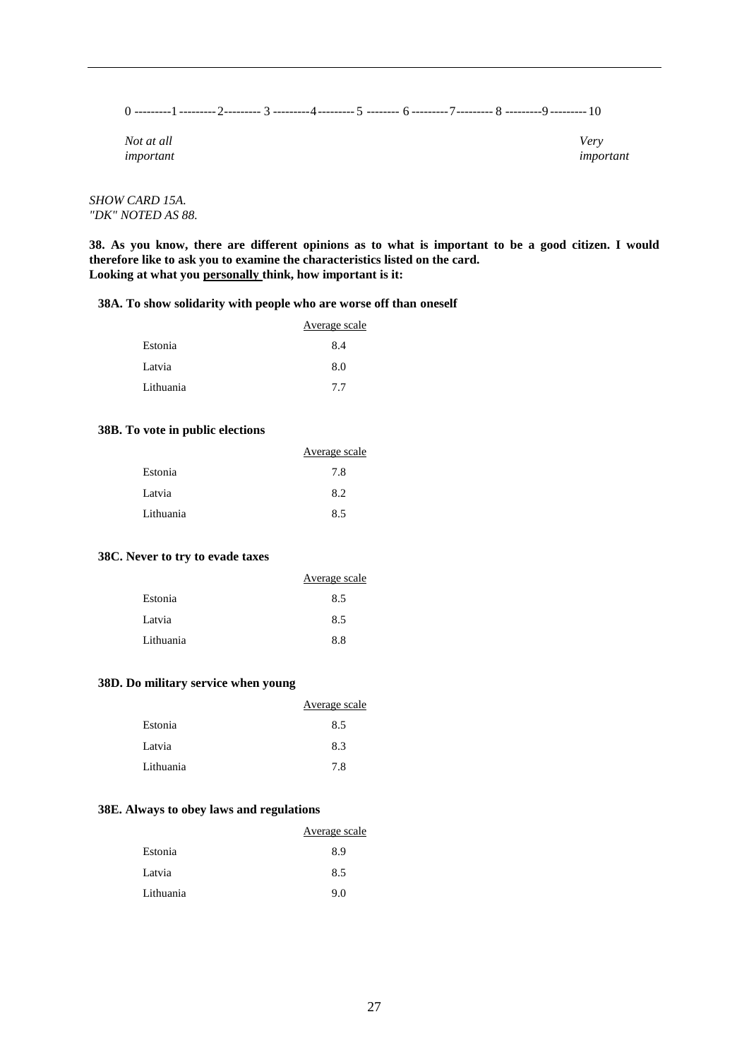0 ---------1 ---------2--------- 3 ---------4--------- 5 -------- 6 ---------7--------- 8 ---------9 --------- 10

*Not at all important* | *Very important*

*SHOW CARD 15A.*
*"DK" NOTED AS 88.*

**38. As you know, there are different opinions as to what is important to be a good citizen. I would therefore like to ask you to examine the characteristics listed on the card.**
**Looking at what you personally think, how important is it:**

**38A. To show solidarity with people who are worse off than oneself**

| | Average scale |
|---|---|
| Estonia | 8.4 |
| Latvia | 8.0 |
| Lithuania | 7.7 |

**38B. To vote in public elections**

| | Average scale |
|---|---|
| Estonia | 7.8 |
| Latvia | 8.2 |
| Lithuania | 8.5 |

**38C. Never to try to evade taxes**

| | Average scale |
|---|---|
| Estonia | 8.5 |
| Latvia | 8.5 |
| Lithuania | 8.8 |

**38D. Do military service when young**

| | Average scale |
|---|---|
| Estonia | 8.5 |
| Latvia | 8.3 |
| Lithuania | 7.8 |

**38E. Always to obey laws and regulations**

| | Average scale |
|---|---|
| Estonia | 8.9 |
| Latvia | 8.5 |
| Lithuania | 9.0 |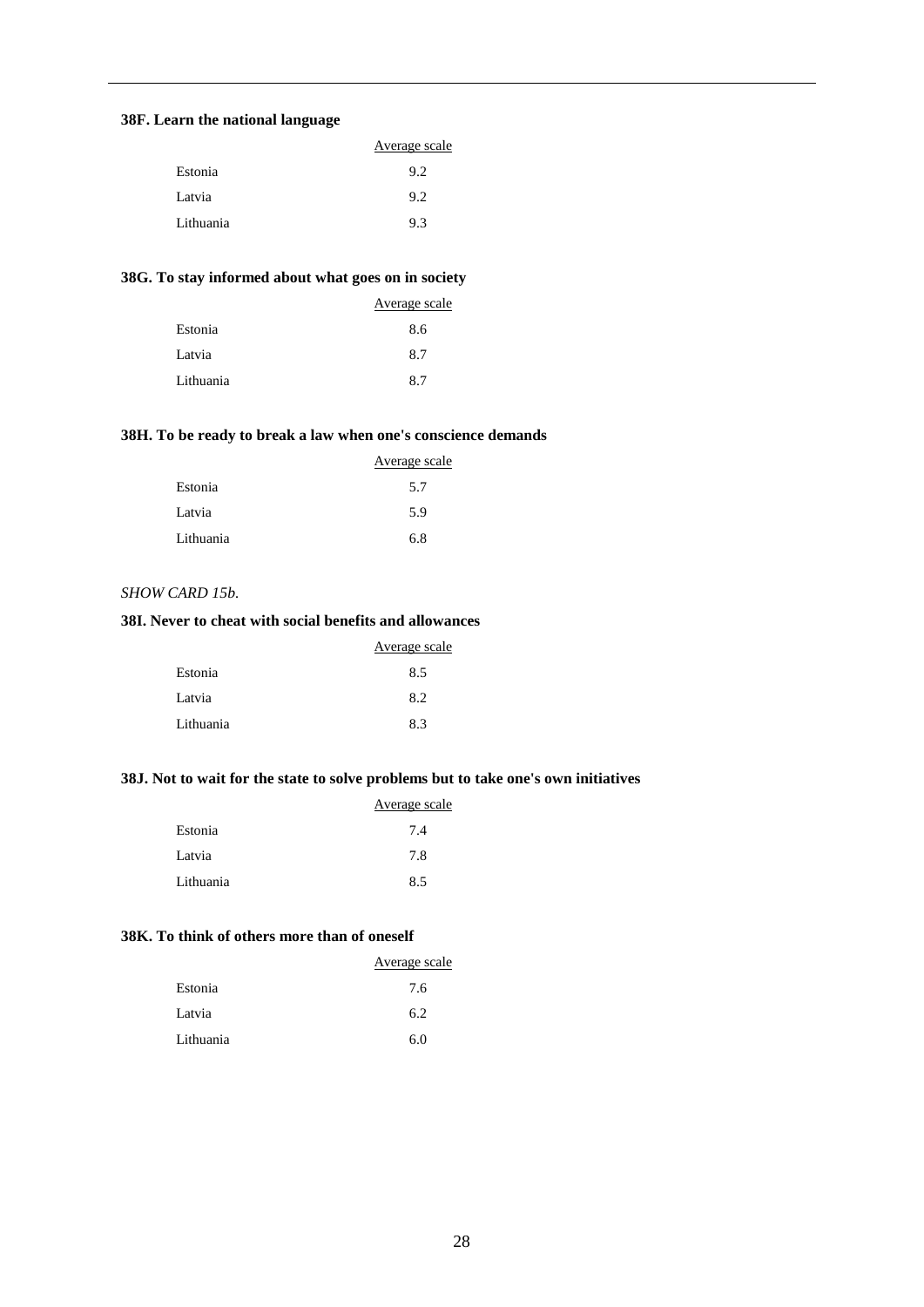**38F. Learn the national language**

| | Average scale |
|---|---|
| Estonia | 9.2 |
| Latvia | 9.2 |
| Lithuania | 9.3 |

**38G. To stay informed about what goes on in society**

| | Average scale |
|---|---|
| Estonia | 8.6 |
| Latvia | 8.7 |
| Lithuania | 8.7 |

**38H. To be ready to break a law when one's conscience demands**

| | Average scale |
|---|---|
| Estonia | 5.7 |
| Latvia | 5.9 |
| Lithuania | 6.8 |

*SHOW CARD 15b.*

**38I. Never to cheat with social benefits and allowances**

| | Average scale |
|---|---|
| Estonia | 8.5 |
| Latvia | 8.2 |
| Lithuania | 8.3 |

**38J. Not to wait for the state to solve problems but to take one's own initiatives**

| | Average scale |
|---|---|
| Estonia | 7.4 |
| Latvia | 7.8 |
| Lithuania | 8.5 |

**38K. To think of others more than of oneself**

| | Average scale |
|---|---|
| Estonia | 7.6 |
| Latvia | 6.2 |
| Lithuania | 6.0 |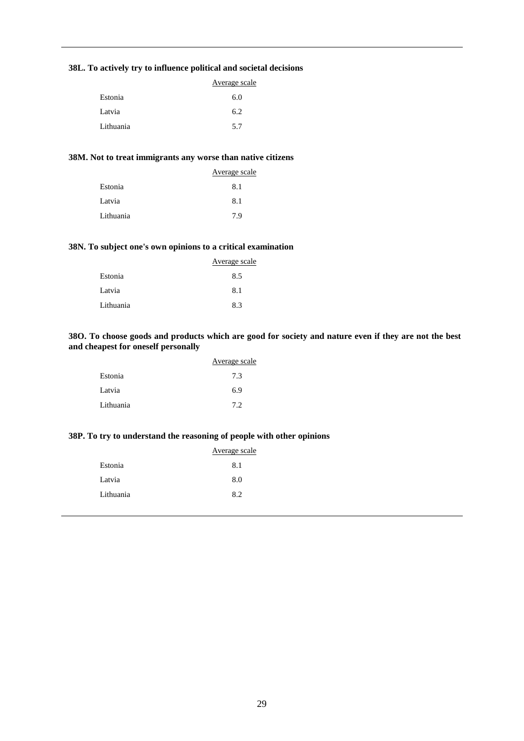**38L. To actively try to influence political and societal decisions**

| | Average scale |
|---|---|
| Estonia | 6.0 |
| Latvia | 6.2 |
| Lithuania | 5.7 |

**38M. Not to treat immigrants any worse than native citizens**

| | Average scale |
|---|---|
| Estonia | 8.1 |
| Latvia | 8.1 |
| Lithuania | 7.9 |

**38N. To subject one's own opinions to a critical examination**

| | Average scale |
|---|---|
| Estonia | 8.5 |
| Latvia | 8.1 |
| Lithuania | 8.3 |

**38O. To choose goods and products which are good for society and nature even if they are not the best and cheapest for oneself personally**

| | Average scale |
|---|---|
| Estonia | 7.3 |
| Latvia | 6.9 |
| Lithuania | 7.2 |

**38P. To try to understand the reasoning of people with other opinions**

| | Average scale |
|---|---|
| Estonia | 8.1 |
| Latvia | 8.0 |
| Lithuania | 8.2 |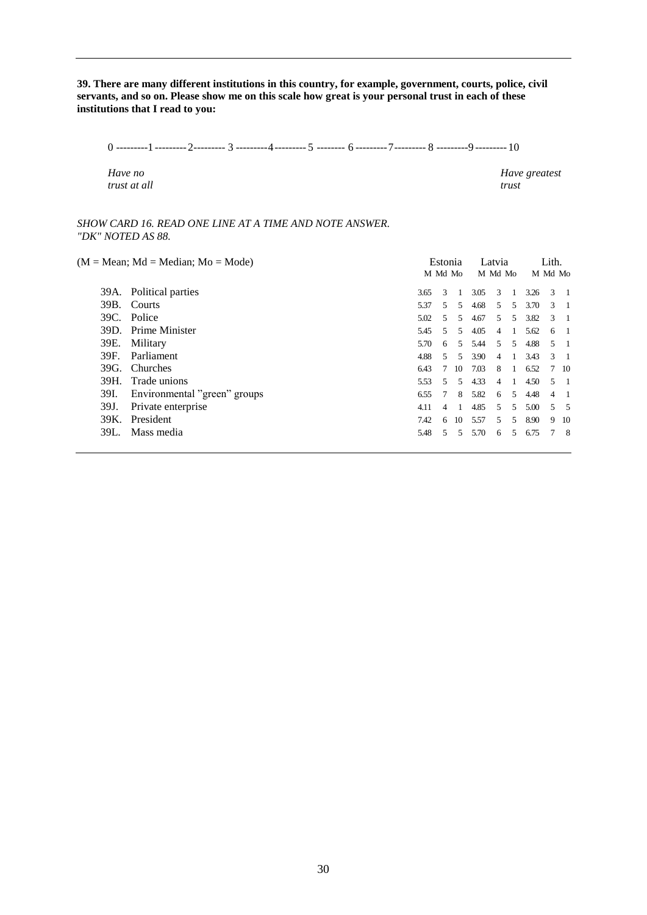**39. There are many different institutions in this country, for example, government, courts, police, civil servants, and so on. Please show me on this scale how great is your personal trust in each of these institutions that I read to you:**

0 ---------1---------2--------- 3 ---------4---------5 -------- 6---------7--------- 8 ---------9---------10

*Have no trust at all* — *Have greatest trust*

*SHOW CARD 16. READ ONE LINE AT A TIME AND NOTE ANSWER. "DK" NOTED AS 88.*

| (M = Mean; Md = Median; Mo = Mode) | Estonia | | | Latvia | | | Lith. | | |
|---|---|---|---|---|---|---|---|---|---|
| | M | Md | Mo | M | Md | Mo | M | Md | Mo |
| 39A. Political parties | 3.65 | 3 | 1 | 3.05 | 3 | 1 | 3.26 | 3 | 1 |
| 39B. Courts | 5.37 | 5 | 5 | 4.68 | 5 | 5 | 3.70 | 3 | 1 |
| 39C. Police | 5.02 | 5 | 5 | 4.67 | 5 | 5 | 3.82 | 3 | 1 |
| 39D. Prime Minister | 5.45 | 5 | 5 | 4.05 | 4 | 1 | 5.62 | 6 | 1 |
| 39E. Military | 5.70 | 6 | 5 | 5.44 | 5 | 5 | 4.88 | 5 | 1 |
| 39F. Parliament | 4.88 | 5 | 5 | 3.90 | 4 | 1 | 3.43 | 3 | 1 |
| 39G. Churches | 6.43 | 7 | 10 | 7.03 | 8 | 1 | 6.52 | 7 | 10 |
| 39H. Trade unions | 5.53 | 5 | 5 | 4.33 | 4 | 1 | 4.50 | 5 | 1 |
| 39I. Environmental "green" groups | 6.55 | 7 | 8 | 5.82 | 6 | 5 | 4.48 | 4 | 1 |
| 39J. Private enterprise | 4.11 | 4 | 1 | 4.85 | 5 | 5 | 5.00 | 5 | 5 |
| 39K. President | 7.42 | 6 | 10 | 5.57 | 5 | 5 | 8.90 | 9 | 10 |
| 39L. Mass media | 5.48 | 5 | 5 | 5.70 | 6 | 5 | 6.75 | 7 | 8 |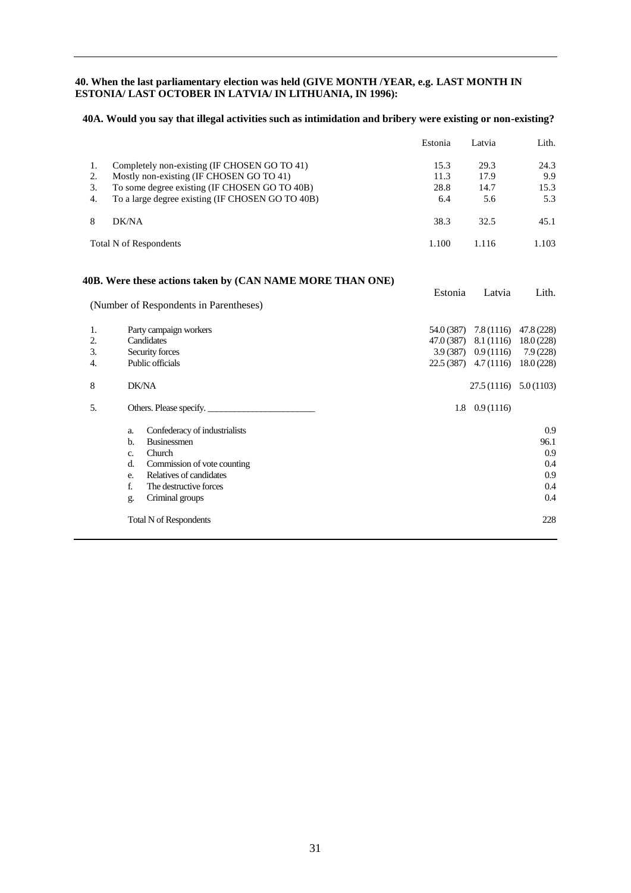**40. When the last parliamentary election was held (GIVE MONTH /YEAR, e.g. LAST MONTH IN ESTONIA/ LAST OCTOBER IN LATVIA/ IN LITHUANIA, IN 1996):**

**40A. Would you say that illegal activities such as intimidation and bribery were existing or non-existing?**

| | | Estonia | Latvia | Lith. |
|---|---|---|---|---|
| 1. | Completely non-existing (IF CHOSEN GO TO 41) | 15.3 | 29.3 | 24.3 |
| 2. | Mostly non-existing (IF CHOSEN GO TO 41) | 11.3 | 17.9 | 9.9 |
| 3. | To some degree existing (IF CHOSEN GO TO 40B) | 28.8 | 14.7 | 15.3 |
| 4. | To a large degree existing (IF CHOSEN GO TO 40B) | 6.4 | 5.6 | 5.3 |
| 8 | DK/NA | 38.3 | 32.5 | 45.1 |
| | Total N of Respondents | 1.100 | 1.116 | 1.103 |

**40B. Were these actions taken by (CAN NAME MORE THAN ONE)**

(Number of Respondents in Parentheses)

| | | Estonia | Latvia | Lith. |
|---|---|---|---|---|
| 1. | Party campaign workers | 54.0 (387) | 7.8 (1116) | 47.8 (228) |
| 2. | Candidates | 47.0 (387) | 8.1 (1116) | 18.0 (228) |
| 3. | Security forces | 3.9 (387) | 0.9 (1116) | 7.9 (228) |
| 4. | Public officials | 22.5 (387) | 4.7 (1116) | 18.0 (228) |
| 8 | DK/NA | | 27.5 (1116) | 5.0 (1103) |
| 5. | Others. Please specify. ________________________ | 1.8 | 0.9 (1116) | |
| | a. Confederacy of industrialists | | | 0.9 |
| | b. Businessmen | | | 96.1 |
| | c. Church | | | 0.9 |
| | d. Commission of vote counting | | | 0.4 |
| | e. Relatives of candidates | | | 0.9 |
| | f. The destructive forces | | | 0.4 |
| | g. Criminal groups | | | 0.4 |
| | Total N of Respondents | | | 228 |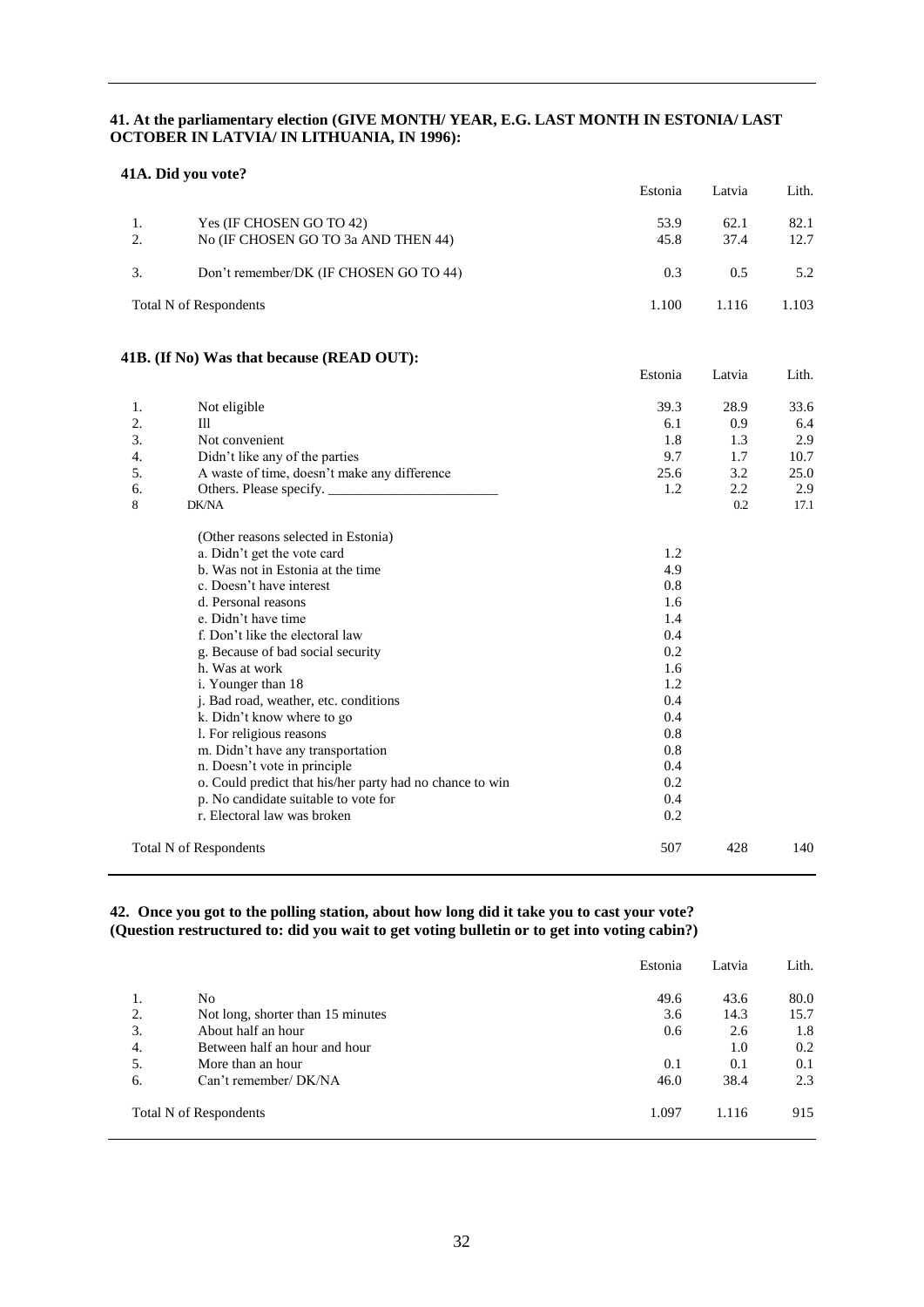**41. At the parliamentary election (GIVE MONTH/ YEAR, E.G. LAST MONTH IN ESTONIA/ LAST OCTOBER IN LATVIA/ IN LITHUANIA, IN 1996):**

**41A. Did you vote?**

| | | Estonia | Latvia | Lith. |
|---|---|---|---|---|
| 1. | Yes (IF CHOSEN GO TO 42) | 53.9 | 62.1 | 82.1 |
| 2. | No (IF CHOSEN GO TO 3a AND THEN 44) | 45.8 | 37.4 | 12.7 |
| 3. | Don't remember/DK (IF CHOSEN GO TO 44) | 0.3 | 0.5 | 5.2 |
| | Total N of Respondents | 1.100 | 1.116 | 1.103 |

**41B. (If No) Was that because (READ OUT):**

| | | Estonia | Latvia | Lith. |
|---|---|---|---|---|
| 1. | Not eligible | 39.3 | 28.9 | 33.6 |
| 2. | Ill | 6.1 | 0.9 | 6.4 |
| 3. | Not convenient | 1.8 | 1.3 | 2.9 |
| 4. | Didn't like any of the parties | 9.7 | 1.7 | 10.7 |
| 5. | A waste of time, doesn't make any difference | 25.6 | 3.2 | 25.0 |
| 6. | Others. Please specify. ________________________ | 1.2 | 2.2 | 2.9 |
| 8 | DK/NA | | 0.2 | 17.1 |
| | (Other reasons selected in Estonia) | | | |
| | a. Didn't get the vote card | 1.2 | | |
| | b. Was not in Estonia at the time | 4.9 | | |
| | c. Doesn't have interest | 0.8 | | |
| | d. Personal reasons | 1.6 | | |
| | e. Didn't have time | 1.4 | | |
| | f. Don't like the electoral law | 0.4 | | |
| | g. Because of bad social security | 0.2 | | |
| | h. Was at work | 1.6 | | |
| | i. Younger than 18 | 1.2 | | |
| | j. Bad road, weather, etc. conditions | 0.4 | | |
| | k. Didn't know where to go | 0.4 | | |
| | l. For religious reasons | 0.8 | | |
| | m. Didn't have any transportation | 0.8 | | |
| | n. Doesn't vote in principle | 0.4 | | |
| | o. Could predict that his/her party had no chance to win | 0.2 | | |
| | p. No candidate suitable to vote for | 0.4 | | |
| | r. Electoral law was broken | 0.2 | | |
| | Total N of Respondents | 507 | 428 | 140 |

**42. Once you got to the polling station, about how long did it take you to cast your vote? (Question restructured to: did you wait to get voting bulletin or to get into voting cabin?)**

| | | Estonia | Latvia | Lith. |
|---|---|---|---|---|
| 1. | No | 49.6 | 43.6 | 80.0 |
| 2. | Not long, shorter than 15 minutes | 3.6 | 14.3 | 15.7 |
| 3. | About half an hour | 0.6 | 2.6 | 1.8 |
| 4. | Between half an hour and hour | | 1.0 | 0.2 |
| 5. | More than an hour | 0.1 | 0.1 | 0.1 |
| 6. | Can't remember/ DK/NA | 46.0 | 38.4 | 2.3 |
| | Total N of Respondents | 1.097 | 1.116 | 915 |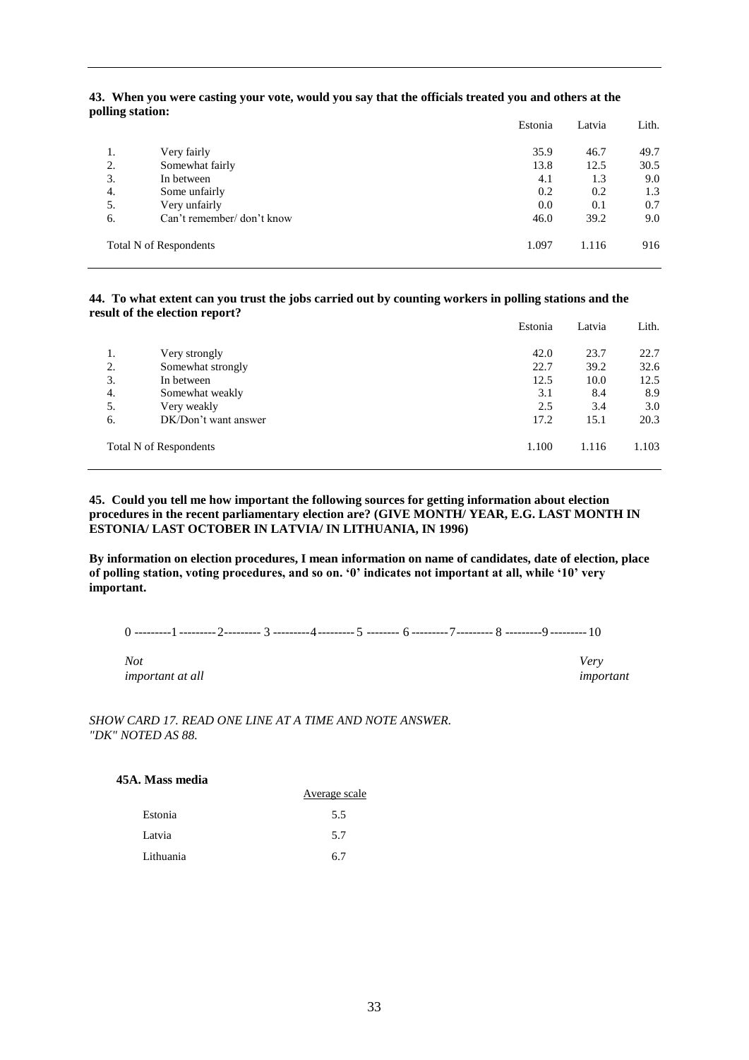**43. When you were casting your vote, would you say that the officials treated you and others at the polling station:**

| | | Estonia | Latvia | Lith. |
|---|---|---|---|---|
| 1. | Very fairly | 35.9 | 46.7 | 49.7 |
| 2. | Somewhat fairly | 13.8 | 12.5 | 30.5 |
| 3. | In between | 4.1 | 1.3 | 9.0 |
| 4. | Some unfairly | 0.2 | 0.2 | 1.3 |
| 5. | Very unfairly | 0.0 | 0.1 | 0.7 |
| 6. | Can't remember/ don't know | 46.0 | 39.2 | 9.0 |
| Total N of Respondents | | 1.097 | 1.116 | 916 |

**44. To what extent can you trust the jobs carried out by counting workers in polling stations and the result of the election report?**

| | | Estonia | Latvia | Lith. |
|---|---|---|---|---|
| 1. | Very strongly | 42.0 | 23.7 | 22.7 |
| 2. | Somewhat strongly | 22.7 | 39.2 | 32.6 |
| 3. | In between | 12.5 | 10.0 | 12.5 |
| 4. | Somewhat weakly | 3.1 | 8.4 | 8.9 |
| 5. | Very weakly | 2.5 | 3.4 | 3.0 |
| 6. | DK/Don't want answer | 17.2 | 15.1 | 20.3 |
| Total N of Respondents | | 1.100 | 1.116 | 1.103 |

**45. Could you tell me how important the following sources for getting information about election procedures in the recent parliamentary election are? (GIVE MONTH/ YEAR, E.G. LAST MONTH IN ESTONIA/ LAST OCTOBER IN LATVIA/ IN LITHUANIA, IN 1996)**

**By information on election procedures, I mean information on name of candidates, date of election, place of polling station, voting procedures, and so on. '0' indicates not important at all, while '10' very important.**

0 ---------1---------2--------- 3 ---------4---------5 -------- 6 ---------7--------- 8 ---------9---------10

*Not important at all* ... *Very important*

*SHOW CARD 17. READ ONE LINE AT A TIME AND NOTE ANSWER. "DK" NOTED AS 88.*

**45A. Mass media**

| | Average scale |
|---|---|
| Estonia | 5.5 |
| Latvia | 5.7 |
| Lithuania | 6.7 |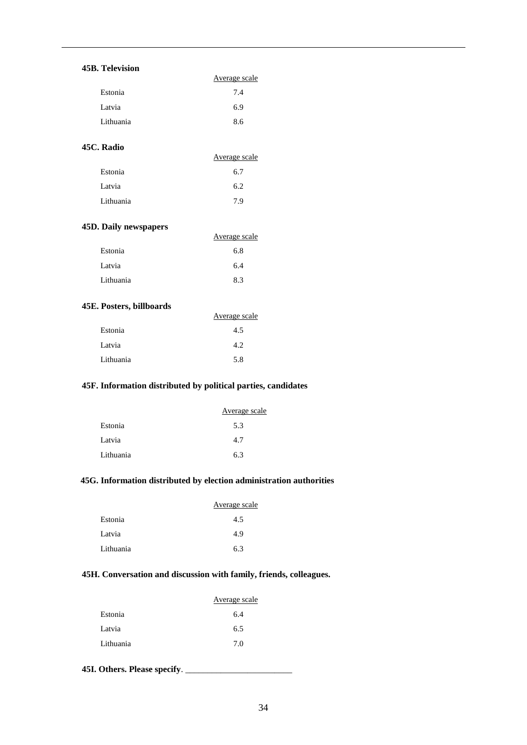**45B. Television**

| | Average scale |
|---|---|
| Estonia | 7.4 |
| Latvia | 6.9 |
| Lithuania | 8.6 |

**45C. Radio**

| | Average scale |
|---|---|
| Estonia | 6.7 |
| Latvia | 6.2 |
| Lithuania | 7.9 |

**45D. Daily newspapers**

| | Average scale |
|---|---|
| Estonia | 6.8 |
| Latvia | 6.4 |
| Lithuania | 8.3 |

**45E. Posters, billboards**

| | Average scale |
|---|---|
| Estonia | 4.5 |
| Latvia | 4.2 |
| Lithuania | 5.8 |

**45F. Information distributed by political parties, candidates**

| | Average scale |
|---|---|
| Estonia | 5.3 |
| Latvia | 4.7 |
| Lithuania | 6.3 |

**45G. Information distributed by election administration authorities**

| | Average scale |
|---|---|
| Estonia | 4.5 |
| Latvia | 4.9 |
| Lithuania | 6.3 |

**45H. Conversation and discussion with family, friends, colleagues.**

| | Average scale |
|---|---|
| Estonia | 6.4 |
| Latvia | 6.5 |
| Lithuania | 7.0 |

**45I. Others. Please specify**. ________________________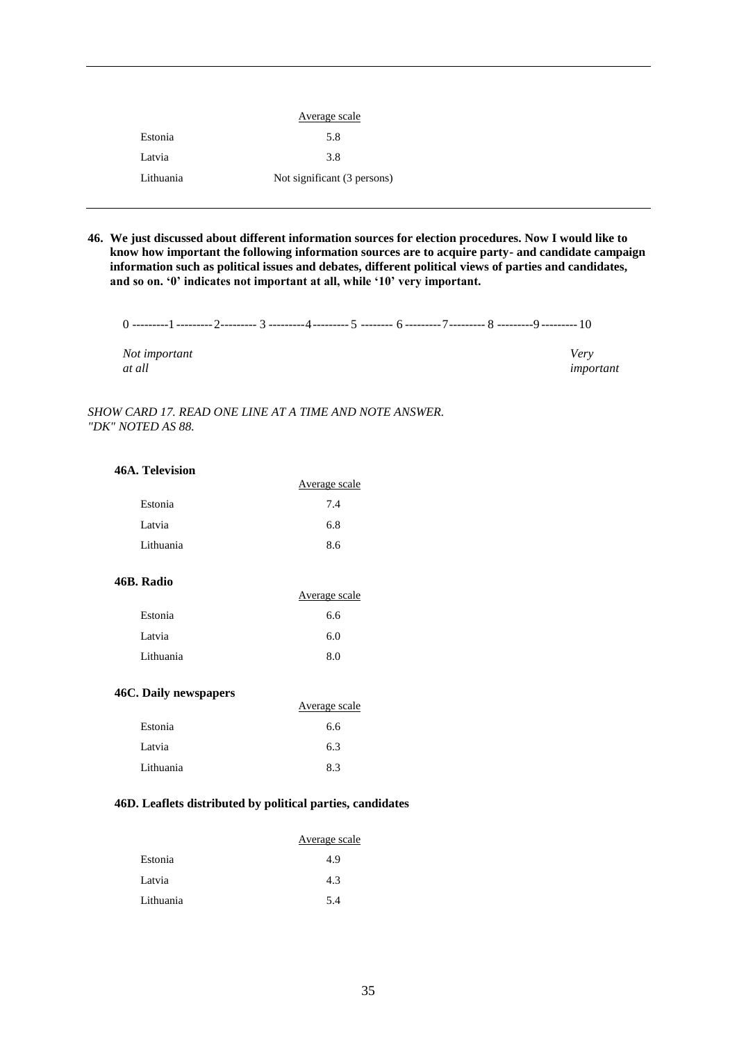| | Average scale |
|---|---|
| Estonia | 5.8 |
| Latvia | 3.8 |
| Lithuania | Not significant (3 persons) |

**46. We just discussed about different information sources for election procedures. Now I would like to know how important the following information sources are to acquire party- and candidate campaign information such as political issues and debates, different political views of parties and candidates, and so on. '0' indicates not important at all, while '10' very important.**

0 ---------1---------2--------- 3 ---------4---------5 -------- 6---------7--------- 8 ---------9---------10

*Not important at all* — *Very important*

*SHOW CARD 17. READ ONE LINE AT A TIME AND NOTE ANSWER. "DK" NOTED AS 88.*

**46A. Television**

| | Average scale |
|---|---|
| Estonia | 7.4 |
| Latvia | 6.8 |
| Lithuania | 8.6 |

**46B. Radio**

| | Average scale |
|---|---|
| Estonia | 6.6 |
| Latvia | 6.0 |
| Lithuania | 8.0 |

**46C. Daily newspapers**

| | Average scale |
|---|---|
| Estonia | 6.6 |
| Latvia | 6.3 |
| Lithuania | 8.3 |

**46D. Leaflets distributed by political parties, candidates**

| | Average scale |
|---|---|
| Estonia | 4.9 |
| Latvia | 4.3 |
| Lithuania | 5.4 |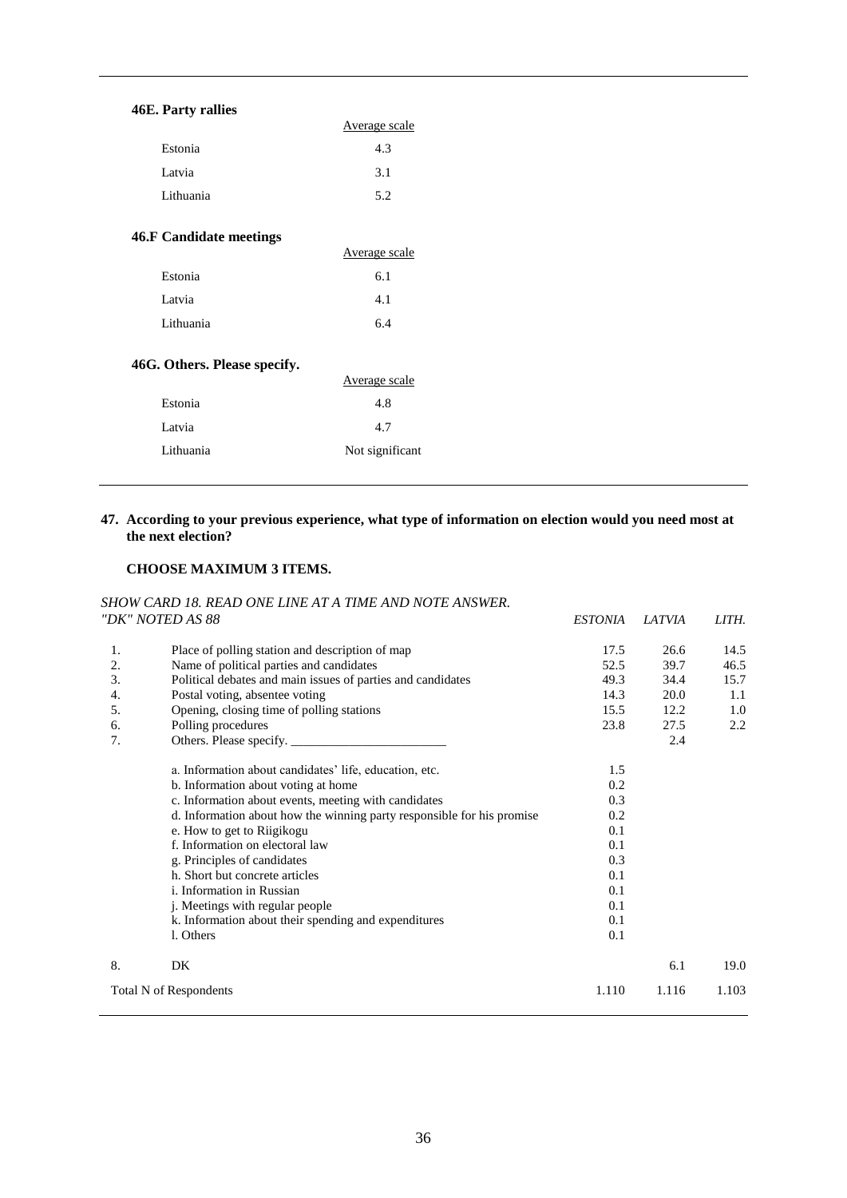**46E. Party rallies**

| | Average scale |
|---|---|
| Estonia | 4.3 |
| Latvia | 3.1 |
| Lithuania | 5.2 |

**46.F Candidate meetings**

| | Average scale |
|---|---|
| Estonia | 6.1 |
| Latvia | 4.1 |
| Lithuania | 6.4 |

**46G. Others. Please specify.**

| | Average scale |
|---|---|
| Estonia | 4.8 |
| Latvia | 4.7 |
| Lithuania | Not significant |

**47. According to your previous experience, what type of information on election would you need most at the next election?**

**CHOOSE MAXIMUM 3 ITEMS.**

*SHOW CARD 18. READ ONE LINE AT A TIME AND NOTE ANSWER.*
*"DK" NOTED AS 88*

| | | *ESTONIA* | *LATVIA* | *LITH.* |
|---|---|---|---|---|
| 1. | Place of polling station and description of map | 17.5 | 26.6 | 14.5 |
| 2. | Name of political parties and candidates | 52.5 | 39.7 | 46.5 |
| 3. | Political debates and main issues of parties and candidates | 49.3 | 34.4 | 15.7 |
| 4. | Postal voting, absentee voting | 14.3 | 20.0 | 1.1 |
| 5. | Opening, closing time of polling stations | 15.5 | 12.2 | 1.0 |
| 6. | Polling procedures | 23.8 | 27.5 | 2.2 |
| 7. | Others. Please specify. ________________________ | | 2.4 | |
| | a. Information about candidates' life, education, etc. | 1.5 | | |
| | b. Information about voting at home | 0.2 | | |
| | c. Information about events, meeting with candidates | 0.3 | | |
| | d. Information about how the winning party responsible for his promise | 0.2 | | |
| | e. How to get to Riigikogu | 0.1 | | |
| | f. Information on electoral law | 0.1 | | |
| | g. Principles of candidates | 0.3 | | |
| | h. Short but concrete articles | 0.1 | | |
| | i. Information in Russian | 0.1 | | |
| | j. Meetings with regular people | 0.1 | | |
| | k. Information about their spending and expenditures | 0.1 | | |
| | l. Others | 0.1 | | |
| 8. | DK | | 6.1 | 19.0 |
| Total N of Respondents | | 1.110 | 1.116 | 1.103 |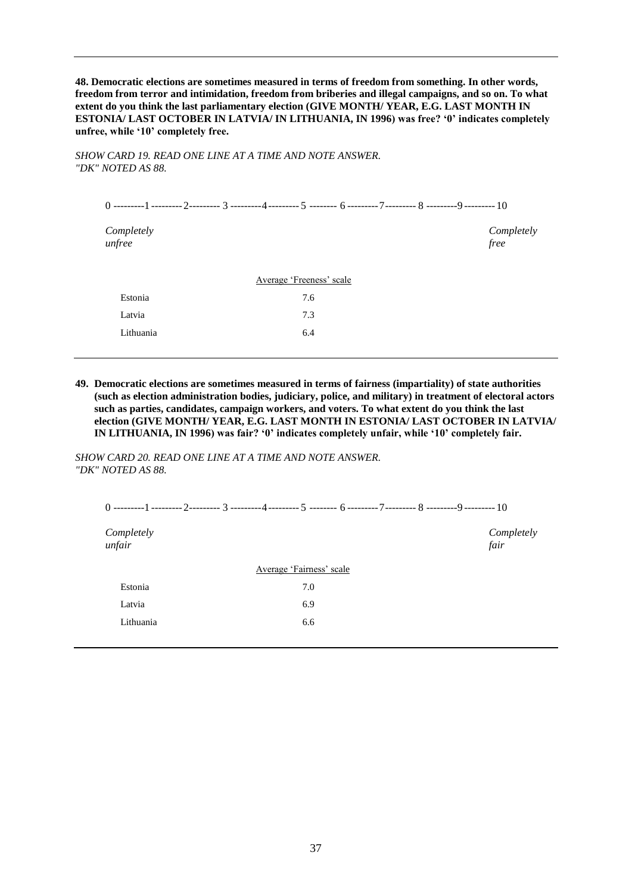**48. Democratic elections are sometimes measured in terms of freedom from something. In other words, freedom from terror and intimidation, freedom from briberies and illegal campaigns, and so on. To what extent do you think the last parliamentary election (GIVE MONTH/ YEAR, E.G. LAST MONTH IN ESTONIA/ LAST OCTOBER IN LATVIA/ IN LITHUANIA, IN 1996) was free? '0' indicates completely unfree, while '10' completely free.**

*SHOW CARD 19. READ ONE LINE AT A TIME AND NOTE ANSWER.*
*"DK" NOTED AS 88.*

0 ---------1 ---------2--------- 3 ---------4---------5 -------- 6 ---------7--------- 8 ---------9---------10

*Completely unfree* — *Completely free*

| | Average 'Freeness' scale |
|---|---|
| Estonia | 7.6 |
| Latvia | 7.3 |
| Lithuania | 6.4 |

**49. Democratic elections are sometimes measured in terms of fairness (impartiality) of state authorities (such as election administration bodies, judiciary, police, and military) in treatment of electoral actors such as parties, candidates, campaign workers, and voters. To what extent do you think the last election (GIVE MONTH/ YEAR, E.G. LAST MONTH IN ESTONIA/ LAST OCTOBER IN LATVIA/ IN LITHUANIA, IN 1996) was fair? '0' indicates completely unfair, while '10' completely fair.**

*SHOW CARD 20. READ ONE LINE AT A TIME AND NOTE ANSWER.*
*"DK" NOTED AS 88.*

0 ---------1 ---------2--------- 3 ---------4---------5 -------- 6 ---------7--------- 8 ---------9---------10

*Completely unfair* — *Completely fair*

| | Average 'Fairness' scale |
|---|---|
| Estonia | 7.0 |
| Latvia | 6.9 |
| Lithuania | 6.6 |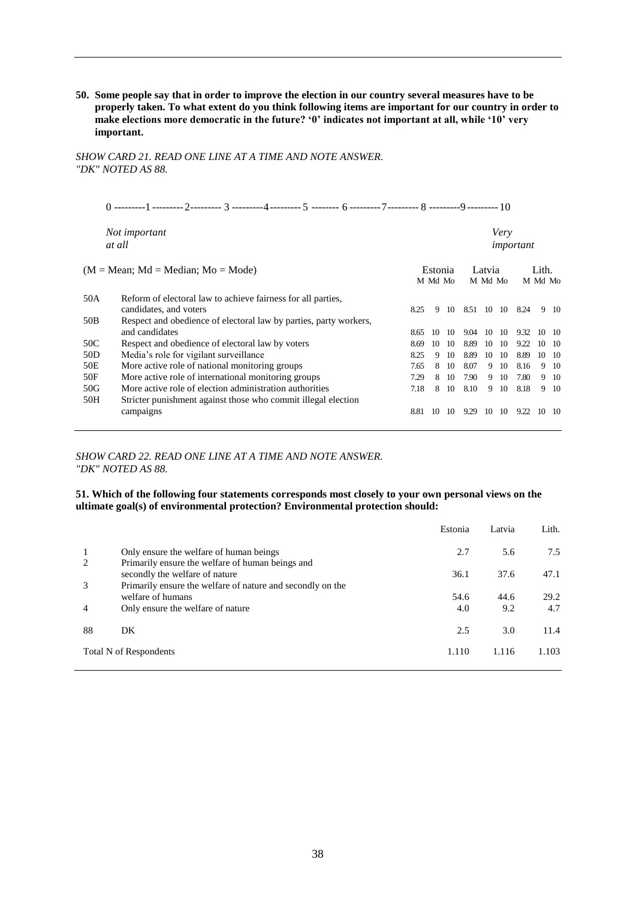**50. Some people say that in order to improve the election in our country several measures have to be properly taken. To what extent do you think following items are important for our country in order to make elections more democratic in the future? '0' indicates not important at all, while '10' very important.**

*SHOW CARD 21. READ ONE LINE AT A TIME AND NOTE ANSWER. "DK" NOTED AS 88.*

0 ---------1 ---------2--------- 3 ---------4--------- 5 -------- 6 ---------7--------- 8 ---------9 --------- 10

*Not important at all* ... *Very important*

(M = Mean; Md = Median; Mo = Mode)

| | | Estonia M | Md | Mo | Latvia M | Md | Mo | Lith. M | Md | Mo |
|---|---|---|---|---|---|---|---|---|---|---|
| 50A | Reform of electoral law to achieve fairness for all parties, candidates, and voters | 8.25 | 9 | 10 | 8.51 | 10 | 10 | 8.24 | 9 | 10 |
| 50B | Respect and obedience of electoral law by parties, party workers, and candidates | 8.65 | 10 | 10 | 9.04 | 10 | 10 | 9.32 | 10 | 10 |
| 50C | Respect and obedience of electoral law by voters | 8.69 | 10 | 10 | 8.89 | 10 | 10 | 9.22 | 10 | 10 |
| 50D | Media's role for vigilant surveillance | 8.25 | 9 | 10 | 8.89 | 10 | 10 | 8.89 | 10 | 10 |
| 50E | More active role of national monitoring groups | 7.65 | 8 | 10 | 8.07 | 9 | 10 | 8.16 | 9 | 10 |
| 50F | More active role of international monitoring groups | 7.29 | 8 | 10 | 7.90 | 9 | 10 | 7.80 | 9 | 10 |
| 50G | More active role of election administration authorities | 7.18 | 8 | 10 | 8.10 | 9 | 10 | 8.18 | 9 | 10 |
| 50H | Stricter punishment against those who commit illegal election campaigns | 8.81 | 10 | 10 | 9.29 | 10 | 10 | 9.22 | 10 | 10 |

*SHOW CARD 22. READ ONE LINE AT A TIME AND NOTE ANSWER. "DK" NOTED AS 88.*

**51. Which of the following four statements corresponds most closely to your own personal views on the ultimate goal(s) of environmental protection? Environmental protection should:**

| | | Estonia | Latvia | Lith. |
|---|---|---|---|---|
| 1 | Only ensure the welfare of human beings | 2.7 | 5.6 | 7.5 |
| 2 | Primarily ensure the welfare of human beings and secondly the welfare of nature | 36.1 | 37.6 | 47.1 |
| 3 | Primarily ensure the welfare of nature and secondly on the welfare of humans | 54.6 | 44.6 | 29.2 |
| 4 | Only ensure the welfare of nature | 4.0 | 9.2 | 4.7 |
| 88 | DK | 2.5 | 3.0 | 11.4 |
| Total N of Respondents | | 1.110 | 1.116 | 1.103 |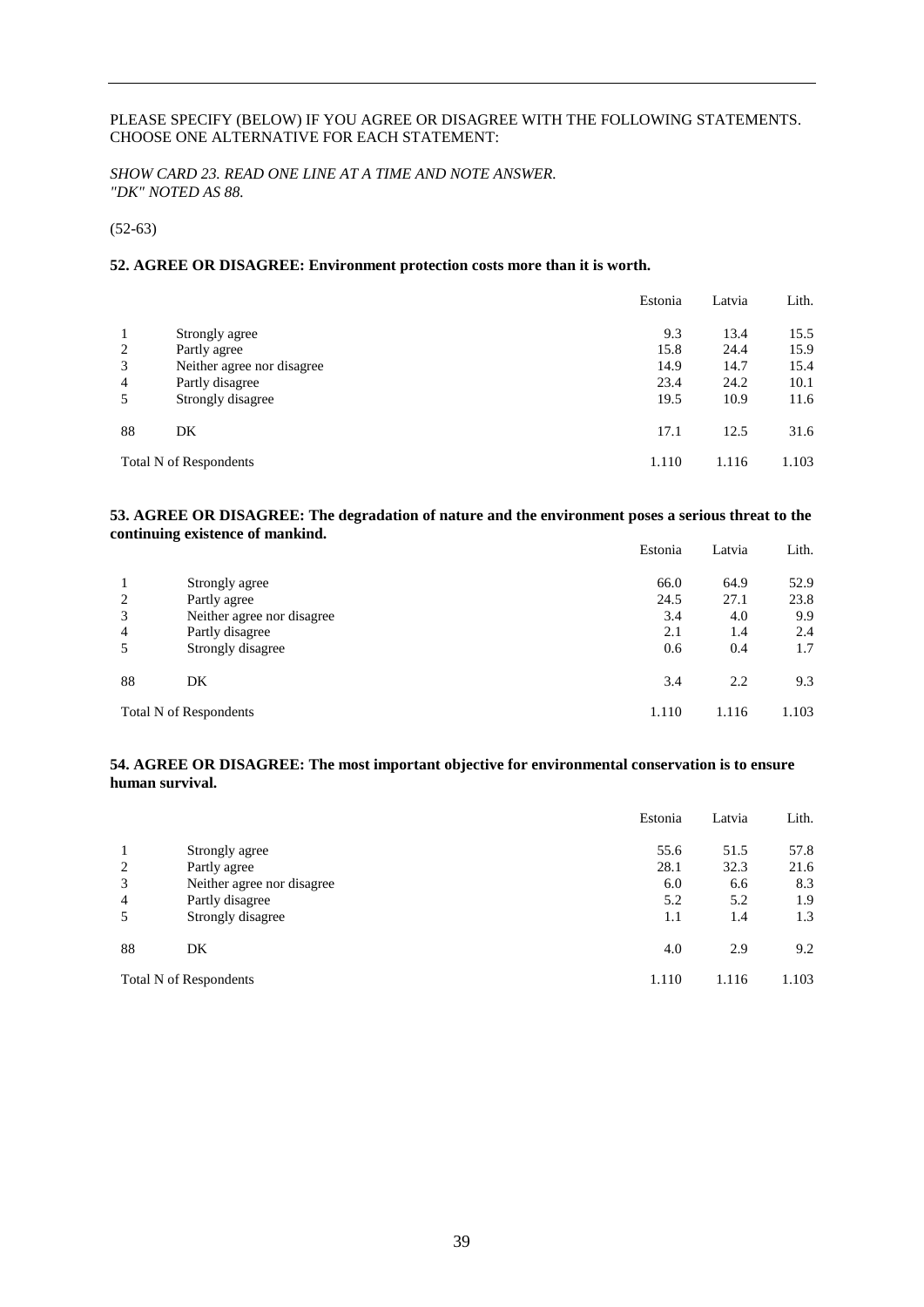PLEASE SPECIFY (BELOW) IF YOU AGREE OR DISAGREE WITH THE FOLLOWING STATEMENTS. CHOOSE ONE ALTERNATIVE FOR EACH STATEMENT:

*SHOW CARD 23. READ ONE LINE AT A TIME AND NOTE ANSWER. "DK" NOTED AS 88.*

(52-63)

**52. AGREE OR DISAGREE: Environment protection costs more than it is worth.**

| | | Estonia | Latvia | Lith. |
|---|---|---|---|---|
| 1 | Strongly agree | 9.3 | 13.4 | 15.5 |
| 2 | Partly agree | 15.8 | 24.4 | 15.9 |
| 3 | Neither agree nor disagree | 14.9 | 14.7 | 15.4 |
| 4 | Partly disagree | 23.4 | 24.2 | 10.1 |
| 5 | Strongly disagree | 19.5 | 10.9 | 11.6 |
| 88 | DK | 17.1 | 12.5 | 31.6 |
| Total N of Respondents | | 1.110 | 1.116 | 1.103 |

**53. AGREE OR DISAGREE: The degradation of nature and the environment poses a serious threat to the continuing existence of mankind.**

| | | Estonia | Latvia | Lith. |
|---|---|---|---|---|
| 1 | Strongly agree | 66.0 | 64.9 | 52.9 |
| 2 | Partly agree | 24.5 | 27.1 | 23.8 |
| 3 | Neither agree nor disagree | 3.4 | 4.0 | 9.9 |
| 4 | Partly disagree | 2.1 | 1.4 | 2.4 |
| 5 | Strongly disagree | 0.6 | 0.4 | 1.7 |
| 88 | DK | 3.4 | 2.2 | 9.3 |
| Total N of Respondents | | 1.110 | 1.116 | 1.103 |

**54. AGREE OR DISAGREE: The most important objective for environmental conservation is to ensure human survival.**

| | | Estonia | Latvia | Lith. |
|---|---|---|---|---|
| 1 | Strongly agree | 55.6 | 51.5 | 57.8 |
| 2 | Partly agree | 28.1 | 32.3 | 21.6 |
| 3 | Neither agree nor disagree | 6.0 | 6.6 | 8.3 |
| 4 | Partly disagree | 5.2 | 5.2 | 1.9 |
| 5 | Strongly disagree | 1.1 | 1.4 | 1.3 |
| 88 | DK | 4.0 | 2.9 | 9.2 |
| Total N of Respondents | | 1.110 | 1.116 | 1.103 |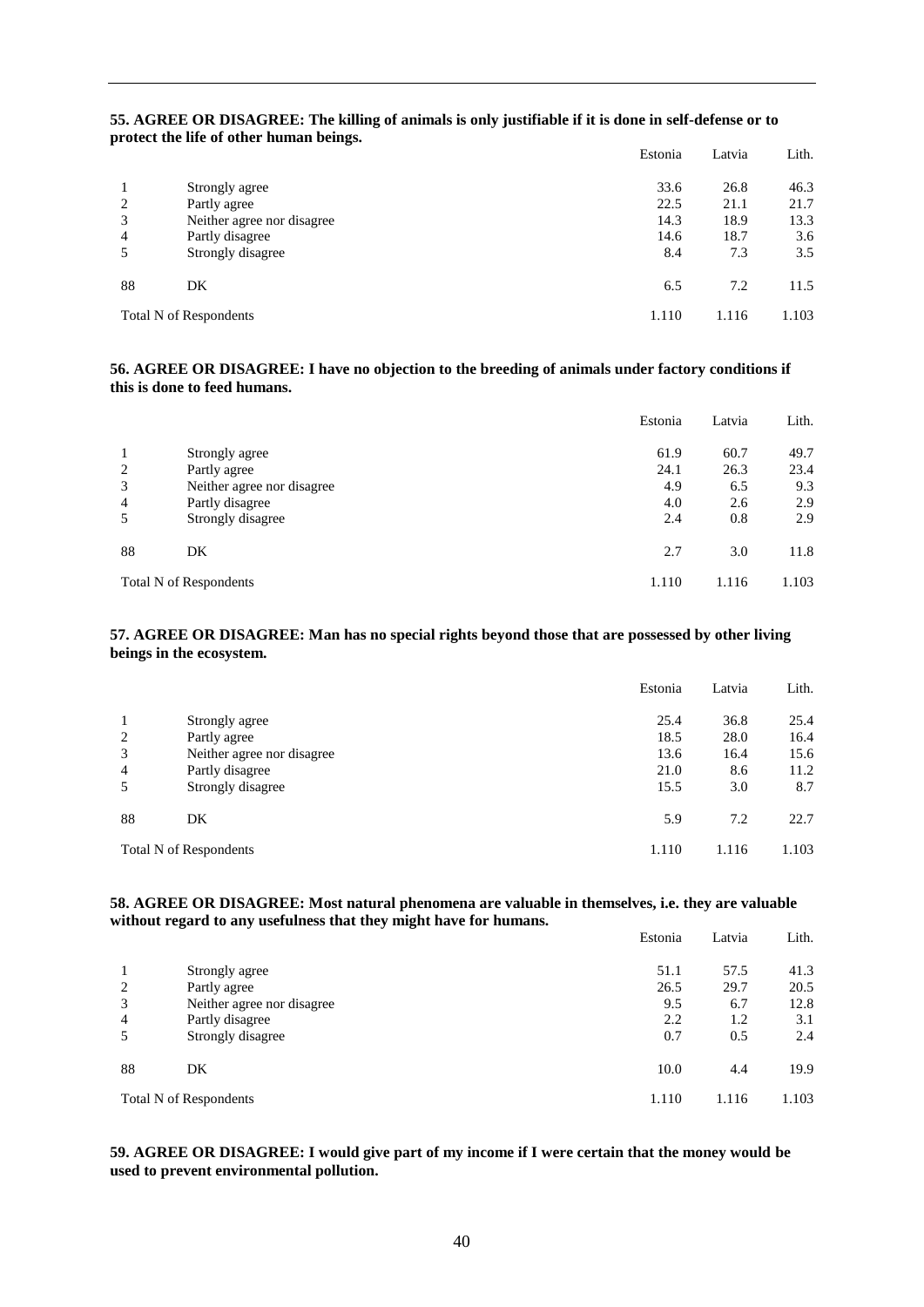**55. AGREE OR DISAGREE: The killing of animals is only justifiable if it is done in self-defense or to protect the life of other human beings.**

| | | Estonia | Latvia | Lith. |
|---|---|---|---|---|
| 1 | Strongly agree | 33.6 | 26.8 | 46.3 |
| 2 | Partly agree | 22.5 | 21.1 | 21.7 |
| 3 | Neither agree nor disagree | 14.3 | 18.9 | 13.3 |
| 4 | Partly disagree | 14.6 | 18.7 | 3.6 |
| 5 | Strongly disagree | 8.4 | 7.3 | 3.5 |
| 88 | DK | 6.5 | 7.2 | 11.5 |
| Total N of Respondents | | 1.110 | 1.116 | 1.103 |

**56. AGREE OR DISAGREE: I have no objection to the breeding of animals under factory conditions if this is done to feed humans.**

| | | Estonia | Latvia | Lith. |
|---|---|---|---|---|
| 1 | Strongly agree | 61.9 | 60.7 | 49.7 |
| 2 | Partly agree | 24.1 | 26.3 | 23.4 |
| 3 | Neither agree nor disagree | 4.9 | 6.5 | 9.3 |
| 4 | Partly disagree | 4.0 | 2.6 | 2.9 |
| 5 | Strongly disagree | 2.4 | 0.8 | 2.9 |
| 88 | DK | 2.7 | 3.0 | 11.8 |
| Total N of Respondents | | 1.110 | 1.116 | 1.103 |

**57. AGREE OR DISAGREE: Man has no special rights beyond those that are possessed by other living beings in the ecosystem.**

| | | Estonia | Latvia | Lith. |
|---|---|---|---|---|
| 1 | Strongly agree | 25.4 | 36.8 | 25.4 |
| 2 | Partly agree | 18.5 | 28.0 | 16.4 |
| 3 | Neither agree nor disagree | 13.6 | 16.4 | 15.6 |
| 4 | Partly disagree | 21.0 | 8.6 | 11.2 |
| 5 | Strongly disagree | 15.5 | 3.0 | 8.7 |
| 88 | DK | 5.9 | 7.2 | 22.7 |
| Total N of Respondents | | 1.110 | 1.116 | 1.103 |

**58. AGREE OR DISAGREE: Most natural phenomena are valuable in themselves, i.e. they are valuable without regard to any usefulness that they might have for humans.**

| | | Estonia | Latvia | Lith. |
|---|---|---|---|---|
| 1 | Strongly agree | 51.1 | 57.5 | 41.3 |
| 2 | Partly agree | 26.5 | 29.7 | 20.5 |
| 3 | Neither agree nor disagree | 9.5 | 6.7 | 12.8 |
| 4 | Partly disagree | 2.2 | 1.2 | 3.1 |
| 5 | Strongly disagree | 0.7 | 0.5 | 2.4 |
| 88 | DK | 10.0 | 4.4 | 19.9 |
| Total N of Respondents | | 1.110 | 1.116 | 1.103 |

**59. AGREE OR DISAGREE: I would give part of my income if I were certain that the money would be used to prevent environmental pollution.**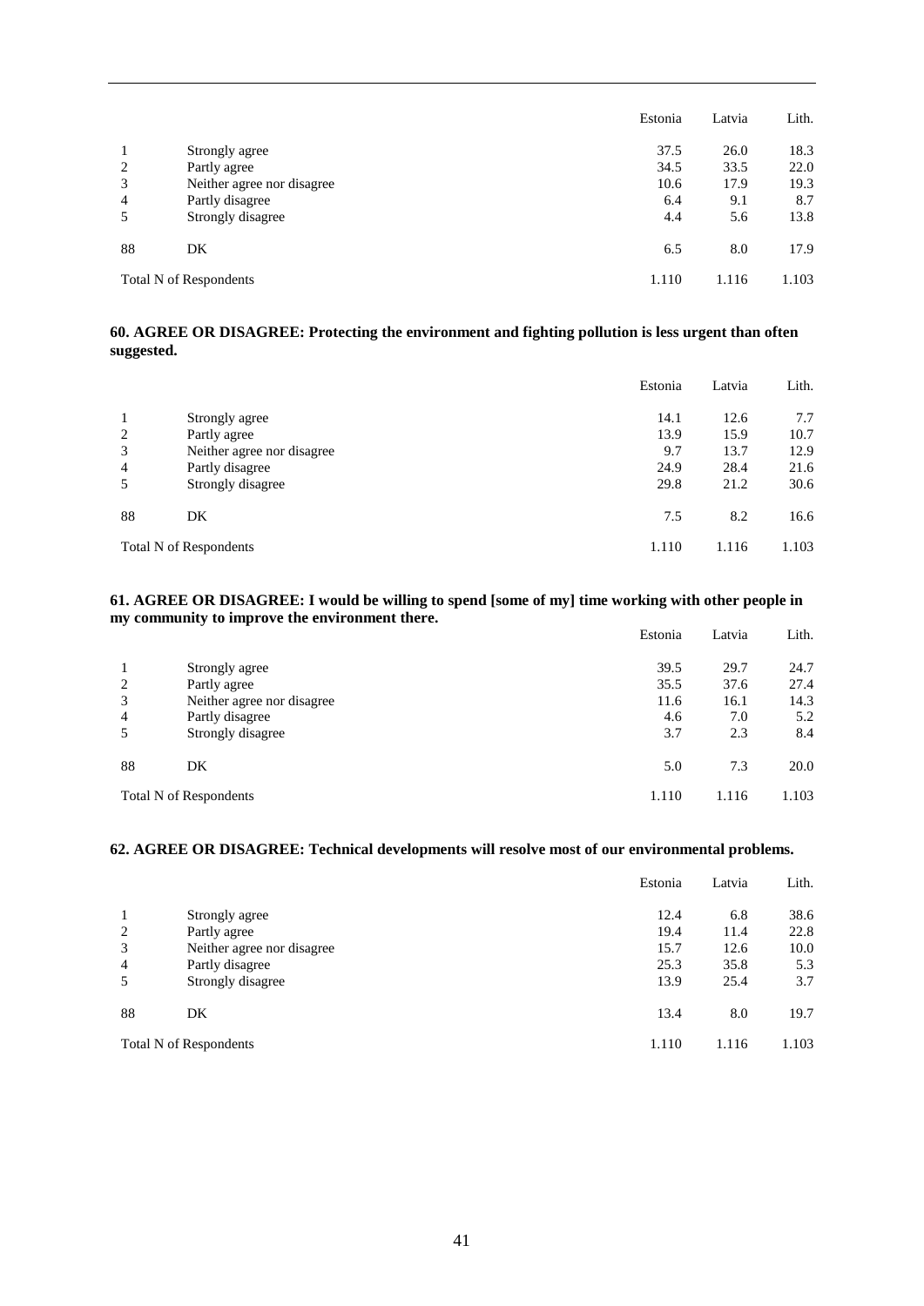| | | Estonia | Latvia | Lith. |
|---|---|---|---|---|
| 1 | Strongly agree | 37.5 | 26.0 | 18.3 |
| 2 | Partly agree | 34.5 | 33.5 | 22.0 |
| 3 | Neither agree nor disagree | 10.6 | 17.9 | 19.3 |
| 4 | Partly disagree | 6.4 | 9.1 | 8.7 |
| 5 | Strongly disagree | 4.4 | 5.6 | 13.8 |
| 88 | DK | 6.5 | 8.0 | 17.9 |
| Total N of Respondents | | 1.110 | 1.116 | 1.103 |

**60. AGREE OR DISAGREE: Protecting the environment and fighting pollution is less urgent than often suggested.**

| | | Estonia | Latvia | Lith. |
|---|---|---|---|---|
| 1 | Strongly agree | 14.1 | 12.6 | 7.7 |
| 2 | Partly agree | 13.9 | 15.9 | 10.7 |
| 3 | Neither agree nor disagree | 9.7 | 13.7 | 12.9 |
| 4 | Partly disagree | 24.9 | 28.4 | 21.6 |
| 5 | Strongly disagree | 29.8 | 21.2 | 30.6 |
| 88 | DK | 7.5 | 8.2 | 16.6 |
| Total N of Respondents | | 1.110 | 1.116 | 1.103 |

**61. AGREE OR DISAGREE: I would be willing to spend [some of my] time working with other people in my community to improve the environment there.**

| | | Estonia | Latvia | Lith. |
|---|---|---|---|---|
| 1 | Strongly agree | 39.5 | 29.7 | 24.7 |
| 2 | Partly agree | 35.5 | 37.6 | 27.4 |
| 3 | Neither agree nor disagree | 11.6 | 16.1 | 14.3 |
| 4 | Partly disagree | 4.6 | 7.0 | 5.2 |
| 5 | Strongly disagree | 3.7 | 2.3 | 8.4 |
| 88 | DK | 5.0 | 7.3 | 20.0 |
| Total N of Respondents | | 1.110 | 1.116 | 1.103 |

**62. AGREE OR DISAGREE: Technical developments will resolve most of our environmental problems.**

| | | Estonia | Latvia | Lith. |
|---|---|---|---|---|
| 1 | Strongly agree | 12.4 | 6.8 | 38.6 |
| 2 | Partly agree | 19.4 | 11.4 | 22.8 |
| 3 | Neither agree nor disagree | 15.7 | 12.6 | 10.0 |
| 4 | Partly disagree | 25.3 | 35.8 | 5.3 |
| 5 | Strongly disagree | 13.9 | 25.4 | 3.7 |
| 88 | DK | 13.4 | 8.0 | 19.7 |
| Total N of Respondents | | 1.110 | 1.116 | 1.103 |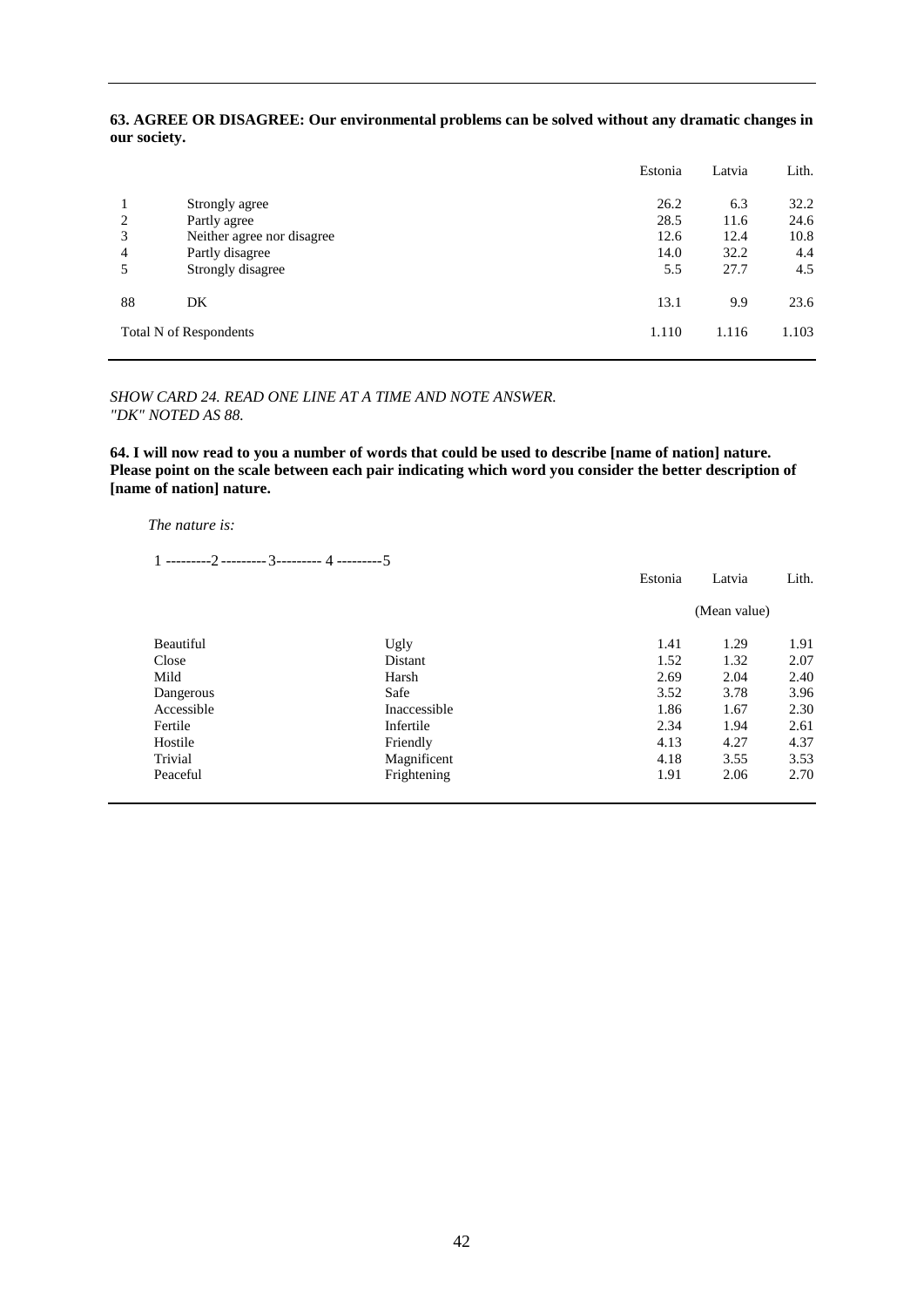**63. AGREE OR DISAGREE: Our environmental problems can be solved without any dramatic changes in our society.**

| | | Estonia | Latvia | Lith. |
|---|---|---|---|---|
| 1 | Strongly agree | 26.2 | 6.3 | 32.2 |
| 2 | Partly agree | 28.5 | 11.6 | 24.6 |
| 3 | Neither agree nor disagree | 12.6 | 12.4 | 10.8 |
| 4 | Partly disagree | 14.0 | 32.2 | 4.4 |
| 5 | Strongly disagree | 5.5 | 27.7 | 4.5 |
| 88 | DK | 13.1 | 9.9 | 23.6 |
| Total N of Respondents | | 1.110 | 1.116 | 1.103 |

*SHOW CARD 24. READ ONE LINE AT A TIME AND NOTE ANSWER.*
*"DK" NOTED AS 88.*

**64. I will now read to you a number of words that could be used to describe [name of nation] nature. Please point on the scale between each pair indicating which word you consider the better description of [name of nation] nature.**

*The nature is:*

1 ---------2 ---------3--------- 4 ---------5

| | | Estonia | Latvia | Lith. |
|---|---|---|---|---|
| | | | (Mean value) | |
| Beautiful | Ugly | 1.41 | 1.29 | 1.91 |
| Close | Distant | 1.52 | 1.32 | 2.07 |
| Mild | Harsh | 2.69 | 2.04 | 2.40 |
| Dangerous | Safe | 3.52 | 3.78 | 3.96 |
| Accessible | Inaccessible | 1.86 | 1.67 | 2.30 |
| Fertile | Infertile | 2.34 | 1.94 | 2.61 |
| Hostile | Friendly | 4.13 | 4.27 | 4.37 |
| Trivial | Magnificent | 4.18 | 3.55 | 3.53 |
| Peaceful | Frightening | 1.91 | 2.06 | 2.70 |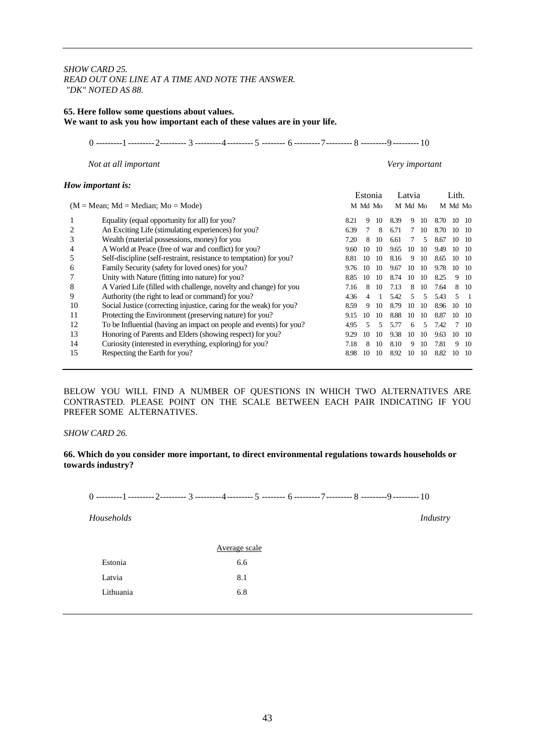*SHOW CARD 25.*
*READ OUT ONE LINE AT A TIME AND NOTE THE ANSWER.*
*"DK" NOTED AS 88.*

**65. Here follow some questions about values.**
**We want to ask you how important each of these values are in your life.**

0 ---------1 ---------2--------- 3 ---------4---------5 -------- 6 ---------7--------- 8 ---------9 ---------10

*Not at all important* *Very important*

***How important is:***

| | (M = Mean; Md = Median; Mo = Mode) | Estonia | | | Latvia | | | Lith. | | |
|---|---|---|---|---|---|---|---|---|---|---|
| | | M | Md | Mo | M | Md | Mo | M | Md | Mo |
| 1 | Equality (equal opportunity for all) for you? | 8.21 | 9 | 10 | 8.39 | 9 | 10 | 8.70 | 10 | 10 |
| 2 | An Exciting Life (stimulating experiences) for you? | 6.39 | 7 | 8 | 6.71 | 7 | 10 | 8.70 | 10 | 10 |
| 3 | Wealth (material possessions, money) for you | 7.20 | 8 | 10 | 6.61 | 7 | 5 | 8.67 | 10 | 10 |
| 4 | A World at Peace (free of war and conflict) for you? | 9.60 | 10 | 10 | 9.65 | 10 | 10 | 9.49 | 10 | 10 |
| 5 | Self-discipline (self-restraint, resistance to temptation) for you? | 8.81 | 10 | 10 | 8.16 | 9 | 10 | 8.65 | 10 | 10 |
| 6 | Family Security (safety for loved ones) for you? | 9.76 | 10 | 10 | 9.67 | 10 | 10 | 9.78 | 10 | 10 |
| 7 | Unity with Nature (fitting into nature) for you? | 8.85 | 10 | 10 | 8.74 | 10 | 10 | 8.25 | 9 | 10 |
| 8 | A Varied Life (filled with challenge, novelty and change) for you | 7.16 | 8 | 10 | 7.13 | 8 | 10 | 7.64 | 8 | 10 |
| 9 | Authority (the right to lead or command) for you? | 4.36 | 4 | 1 | 5.42 | 5 | 5 | 5.43 | 5 | 1 |
| 10 | Social Justice (correcting injustice, caring for the weak) for you? | 8.59 | 9 | 10 | 8.79 | 10 | 10 | 8.96 | 10 | 10 |
| 11 | Protecting the Environment (preserving nature) for you? | 9.15 | 10 | 10 | 8.88 | 10 | 10 | 8.87 | 10 | 10 |
| 12 | To be Influential (having an impact on people and events) for you? | 4.95 | 5 | 5 | 5.77 | 6 | 5 | 7.42 | 7 | 10 |
| 13 | Honoring of Parents and Elders (showing respect) for you? | 9.29 | 10 | 10 | 9.38 | 10 | 10 | 9.63 | 10 | 10 |
| 14 | Curiosity (interested in everything, exploring) for you? | 7.18 | 8 | 10 | 8.10 | 9 | 10 | 7.81 | 9 | 10 |
| 15 | Respecting the Earth for you? | 8.98 | 10 | 10 | 8.92 | 10 | 10 | 8.82 | 10 | 10 |

BELOW YOU WILL FIND A NUMBER OF QUESTIONS IN WHICH TWO ALTERNATIVES ARE CONTRASTED. PLEASE POINT ON THE SCALE BETWEEN EACH PAIR INDICATING IF YOU PREFER SOME ALTERNATIVES.

*SHOW CARD 26.*

**66. Which do you consider more important, to direct environmental regulations towards households or towards industry?**

0 ---------1 ---------2--------- 3 ---------4---------5 -------- 6 ---------7--------- 8 ---------9 ---------10

*Households* *Industry*

| | Average scale |
|---|---|
| Estonia | 6.6 |
| Latvia | 8.1 |
| Lithuania | 6.8 |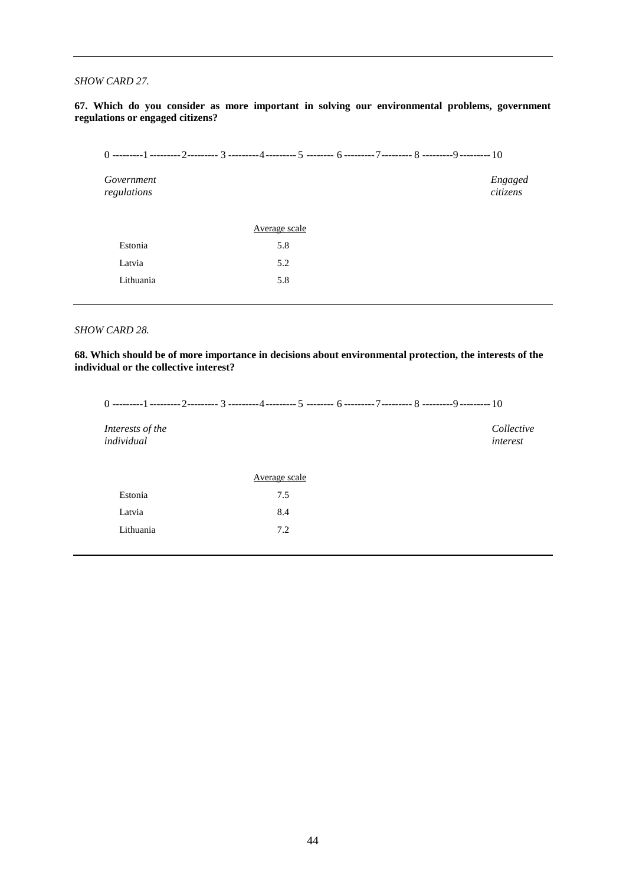*SHOW CARD 27.*

**67. Which do you consider as more important in solving our environmental problems, government regulations or engaged citizens?**

0 ---------1---------2--------- 3 ---------4---------5 -------- 6 ---------7--------- 8 ---------9---------10

*Government regulations* — *Engaged citizens*

| | Average scale |
|---|---|
| Estonia | 5.8 |
| Latvia | 5.2 |
| Lithuania | 5.8 |

*SHOW CARD 28.*

**68. Which should be of more importance in decisions about environmental protection, the interests of the individual or the collective interest?**

0 ---------1---------2--------- 3 ---------4---------5 -------- 6 ---------7--------- 8 ---------9---------10

*Interests of the individual* — *Collective interest*

| | Average scale |
|---|---|
| Estonia | 7.5 |
| Latvia | 8.4 |
| Lithuania | 7.2 |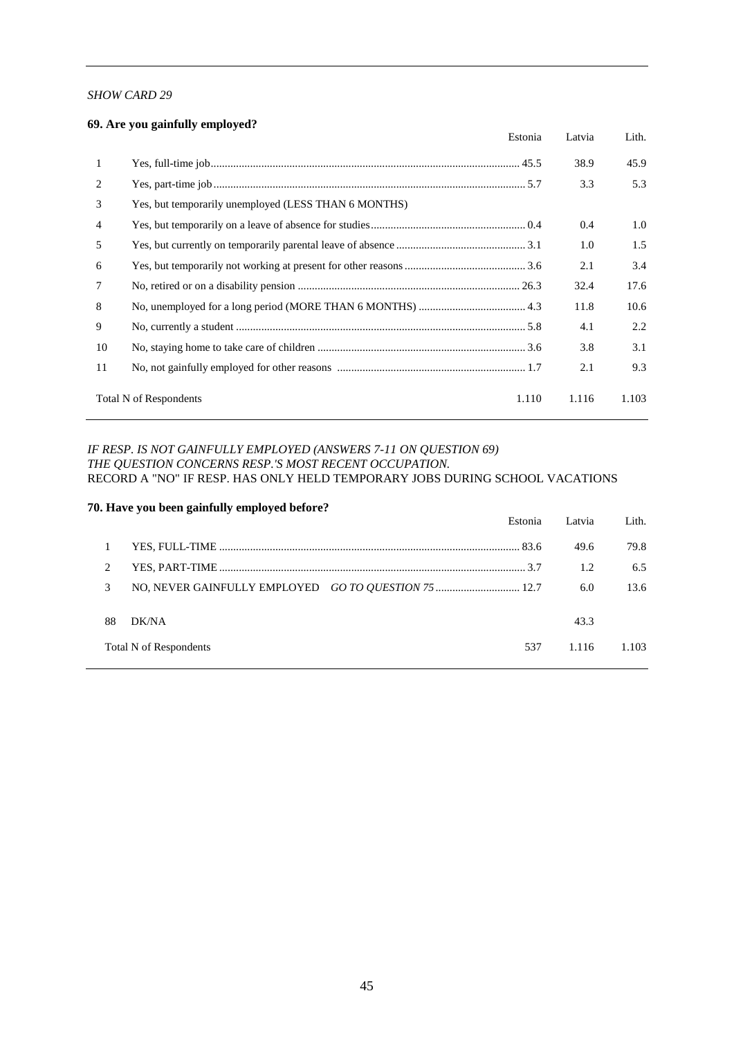*SHOW CARD 29*

**69. Are you gainfully employed?**

| | | Estonia | Latvia | Lith. |
|---|---|---|---|---|
| 1 | Yes, full-time job | 45.5 | 38.9 | 45.9 |
| 2 | Yes, part-time job | 5.7 | 3.3 | 5.3 |
| 3 | Yes, but temporarily unemployed (LESS THAN 6 MONTHS) | | | |
| 4 | Yes, but temporarily on a leave of absence for studies | 0.4 | 0.4 | 1.0 |
| 5 | Yes, but currently on temporarily parental leave of absence | 3.1 | 1.0 | 1.5 |
| 6 | Yes, but temporarily not working at present for other reasons | 3.6 | 2.1 | 3.4 |
| 7 | No, retired or on a disability pension | 26.3 | 32.4 | 17.6 |
| 8 | No, unemployed for a long period (MORE THAN 6 MONTHS) | 4.3 | 11.8 | 10.6 |
| 9 | No, currently a student | 5.8 | 4.1 | 2.2 |
| 10 | No, staying home to take care of children | 3.6 | 3.8 | 3.1 |
| 11 | No, not gainfully employed for other reasons | 1.7 | 2.1 | 9.3 |
| | Total N of Respondents | 1.110 | 1.116 | 1.103 |

*IF RESP. IS NOT GAINFULLY EMPLOYED (ANSWERS 7-11 ON QUESTION 69)*
*THE QUESTION CONCERNS RESP.'S MOST RECENT OCCUPATION.*
RECORD A "NO" IF RESP. HAS ONLY HELD TEMPORARY JOBS DURING SCHOOL VACATIONS

**70. Have you been gainfully employed before?**

| | | Estonia | Latvia | Lith. |
|---|---|---|---|---|
| 1 | YES, FULL-TIME | 83.6 | 49.6 | 79.8 |
| 2 | YES, PART-TIME | 3.7 | 1.2 | 6.5 |
| 3 | NO, NEVER GAINFULLY EMPLOYED *GO TO QUESTION 75* | 12.7 | 6.0 | 13.6 |
| 88 | DK/NA | | 43.3 | |
| | Total N of Respondents | 537 | 1.116 | 1.103 |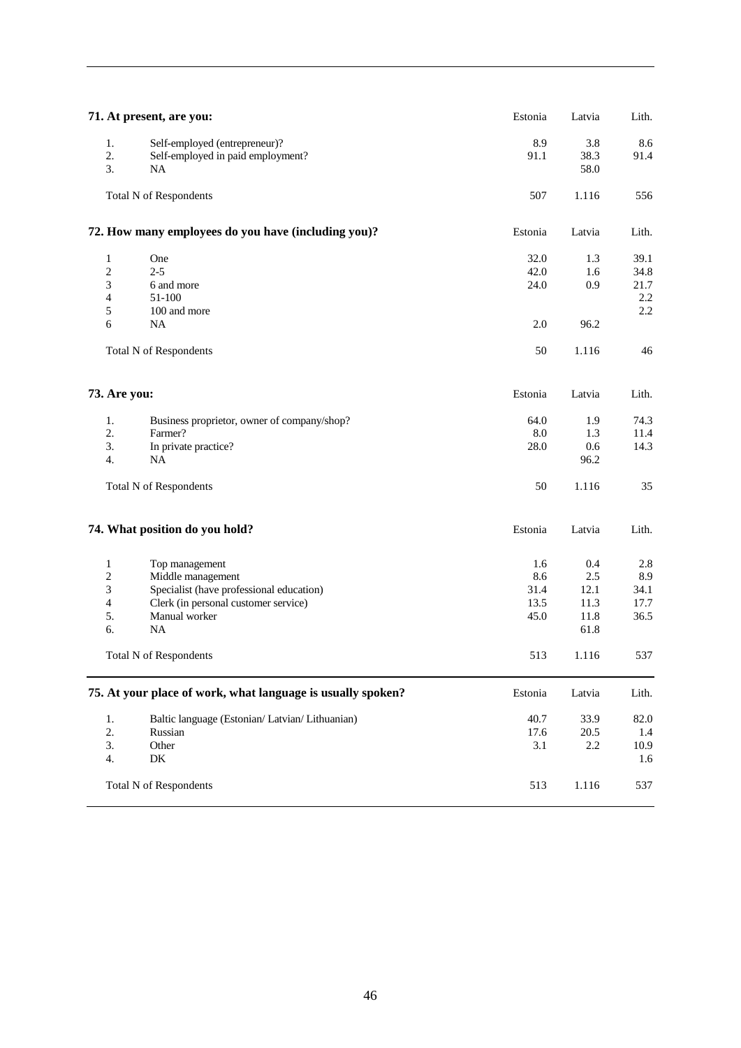**71. At present, are you:**

| | | Estonia | Latvia | Lith. |
|---|---|---|---|---|
| 1. | Self-employed (entrepreneur)? | 8.9 | 3.8 | 8.6 |
| 2. | Self-employed in paid employment? | 91.1 | 38.3 | 91.4 |
| 3. | NA | | 58.0 | |
| | Total N of Respondents | 507 | 1.116 | 556 |

**72. How many employees do you have (including you)?**

| | | Estonia | Latvia | Lith. |
|---|---|---|---|---|
| 1 | One | 32.0 | 1.3 | 39.1 |
| 2 | 2-5 | 42.0 | 1.6 | 34.8 |
| 3 | 6 and more | 24.0 | 0.9 | 21.7 |
| 4 | 51-100 | | | 2.2 |
| 5 | 100 and more | | | 2.2 |
| 6 | NA | 2.0 | 96.2 | |
| | Total N of Respondents | 50 | 1.116 | 46 |

**73. Are you:**

| | | Estonia | Latvia | Lith. |
|---|---|---|---|---|
| 1. | Business proprietor, owner of company/shop? | 64.0 | 1.9 | 74.3 |
| 2. | Farmer? | 8.0 | 1.3 | 11.4 |
| 3. | In private practice? | 28.0 | 0.6 | 14.3 |
| 4. | NA | | 96.2 | |
| | Total N of Respondents | 50 | 1.116 | 35 |

**74. What position do you hold?**

| | | Estonia | Latvia | Lith. |
|---|---|---|---|---|
| 1 | Top management | 1.6 | 0.4 | 2.8 |
| 2 | Middle management | 8.6 | 2.5 | 8.9 |
| 3 | Specialist (have professional education) | 31.4 | 12.1 | 34.1 |
| 4 | Clerk (in personal customer service) | 13.5 | 11.3 | 17.7 |
| 5. | Manual worker | 45.0 | 11.8 | 36.5 |
| 6. | NA | | 61.8 | |
| | Total N of Respondents | 513 | 1.116 | 537 |

**75. At your place of work, what language is usually spoken?**

| | | Estonia | Latvia | Lith. |
|---|---|---|---|---|
| 1. | Baltic language (Estonian/ Latvian/ Lithuanian) | 40.7 | 33.9 | 82.0 |
| 2. | Russian | 17.6 | 20.5 | 1.4 |
| 3. | Other | 3.1 | 2.2 | 10.9 |
| 4. | DK | | | 1.6 |
| | Total N of Respondents | 513 | 1.116 | 537 |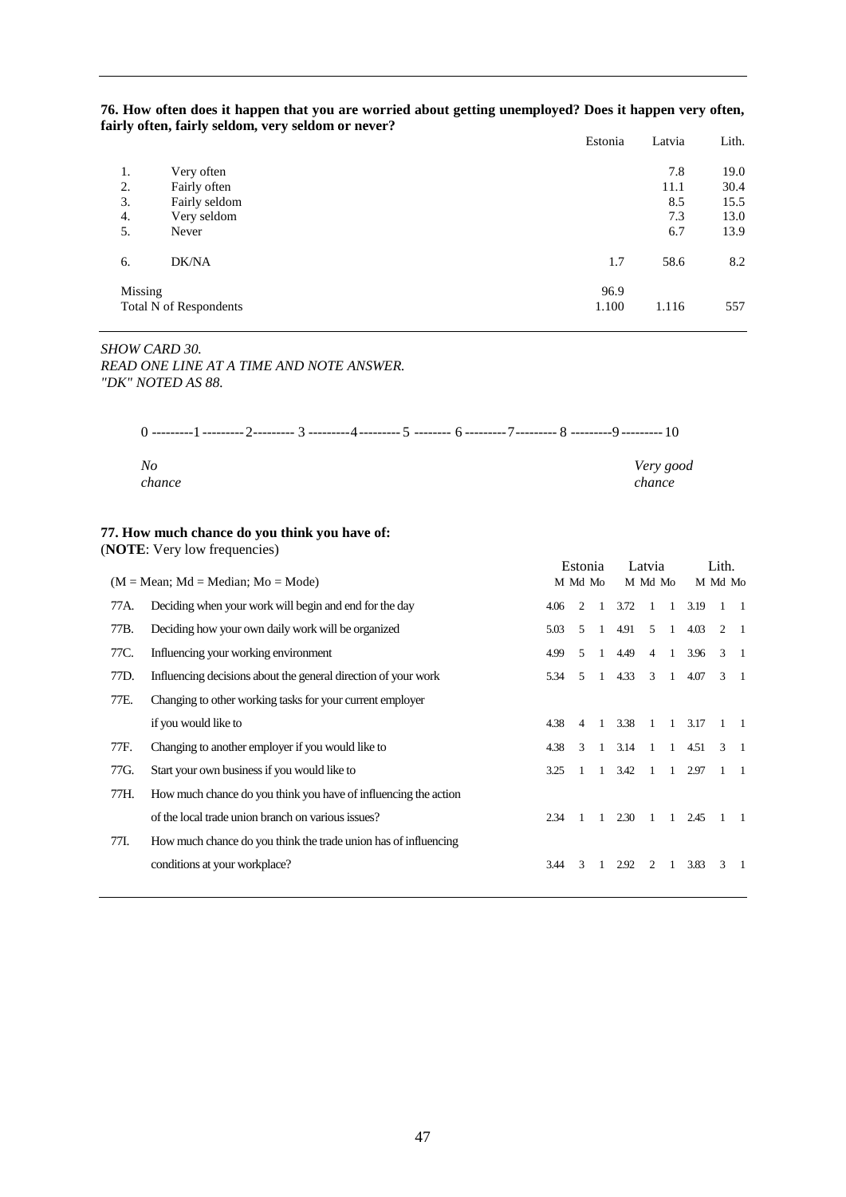**76. How often does it happen that you are worried about getting unemployed? Does it happen very often, fairly often, fairly seldom, very seldom or never?**

| | | Estonia | Latvia | Lith. |
|---|---|---|---|---|
| 1. | Very often | | 7.8 | 19.0 |
| 2. | Fairly often | | 11.1 | 30.4 |
| 3. | Fairly seldom | | 8.5 | 15.5 |
| 4. | Very seldom | | 7.3 | 13.0 |
| 5. | Never | | 6.7 | 13.9 |
| 6. | DK/NA | 1.7 | 58.6 | 8.2 |
| Missing | | 96.9 | | |
| Total N of Respondents | | 1.100 | 1.116 | 557 |

*SHOW CARD 30.*
*READ ONE LINE AT A TIME AND NOTE ANSWER.*
*"DK" NOTED AS 88.*

0 ---------1 ---------2--------- 3 ---------4--------- 5 -------- 6 ---------7--------- 8 ---------9 --------- 10

*No chance* ... *Very good chance*

**77. How much chance do you think you have of:**
(**NOTE**: Very low frequencies)

| | (M = Mean; Md = Median; Mo = Mode) | Estonia M | Estonia Md | Estonia Mo | Latvia M | Latvia Md | Latvia Mo | Lith. M | Lith. Md | Lith. Mo |
|---|---|---|---|---|---|---|---|---|---|---|
| 77A. | Deciding when your work will begin and end for the day | 4.06 | 2 | 1 | 3.72 | 1 | 1 | 3.19 | 1 | 1 |
| 77B. | Deciding how your own daily work will be organized | 5.03 | 5 | 1 | 4.91 | 5 | 1 | 4.03 | 2 | 1 |
| 77C. | Influencing your working environment | 4.99 | 5 | 1 | 4.49 | 4 | 1 | 3.96 | 3 | 1 |
| 77D. | Influencing decisions about the general direction of your work | 5.34 | 5 | 1 | 4.33 | 3 | 1 | 4.07 | 3 | 1 |
| 77E. | Changing to other working tasks for your current employer if you would like to | 4.38 | 4 | 1 | 3.38 | 1 | 1 | 3.17 | 1 | 1 |
| 77F. | Changing to another employer if you would like to | 4.38 | 3 | 1 | 3.14 | 1 | 1 | 4.51 | 3 | 1 |
| 77G. | Start your own business if you would like to | 3.25 | 1 | 1 | 3.42 | 1 | 1 | 2.97 | 1 | 1 |
| 77H. | How much chance do you think you have of influencing the action of the local trade union branch on various issues? | 2.34 | 1 | 1 | 2.30 | 1 | 1 | 2.45 | 1 | 1 |
| 77I. | How much chance do you think the trade union has of influencing conditions at your workplace? | 3.44 | 3 | 1 | 2.92 | 2 | 1 | 3.83 | 3 | 1 |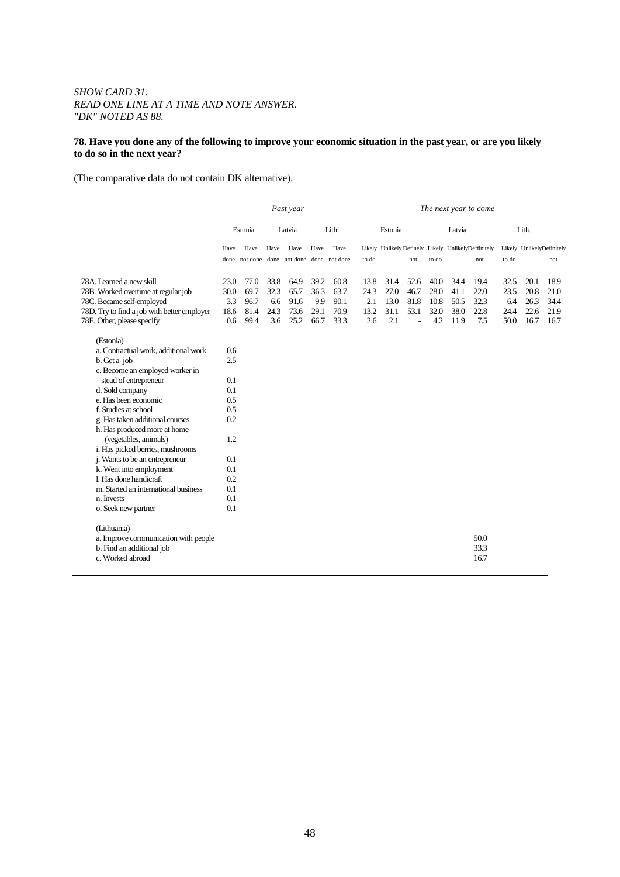*SHOW CARD 31.*
*READ ONE LINE AT A TIME AND NOTE ANSWER.*
*"DK" NOTED AS 88.*

**78. Have you done any of the following to improve your economic situation in the past year, or are you likely to do so in the next year?**

(The comparative data do not contain DK alternative).

| | *Past year* | | | | | | *The next year to come* | | | | | | | | |
|---|---|---|---|---|---|---|---|---|---|---|---|---|---|---|---|
| | Estonia | | Latvia | | Lith. | | Estonia | | | Latvia | | | Lith. | | |
| | Have done | Have not done | Have done | Have not done | Have done | Have not done | Likely to do | Unlikely | Definely not | Likely to do | Unlikely | Deffinitely not | Likely to do | Unlikely | Definitely not |
| 78A. Learned a new skill | 23.0 | 77.0 | 33.8 | 64.9 | 39.2 | 60.8 | 13.8 | 31.4 | 52.6 | 40.0 | 34.4 | 19.4 | 32.5 | 20.1 | 18.9 |
| 78B. Worked overtime at regular job | 30.0 | 69.7 | 32.3 | 65.7 | 36.3 | 63.7 | 24.3 | 27.0 | 46.7 | 28.0 | 41.1 | 22.0 | 23.5 | 20.8 | 21.0 |
| 78C. Became self-employed | 3.3 | 96.7 | 6.6 | 91.6 | 9.9 | 90.1 | 2.1 | 13.0 | 81.8 | 10.8 | 50.5 | 32.3 | 6.4 | 26.3 | 34.4 |
| 78D. Try to find a job with better employer | 18.6 | 81.4 | 24.3 | 73.6 | 29.1 | 70.9 | 13.2 | 31.1 | 53.1 | 32.0 | 38.0 | 22.8 | 24.4 | 22.6 | 21.9 |
| 78E. Other, please specify | 0.6 | 99.4 | 3.6 | 25.2 | 66.7 | 33.3 | 2.6 | 2.1 | - | 4.2 | 11.9 | 7.5 | 50.0 | 16.7 | 16.7 |
| (Estonia) | | | | | | | | | | | | | | | |
| a. Contractual work, additional work | 0.6 | | | | | | | | | | | | | | |
| b. Get a job | 2.5 | | | | | | | | | | | | | | |
| c. Become an employed worker in stead of entrepreneur | 0.1 | | | | | | | | | | | | | | |
| d. Sold company | 0.1 | | | | | | | | | | | | | | |
| e. Has been economic | 0.5 | | | | | | | | | | | | | | |
| f. Studies at school | 0.5 | | | | | | | | | | | | | | |
| g. Has taken additional courses | 0.2 | | | | | | | | | | | | | | |
| h. Has produced more at home (vegetables, animals) | 1.2 | | | | | | | | | | | | | | |
| i. Has picked berries, mushrooms | | | | | | | | | | | | | | | |
| j. Wants to be an entrepreneur | 0.1 | | | | | | | | | | | | | | |
| k. Went into employment | 0.1 | | | | | | | | | | | | | | |
| l. Has done handicraft | 0.2 | | | | | | | | | | | | | | |
| m. Started an international business | 0.1 | | | | | | | | | | | | | | |
| n. Invests | 0.1 | | | | | | | | | | | | | | |
| o. Seek new partner | 0.1 | | | | | | | | | | | | | | |
| (Lithuania) | | | | | | | | | | | | | | | |
| a. Improve communication with people | | | | | | | | | | | | 50.0 | | | |
| b. Find an additional job | | | | | | | | | | | | 33.3 | | | |
| c. Worked abroad | | | | | | | | | | | | 16.7 | | | |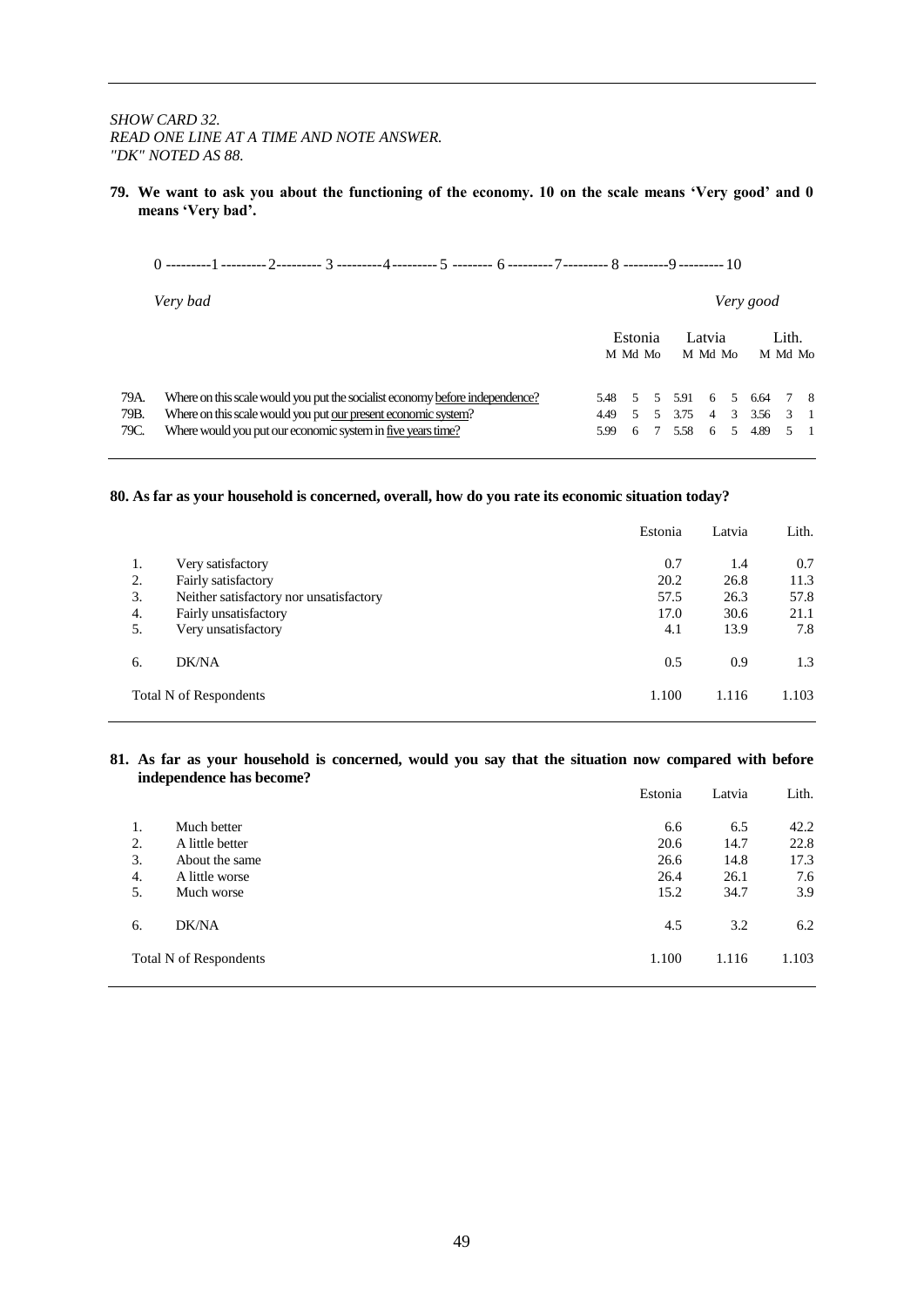*SHOW CARD 32.*
*READ ONE LINE AT A TIME AND NOTE ANSWER.*
*"DK" NOTED AS 88.*

**79. We want to ask you about the functioning of the economy. 10 on the scale means 'Very good' and 0 means 'Very bad'.**

0 ---------1 ---------2--------- 3 ---------4--------- 5 -------- 6 ---------7--------- 8 ---------9 --------- 10

*Very bad* *Very good*

| | | Estonia | | | Latvia | | | Lith. | | |
|---|---|---|---|---|---|---|---|---|---|---|
| | | M | Md | Mo | M | Md | Mo | M | Md | Mo |
| 79A. | Where on this scale would you put the socialist economy before independence? | 5.48 | 5 | 5 | 5.91 | 6 | 5 | 6.64 | 7 | 8 |
| 79B. | Where on this scale would you put our present economic system? | 4.49 | 5 | 5 | 3.75 | 4 | 3 | 3.56 | 3 | 1 |
| 79C. | Where would you put our economic system in five years time? | 5.99 | 6 | 7 | 5.58 | 6 | 5 | 4.89 | 5 | 1 |

**80. As far as your household is concerned, overall, how do you rate its economic situation today?**

| | | Estonia | Latvia | Lith. |
|---|---|---|---|---|
| 1. | Very satisfactory | 0.7 | 1.4 | 0.7 |
| 2. | Fairly satisfactory | 20.2 | 26.8 | 11.3 |
| 3. | Neither satisfactory nor unsatisfactory | 57.5 | 26.3 | 57.8 |
| 4. | Fairly unsatisfactory | 17.0 | 30.6 | 21.1 |
| 5. | Very unsatisfactory | 4.1 | 13.9 | 7.8 |
| 6. | DK/NA | 0.5 | 0.9 | 1.3 |
| | Total N of Respondents | 1.100 | 1.116 | 1.103 |

**81. As far as your household is concerned, would you say that the situation now compared with before independence has become?**

| | | Estonia | Latvia | Lith. |
|---|---|---|---|---|
| 1. | Much better | 6.6 | 6.5 | 42.2 |
| 2. | A little better | 20.6 | 14.7 | 22.8 |
| 3. | About the same | 26.6 | 14.8 | 17.3 |
| 4. | A little worse | 26.4 | 26.1 | 7.6 |
| 5. | Much worse | 15.2 | 34.7 | 3.9 |
| 6. | DK/NA | 4.5 | 3.2 | 6.2 |
| | Total N of Respondents | 1.100 | 1.116 | 1.103 |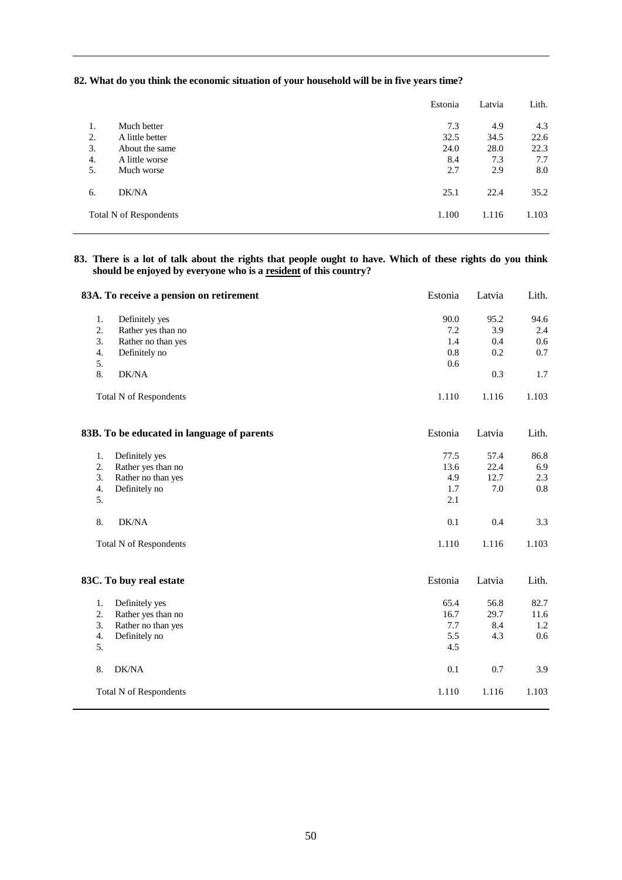**82. What do you think the economic situation of your household will be in five years time?**

| | | Estonia | Latvia | Lith. |
|---|---|---|---|---|
| 1. | Much better | 7.3 | 4.9 | 4.3 |
| 2. | A little better | 32.5 | 34.5 | 22.6 |
| 3. | About the same | 24.0 | 28.0 | 22.3 |
| 4. | A little worse | 8.4 | 7.3 | 7.7 |
| 5. | Much worse | 2.7 | 2.9 | 8.0 |
| 6. | DK/NA | 25.1 | 22.4 | 35.2 |
| | Total N of Respondents | 1.100 | 1.116 | 1.103 |

**83. There is a lot of talk about the rights that people ought to have. Which of these rights do you think should be enjoyed by everyone who is a resident of this country?**

**83A. To receive a pension on retirement**

| | | Estonia | Latvia | Lith. |
|---|---|---|---|---|
| 1. | Definitely yes | 90.0 | 95.2 | 94.6 |
| 2. | Rather yes than no | 7.2 | 3.9 | 2.4 |
| 3. | Rather no than yes | 1.4 | 0.4 | 0.6 |
| 4. | Definitely no | 0.8 | 0.2 | 0.7 |
| 5. | | 0.6 | | |
| 8. | DK/NA | | 0.3 | 1.7 |
| | Total N of Respondents | 1.110 | 1.116 | 1.103 |

**83B. To be educated in language of parents**

| | | Estonia | Latvia | Lith. |
|---|---|---|---|---|
| 1. | Definitely yes | 77.5 | 57.4 | 86.8 |
| 2. | Rather yes than no | 13.6 | 22.4 | 6.9 |
| 3. | Rather no than yes | 4.9 | 12.7 | 2.3 |
| 4. | Definitely no | 1.7 | 7.0 | 0.8 |
| 5. | | 2.1 | | |
| 8. | DK/NA | 0.1 | 0.4 | 3.3 |
| | Total N of Respondents | 1.110 | 1.116 | 1.103 |

**83C. To buy real estate**

| | | Estonia | Latvia | Lith. |
|---|---|---|---|---|
| 1. | Definitely yes | 65.4 | 56.8 | 82.7 |
| 2. | Rather yes than no | 16.7 | 29.7 | 11.6 |
| 3. | Rather no than yes | 7.7 | 8.4 | 1.2 |
| 4. | Definitely no | 5.5 | 4.3 | 0.6 |
| 5. | | 4.5 | | |
| 8. | DK/NA | 0.1 | 0.7 | 3.9 |
| | Total N of Respondents | 1.110 | 1.116 | 1.103 |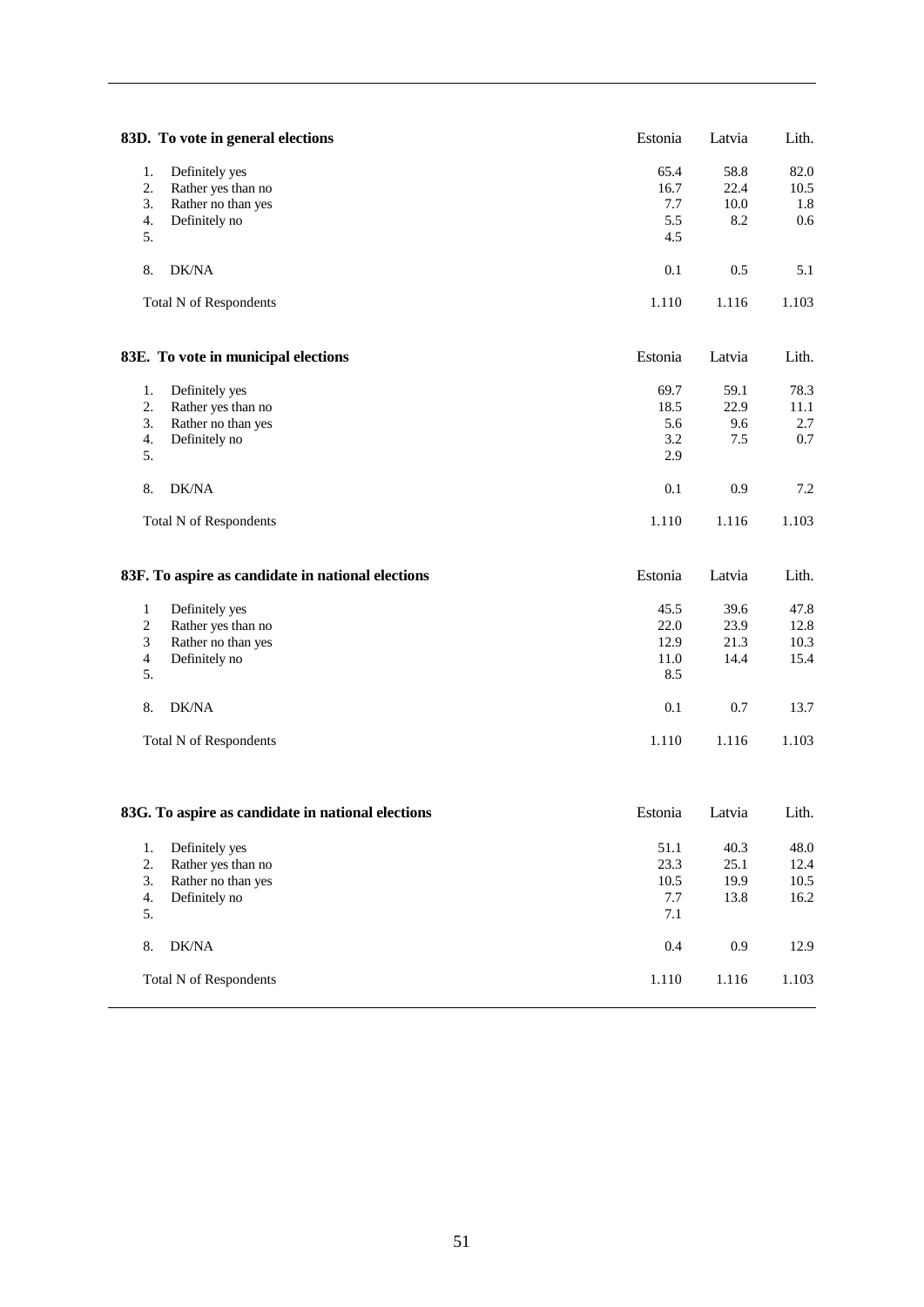| 83D. To vote in general elections | Estonia | Latvia | Lith. |
|---|---|---|---|
| 1. Definitely yes | 65.4 | 58.8 | 82.0 |
| 2. Rather yes than no | 16.7 | 22.4 | 10.5 |
| 3. Rather no than yes | 7.7 | 10.0 | 1.8 |
| 4. Definitely no | 5.5 | 8.2 | 0.6 |
| 5. | 4.5 | | |
| 8. DK/NA | 0.1 | 0.5 | 5.1 |
| Total N of Respondents | 1.110 | 1.116 | 1.103 |

| 83E. To vote in municipal elections | Estonia | Latvia | Lith. |
|---|---|---|---|
| 1. Definitely yes | 69.7 | 59.1 | 78.3 |
| 2. Rather yes than no | 18.5 | 22.9 | 11.1 |
| 3. Rather no than yes | 5.6 | 9.6 | 2.7 |
| 4. Definitely no | 3.2 | 7.5 | 0.7 |
| 5. | 2.9 | | |
| 8. DK/NA | 0.1 | 0.9 | 7.2 |
| Total N of Respondents | 1.110 | 1.116 | 1.103 |

| 83F. To aspire as candidate in national elections | Estonia | Latvia | Lith. |
|---|---|---|---|
| 1 Definitely yes | 45.5 | 39.6 | 47.8 |
| 2 Rather yes than no | 22.0 | 23.9 | 12.8 |
| 3 Rather no than yes | 12.9 | 21.3 | 10.3 |
| 4 Definitely no | 11.0 | 14.4 | 15.4 |
| 5. | 8.5 | | |
| 8. DK/NA | 0.1 | 0.7 | 13.7 |
| Total N of Respondents | 1.110 | 1.116 | 1.103 |

| 83G. To aspire as candidate in national elections | Estonia | Latvia | Lith. |
|---|---|---|---|
| 1. Definitely yes | 51.1 | 40.3 | 48.0 |
| 2. Rather yes than no | 23.3 | 25.1 | 12.4 |
| 3. Rather no than yes | 10.5 | 19.9 | 10.5 |
| 4. Definitely no | 7.7 | 13.8 | 16.2 |
| 5. | 7.1 | | |
| 8. DK/NA | 0.4 | 0.9 | 12.9 |
| Total N of Respondents | 1.110 | 1.116 | 1.103 |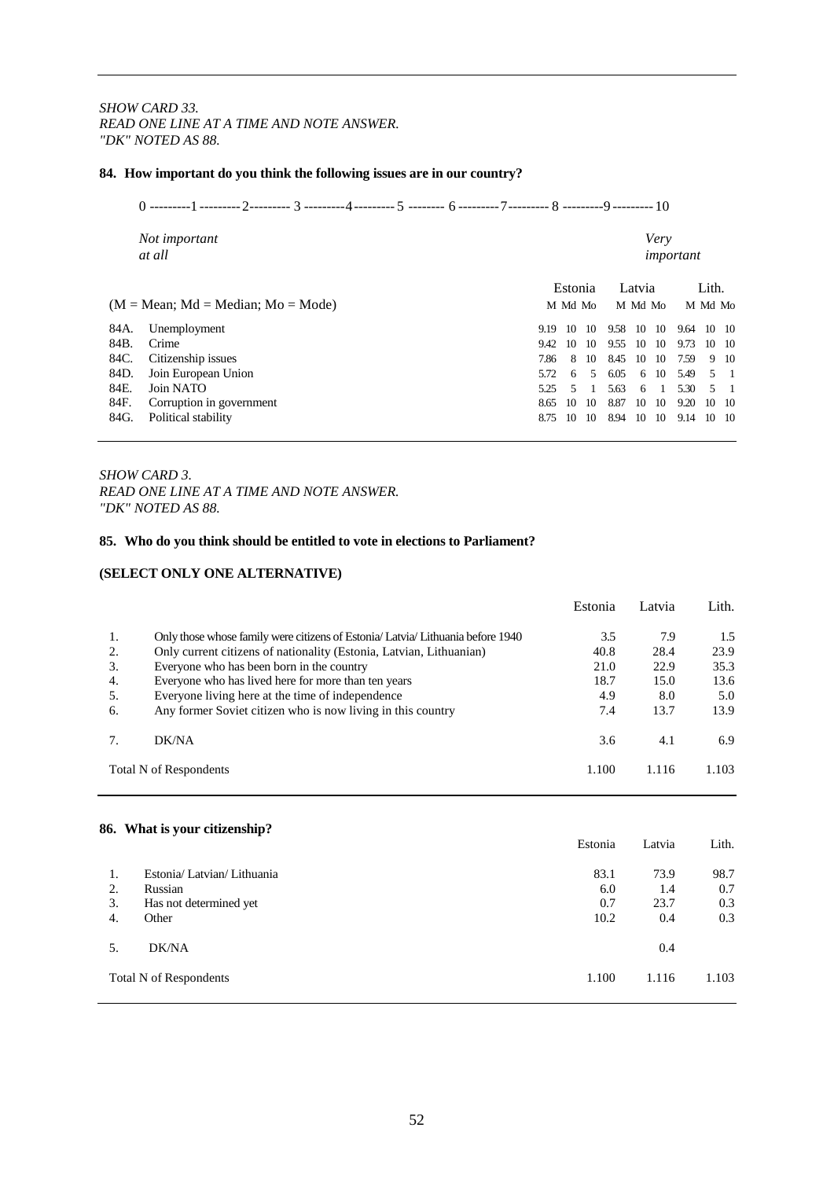*SHOW CARD 33.*
*READ ONE LINE AT A TIME AND NOTE ANSWER.*
*"DK" NOTED AS 88.*

**84. How important do you think the following issues are in our country?**

0 ---------1 ---------2--------- 3 ---------4---------5 -------- 6 ---------7--------- 8 ---------9---------10

*Not important at all* ... *Very important*

| (M = Mean; Md = Median; Mo = Mode) | | Estonia | | | Latvia | | | Lith. | | |
|---|---|---|---|---|---|---|---|---|---|---|
| | | M | Md | Mo | M | Md | Mo | M | Md | Mo |
| 84A. | Unemployment | 9.19 | 10 | 10 | 9.58 | 10 | 10 | 9.64 | 10 | 10 |
| 84B. | Crime | 9.42 | 10 | 10 | 9.55 | 10 | 10 | 9.73 | 10 | 10 |
| 84C. | Citizenship issues | 7.86 | 8 | 10 | 8.45 | 10 | 10 | 7.59 | 9 | 10 |
| 84D. | Join European Union | 5.72 | 6 | 5 | 6.05 | 6 | 10 | 5.49 | 5 | 1 |
| 84E. | Join NATO | 5.25 | 5 | 1 | 5.63 | 6 | 1 | 5.30 | 5 | 1 |
| 84F. | Corruption in government | 8.65 | 10 | 10 | 8.87 | 10 | 10 | 9.20 | 10 | 10 |
| 84G. | Political stability | 8.75 | 10 | 10 | 8.94 | 10 | 10 | 9.14 | 10 | 10 |

*SHOW CARD 3.*
*READ ONE LINE AT A TIME AND NOTE ANSWER.*
*"DK" NOTED AS 88.*

**85. Who do you think should be entitled to vote in elections to Parliament?**

**(SELECT ONLY ONE ALTERNATIVE)**

| | | Estonia | Latvia | Lith. |
|---|---|---|---|---|
| 1. | Only those whose family were citizens of Estonia/ Latvia/ Lithuania before 1940 | 3.5 | 7.9 | 1.5 |
| 2. | Only current citizens of nationality (Estonia, Latvian, Lithuanian) | 40.8 | 28.4 | 23.9 |
| 3. | Everyone who has been born in the country | 21.0 | 22.9 | 35.3 |
| 4. | Everyone who has lived here for more than ten years | 18.7 | 15.0 | 13.6 |
| 5. | Everyone living here at the time of independence | 4.9 | 8.0 | 5.0 |
| 6. | Any former Soviet citizen who is now living in this country | 7.4 | 13.7 | 13.9 |
| 7. | DK/NA | 3.6 | 4.1 | 6.9 |
| | Total N of Respondents | 1.100 | 1.116 | 1.103 |

**86. What is your citizenship?**

| | | Estonia | Latvia | Lith. |
|---|---|---|---|---|
| 1. | Estonia/ Latvian/ Lithuania | 83.1 | 73.9 | 98.7 |
| 2. | Russian | 6.0 | 1.4 | 0.7 |
| 3. | Has not determined yet | 0.7 | 23.7 | 0.3 |
| 4. | Other | 10.2 | 0.4 | 0.3 |
| 5. | DK/NA | | 0.4 | |
| | Total N of Respondents | 1.100 | 1.116 | 1.103 |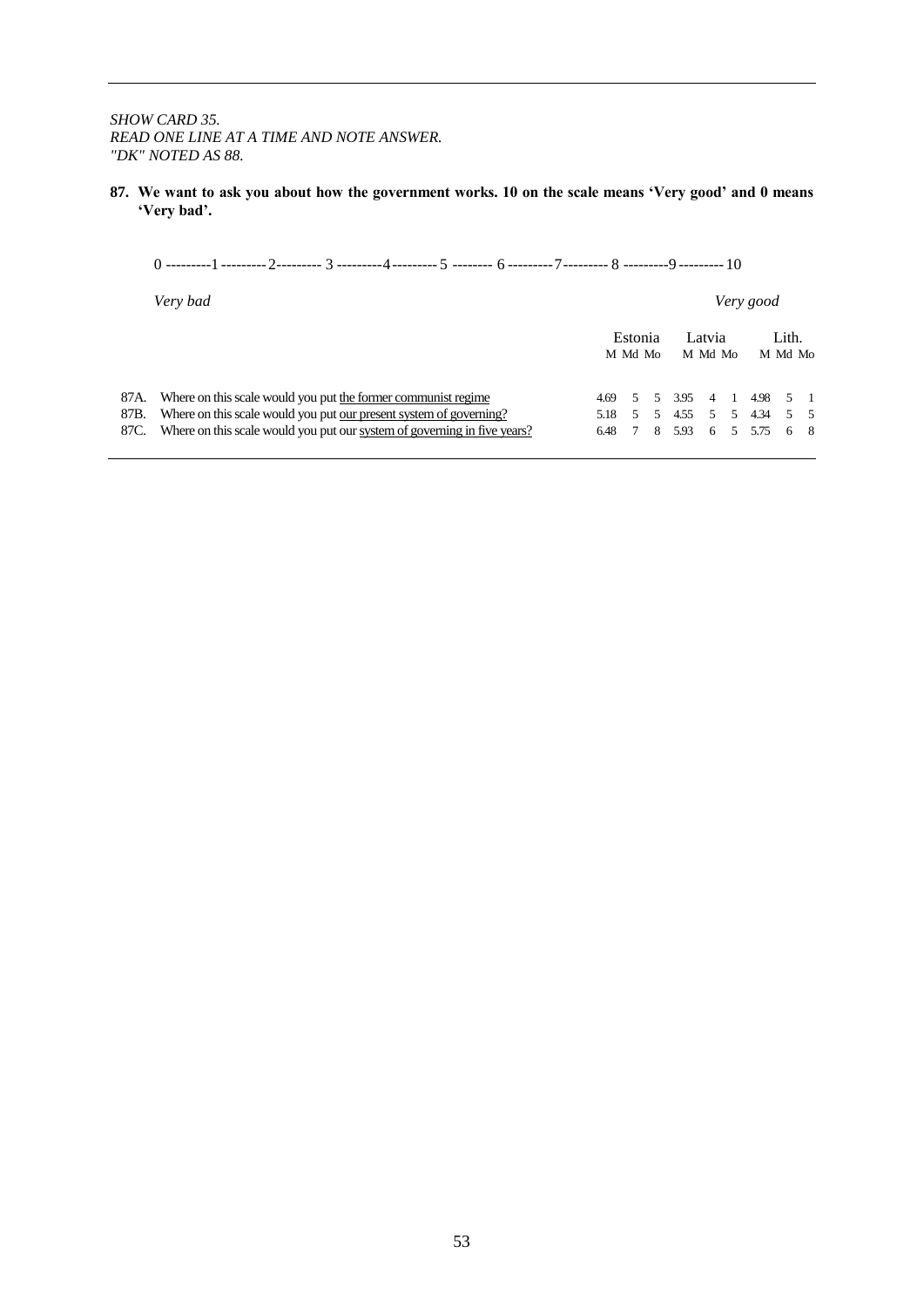*SHOW CARD 35.*
*READ ONE LINE AT A TIME AND NOTE ANSWER.*
*"DK" NOTED AS 88.*

**87. We want to ask you about how the government works. 10 on the scale means 'Very good' and 0 means 'Very bad'.**

0 ---------1 ---------2--------- 3 ---------4--------- 5 -------- 6 ---------7--------- 8 ---------9 --------- 10

*Very bad* *Very good*

| | | Estonia | | | Latvia | | | Lith. | | |
|---|---|---|---|---|---|---|---|---|---|---|
| | | M | Md | Mo | M | Md | Mo | M | Md | Mo |
| 87A. | Where on this scale would you put the former communist regime | 4.69 | 5 | 5 | 3.95 | 4 | 1 | 4.98 | 5 | 1 |
| 87B. | Where on this scale would you put our present system of governing? | 5.18 | 5 | 5 | 4.55 | 5 | 5 | 4.34 | 5 | 5 |
| 87C. | Where on this scale would you put our system of governing in five years? | 6.48 | 7 | 8 | 5.93 | 6 | 5 | 5.75 | 6 | 8 |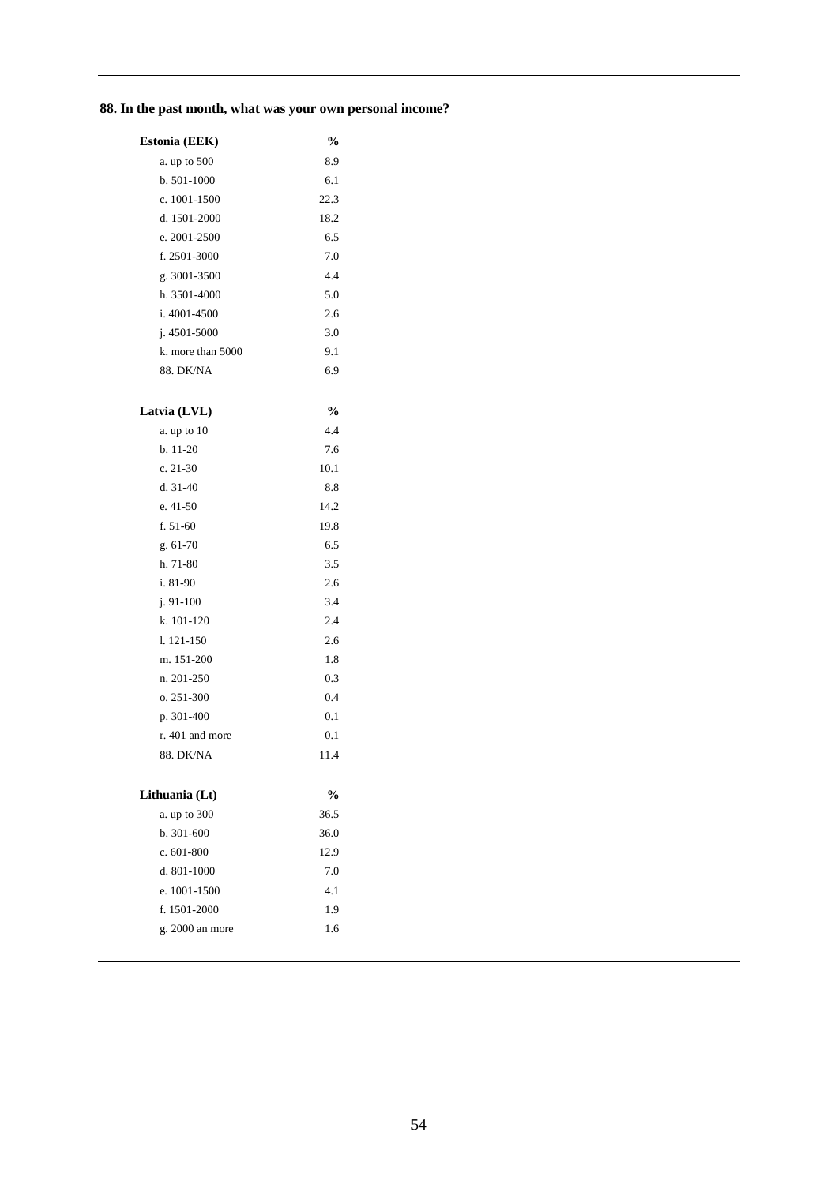**88. In the past month, what was your own personal income?**

| Estonia (EEK) | % |
|---|---|
| a. up to 500 | 8.9 |
| b. 501-1000 | 6.1 |
| c. 1001-1500 | 22.3 |
| d. 1501-2000 | 18.2 |
| e. 2001-2500 | 6.5 |
| f. 2501-3000 | 7.0 |
| g. 3001-3500 | 4.4 |
| h. 3501-4000 | 5.0 |
| i. 4001-4500 | 2.6 |
| j. 4501-5000 | 3.0 |
| k. more than 5000 | 9.1 |
| 88. DK/NA | 6.9 |

| Latvia (LVL) | % |
|---|---|
| a. up to 10 | 4.4 |
| b. 11-20 | 7.6 |
| c. 21-30 | 10.1 |
| d. 31-40 | 8.8 |
| e. 41-50 | 14.2 |
| f. 51-60 | 19.8 |
| g. 61-70 | 6.5 |
| h. 71-80 | 3.5 |
| i. 81-90 | 2.6 |
| j. 91-100 | 3.4 |
| k. 101-120 | 2.4 |
| l. 121-150 | 2.6 |
| m. 151-200 | 1.8 |
| n. 201-250 | 0.3 |
| o. 251-300 | 0.4 |
| p. 301-400 | 0.1 |
| r. 401 and more | 0.1 |
| 88. DK/NA | 11.4 |

| Lithuania (Lt) | % |
|---|---|
| a. up to 300 | 36.5 |
| b. 301-600 | 36.0 |
| c. 601-800 | 12.9 |
| d. 801-1000 | 7.0 |
| e. 1001-1500 | 4.1 |
| f. 1501-2000 | 1.9 |
| g. 2000 an more | 1.6 |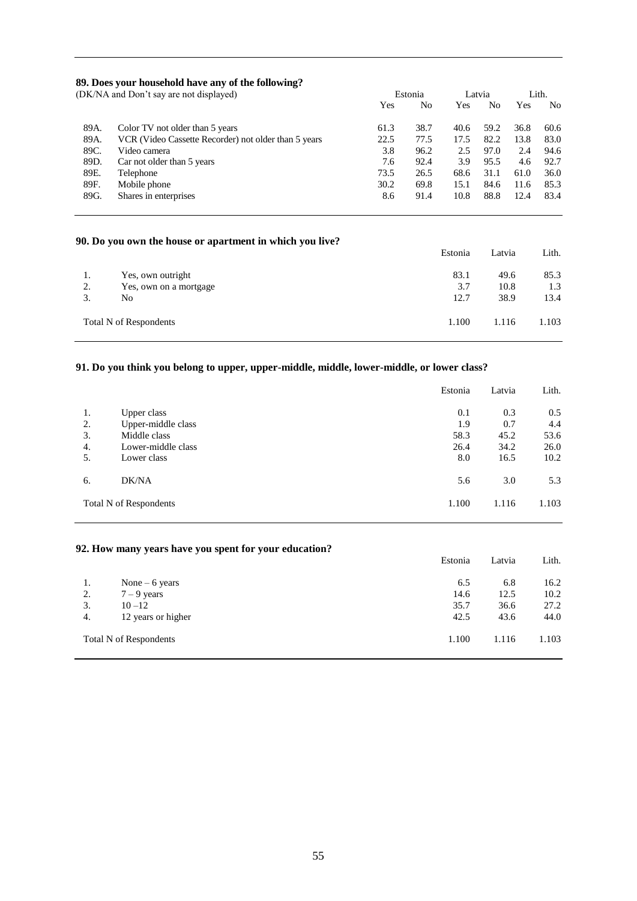### 89. Does your household have any of the following?

(DK/NA and Don't say are not displayed)

| | | Estonia | | Latvia | | Lith. | |
|---|---|---|---|---|---|---|---|
| | | Yes | No | Yes | No | Yes | No |
| 89A. | Color TV not older than 5 years | 61.3 | 38.7 | 40.6 | 59.2 | 36.8 | 60.6 |
| 89A. | VCR (Video Cassette Recorder) not older than 5 years | 22.5 | 77.5 | 17.5 | 82.2 | 13.8 | 83.0 |
| 89C. | Video camera | 3.8 | 96.2 | 2.5 | 97.0 | 2.4 | 94.6 |
| 89D. | Car not older than 5 years | 7.6 | 92.4 | 3.9 | 95.5 | 4.6 | 92.7 |
| 89E. | Telephone | 73.5 | 26.5 | 68.6 | 31.1 | 61.0 | 36.0 |
| 89F. | Mobile phone | 30.2 | 69.8 | 15.1 | 84.6 | 11.6 | 85.3 |
| 89G. | Shares in enterprises | 8.6 | 91.4 | 10.8 | 88.8 | 12.4 | 83.4 |

### 90. Do you own the house or apartment in which you live?

| | | Estonia | Latvia | Lith. |
|---|---|---|---|---|
| 1. | Yes, own outright | 83.1 | 49.6 | 85.3 |
| 2. | Yes, own on a mortgage | 3.7 | 10.8 | 1.3 |
| 3. | No | 12.7 | 38.9 | 13.4 |
| | Total N of Respondents | 1.100 | 1.116 | 1.103 |

### 91. Do you think you belong to upper, upper-middle, middle, lower-middle, or lower class?

| | | Estonia | Latvia | Lith. |
|---|---|---|---|---|
| 1. | Upper class | 0.1 | 0.3 | 0.5 |
| 2. | Upper-middle class | 1.9 | 0.7 | 4.4 |
| 3. | Middle class | 58.3 | 45.2 | 53.6 |
| 4. | Lower-middle class | 26.4 | 34.2 | 26.0 |
| 5. | Lower class | 8.0 | 16.5 | 10.2 |
| 6. | DK/NA | 5.6 | 3.0 | 5.3 |
| | Total N of Respondents | 1.100 | 1.116 | 1.103 |

### 92. How many years have you spent for your education?

| | | Estonia | Latvia | Lith. |
|---|---|---|---|---|
| 1. | None – 6 years | 6.5 | 6.8 | 16.2 |
| 2. | 7 – 9 years | 14.6 | 12.5 | 10.2 |
| 3. | 10 –12 | 35.7 | 36.6 | 27.2 |
| 4. | 12 years or higher | 42.5 | 43.6 | 44.0 |
| | Total N of Respondents | 1.100 | 1.116 | 1.103 |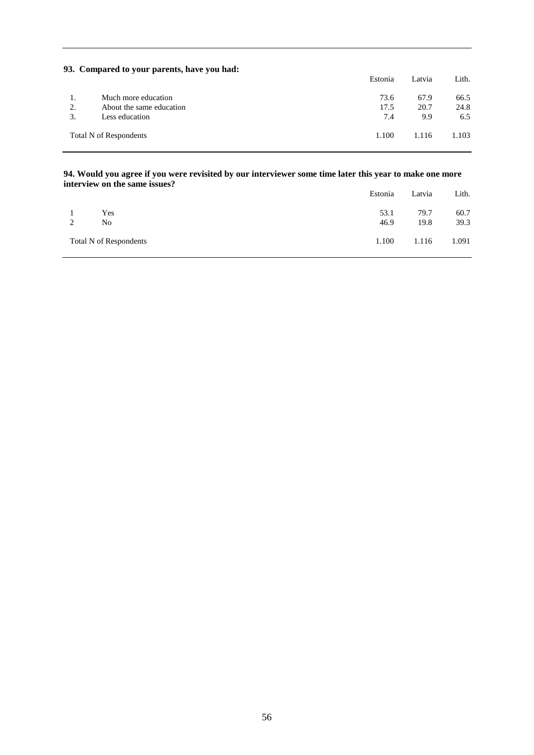**93. Compared to your parents, have you had:**

| | | Estonia | Latvia | Lith. |
|---|---|---|---|---|
| 1. | Much more education | 73.6 | 67.9 | 66.5 |
| 2. | About the same education | 17.5 | 20.7 | 24.8 |
| 3. | Less education | 7.4 | 9.9 | 6.5 |
| Total N of Respondents | | 1.100 | 1.116 | 1.103 |

**94. Would you agree if you were revisited by our interviewer some time later this year to make one more interview on the same issues?**

| | | Estonia | Latvia | Lith. |
|---|---|---|---|---|
| 1 | Yes | 53.1 | 79.7 | 60.7 |
| 2 | No | 46.9 | 19.8 | 39.3 |
| Total N of Respondents | | 1.100 | 1.116 | 1.091 |